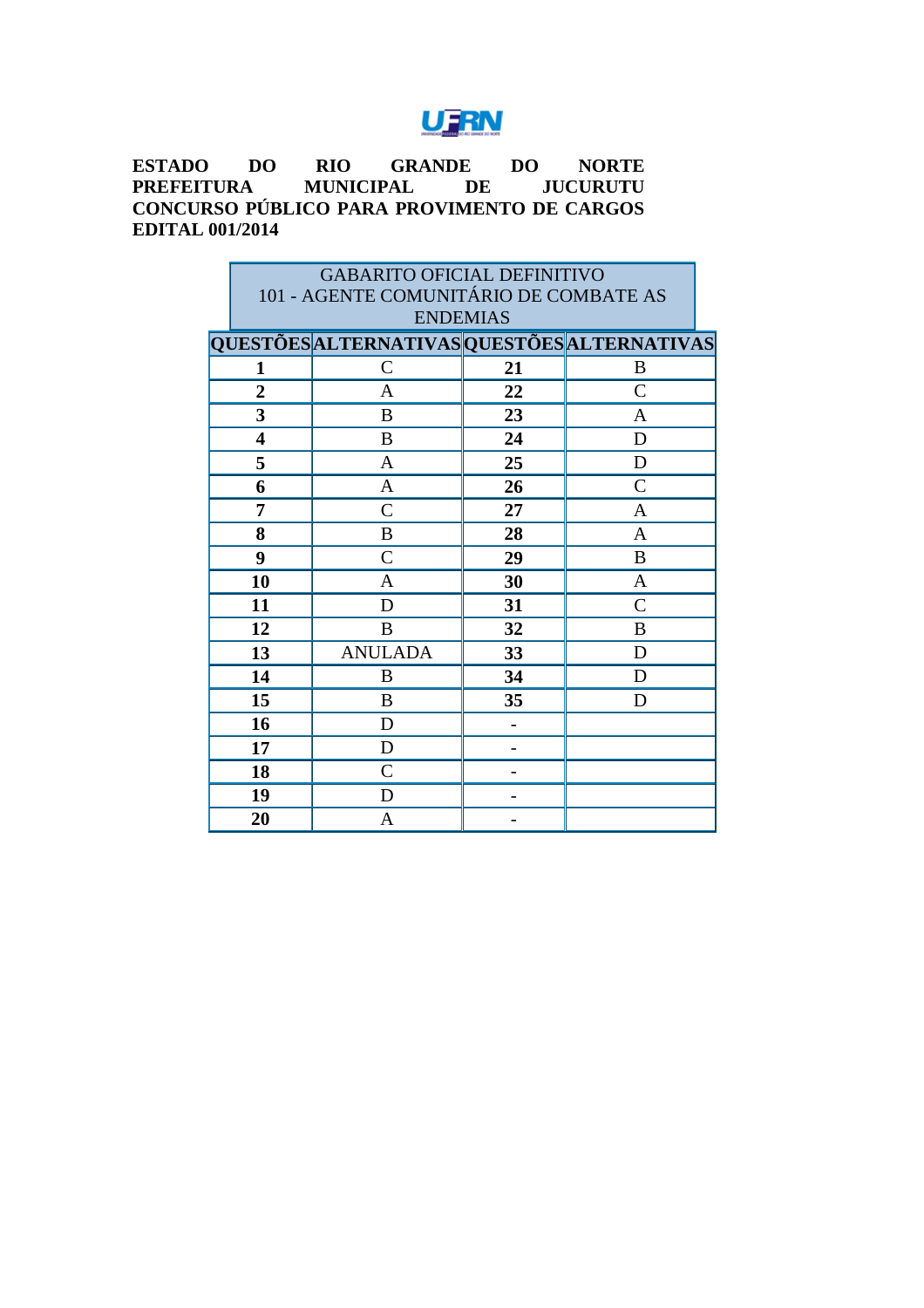**ESTADO DO RIO GRANDE DO NORTE**
**PREFEITURA MUNICIPAL DE JUCURUTU**
**CONCURSO PÚBLICO PARA PROVIMENTO DE CARGOS**
**EDITAL 001/2014**

| GABARITO OFICIAL DEFINITIVO<br>101 - AGENTE COMUNITÁRIO DE COMBATE AS ENDEMIAS | | | |
|---|---|---|---|
| **QUESTÕES** | **ALTERNATIVAS** | **QUESTÕES** | **ALTERNATIVAS** |
| **1** | C | **21** | B |
| **2** | A | **22** | C |
| **3** | B | **23** | A |
| **4** | B | **24** | D |
| **5** | A | **25** | D |
| **6** | A | **26** | C |
| **7** | C | **27** | A |
| **8** | B | **28** | A |
| **9** | C | **29** | B |
| **10** | A | **30** | A |
| **11** | D | **31** | C |
| **12** | B | **32** | B |
| **13** | ANULADA | **33** | D |
| **14** | B | **34** | D |
| **15** | B | **35** | D |
| **16** | D | - | |
| **17** | D | - | |
| **18** | C | - | |
| **19** | D | - | |
| **20** | A | - | |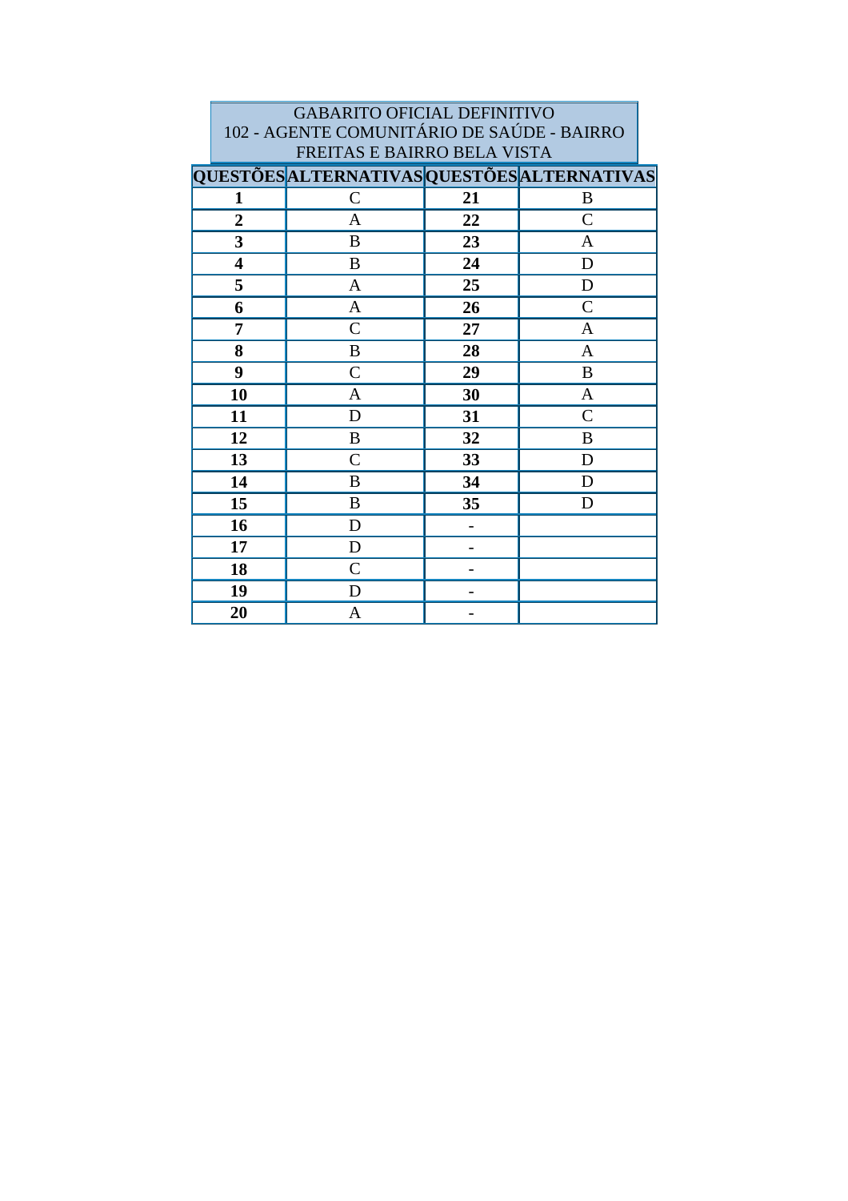| GABARITO OFICIAL DEFINITIVO 102 - AGENTE COMUNITÁRIO DE SAÚDE - BAIRRO FREITAS E BAIRRO BELA VISTA | | | |
|---|---|---|---|
| **QUESTÕES** | **ALTERNATIVAS** | **QUESTÕES** | **ALTERNATIVAS** |
| **1** | C | **21** | B |
| **2** | A | **22** | C |
| **3** | B | **23** | A |
| **4** | B | **24** | D |
| **5** | A | **25** | D |
| **6** | A | **26** | C |
| **7** | C | **27** | A |
| **8** | B | **28** | A |
| **9** | C | **29** | B |
| **10** | A | **30** | A |
| **11** | D | **31** | C |
| **12** | B | **32** | B |
| **13** | C | **33** | D |
| **14** | B | **34** | D |
| **15** | B | **35** | D |
| **16** | D | - | |
| **17** | D | - | |
| **18** | C | - | |
| **19** | D | - | |
| **20** | A | - | |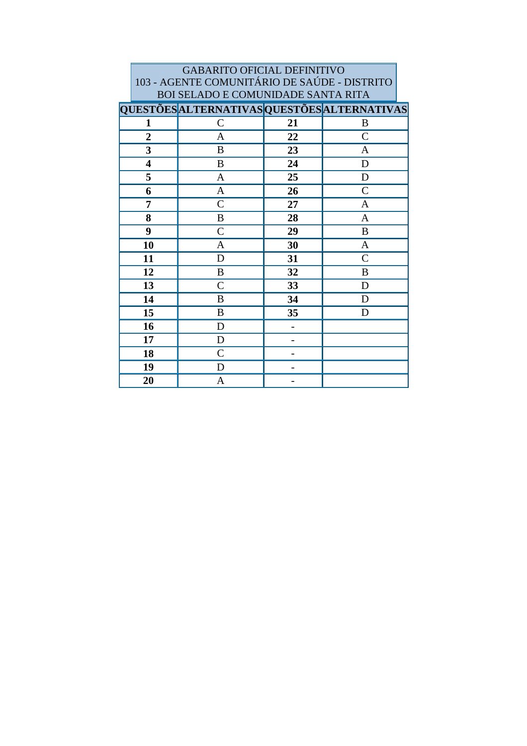GABARITO OFICIAL DEFINITIVO
103 - AGENTE COMUNITÁRIO DE SAÚDE - DISTRITO BOI SELADO E COMUNIDADE SANTA RITA

| QUESTÕES | ALTERNATIVAS | QUESTÕES | ALTERNATIVAS |
|---|---|---|---|
| **1** | C | **21** | B |
| **2** | A | **22** | C |
| **3** | B | **23** | A |
| **4** | B | **24** | D |
| **5** | A | **25** | D |
| **6** | A | **26** | C |
| **7** | C | **27** | A |
| **8** | B | **28** | A |
| **9** | C | **29** | B |
| **10** | A | **30** | A |
| **11** | D | **31** | C |
| **12** | B | **32** | B |
| **13** | C | **33** | D |
| **14** | B | **34** | D |
| **15** | B | **35** | D |
| **16** | D | **-** | |
| **17** | D | **-** | |
| **18** | C | **-** | |
| **19** | D | **-** | |
| **20** | A | **-** | |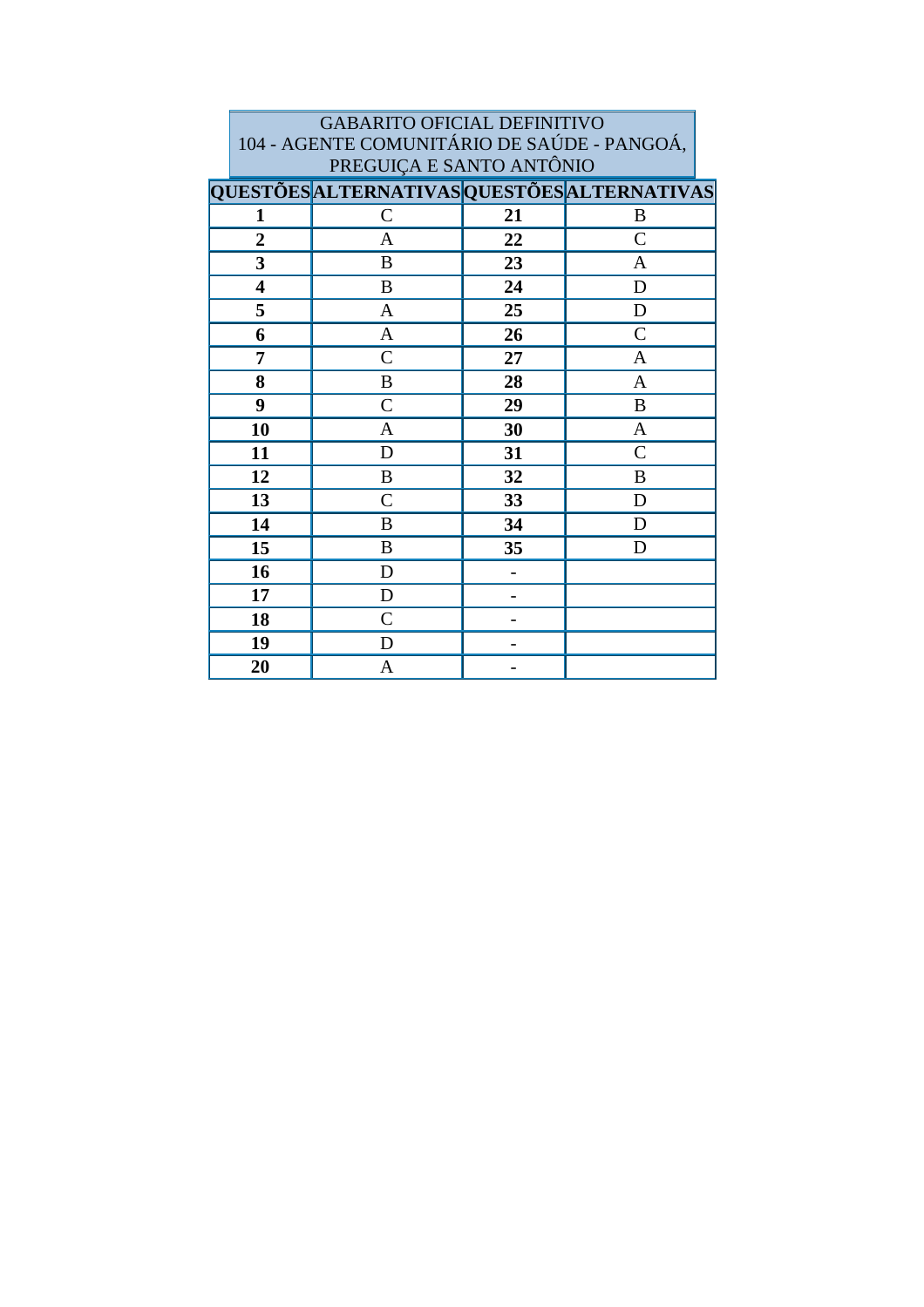GABARITO OFICIAL DEFINITIVO
104 - AGENTE COMUNITÁRIO DE SAÚDE - PANGOÁ, PREGUIÇA E SANTO ANTÔNIO

| QUESTÕES | ALTERNATIVAS | QUESTÕES | ALTERNATIVAS |
|---|---|---|---|
| **1** | C | **21** | B |
| **2** | A | **22** | C |
| **3** | B | **23** | A |
| **4** | B | **24** | D |
| **5** | A | **25** | D |
| **6** | A | **26** | C |
| **7** | C | **27** | A |
| **8** | B | **28** | A |
| **9** | C | **29** | B |
| **10** | A | **30** | A |
| **11** | D | **31** | C |
| **12** | B | **32** | B |
| **13** | C | **33** | D |
| **14** | B | **34** | D |
| **15** | B | **35** | D |
| **16** | D | - | |
| **17** | D | - | |
| **18** | C | - | |
| **19** | D | - | |
| **20** | A | - | |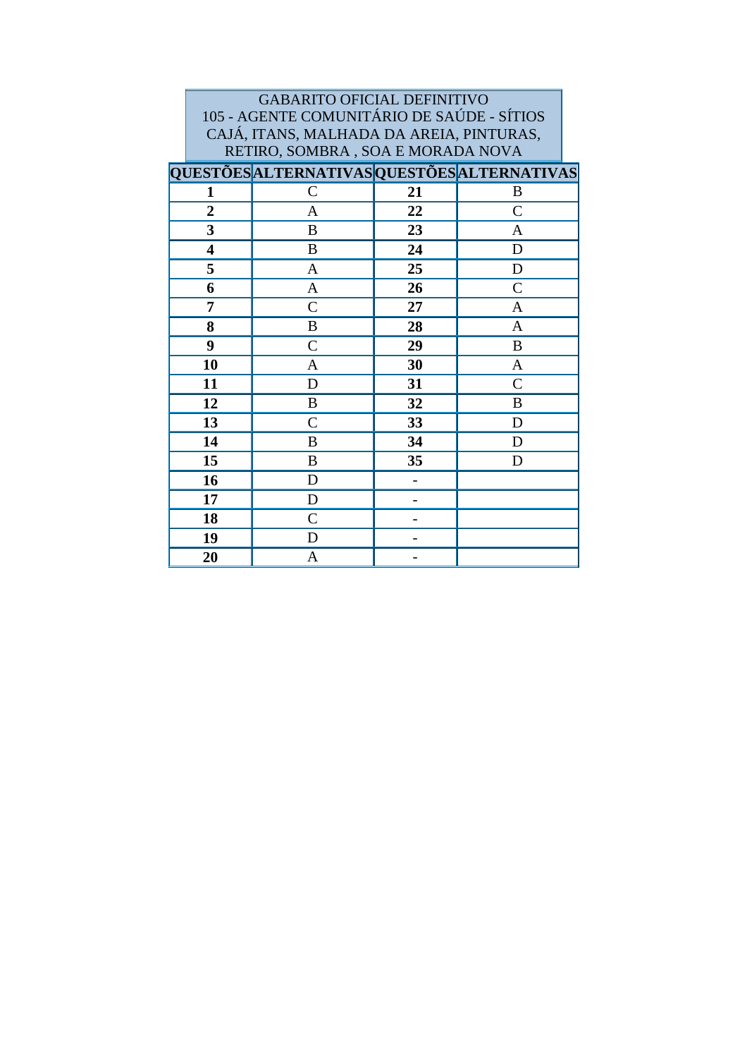GABARITO OFICIAL DEFINITIVO
105 - AGENTE COMUNITÁRIO DE SAÚDE - SÍTIOS CAJÁ, ITANS, MALHADA DA AREIA, PINTURAS, RETIRO, SOMBRA , SOA E MORADA NOVA

| QUESTÕES | ALTERNATIVAS | QUESTÕES | ALTERNATIVAS |
|---|---|---|---|
| **1** | C | **21** | B |
| **2** | A | **22** | C |
| **3** | B | **23** | A |
| **4** | B | **24** | D |
| **5** | A | **25** | D |
| **6** | A | **26** | C |
| **7** | C | **27** | A |
| **8** | B | **28** | A |
| **9** | C | **29** | B |
| **10** | A | **30** | A |
| **11** | D | **31** | C |
| **12** | B | **32** | B |
| **13** | C | **33** | D |
| **14** | B | **34** | D |
| **15** | B | **35** | D |
| **16** | D | - | |
| **17** | D | - | |
| **18** | C | - | |
| **19** | D | - | |
| **20** | A | - | |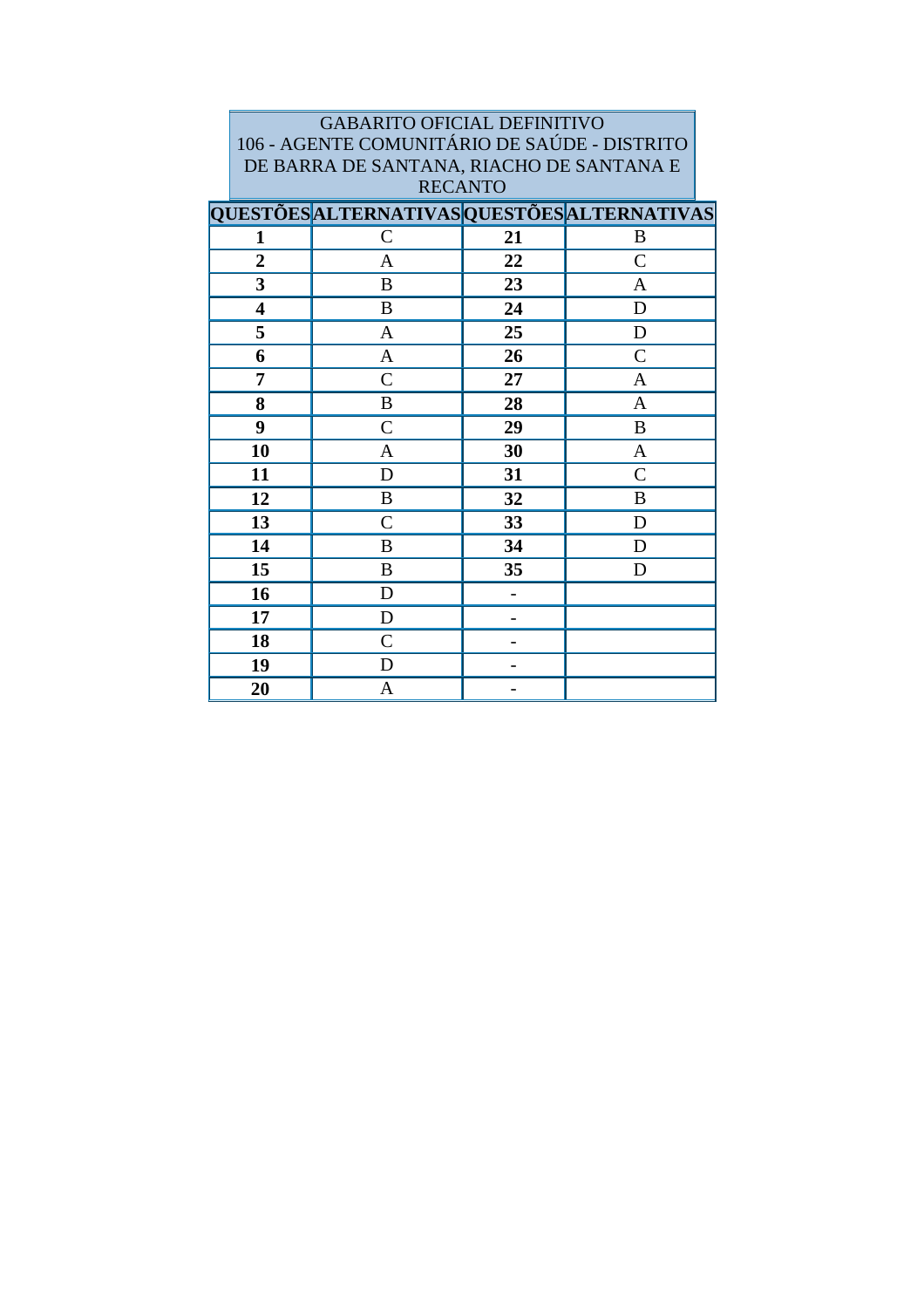GABARITO OFICIAL DEFINITIVO
106 - AGENTE COMUNITÁRIO DE SAÚDE - DISTRITO DE BARRA DE SANTANA, RIACHO DE SANTANA E RECANTO

| QUESTÕES | ALTERNATIVAS | QUESTÕES | ALTERNATIVAS |
|---|---|---|---|
| **1** | C | **21** | B |
| **2** | A | **22** | C |
| **3** | B | **23** | A |
| **4** | B | **24** | D |
| **5** | A | **25** | D |
| **6** | A | **26** | C |
| **7** | C | **27** | A |
| **8** | B | **28** | A |
| **9** | C | **29** | B |
| **10** | A | **30** | A |
| **11** | D | **31** | C |
| **12** | B | **32** | B |
| **13** | C | **33** | D |
| **14** | B | **34** | D |
| **15** | B | **35** | D |
| **16** | D | - | |
| **17** | D | - | |
| **18** | C | - | |
| **19** | D | - | |
| **20** | A | - | |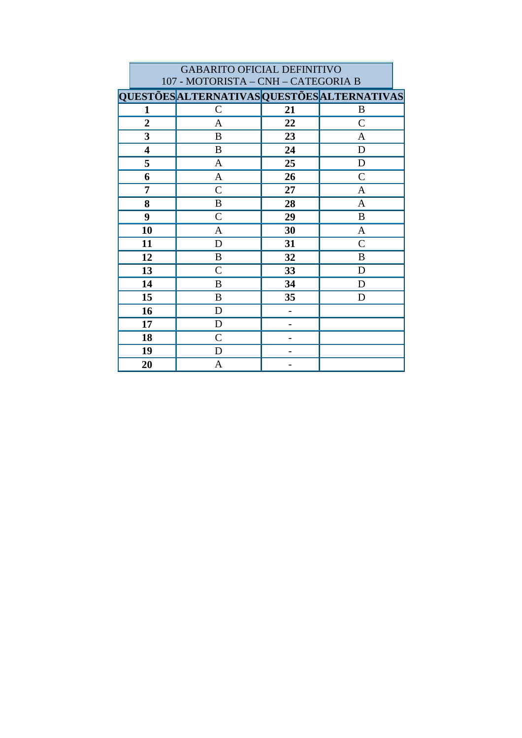**GABARITO OFICIAL DEFINITIVO**
**107 - MOTORISTA – CNH – CATEGORIA B**

| QUESTÕES | ALTERNATIVAS | QUESTÕES | ALTERNATIVAS |
|---|---|---|---|
| **1** | C | **21** | B |
| **2** | A | **22** | C |
| **3** | B | **23** | A |
| **4** | B | **24** | D |
| **5** | A | **25** | D |
| **6** | A | **26** | C |
| **7** | C | **27** | A |
| **8** | B | **28** | A |
| **9** | C | **29** | B |
| **10** | A | **30** | A |
| **11** | D | **31** | C |
| **12** | B | **32** | B |
| **13** | C | **33** | D |
| **14** | B | **34** | D |
| **15** | B | **35** | D |
| **16** | D | - | |
| **17** | D | - | |
| **18** | C | - | |
| **19** | D | - | |
| **20** | A | - | |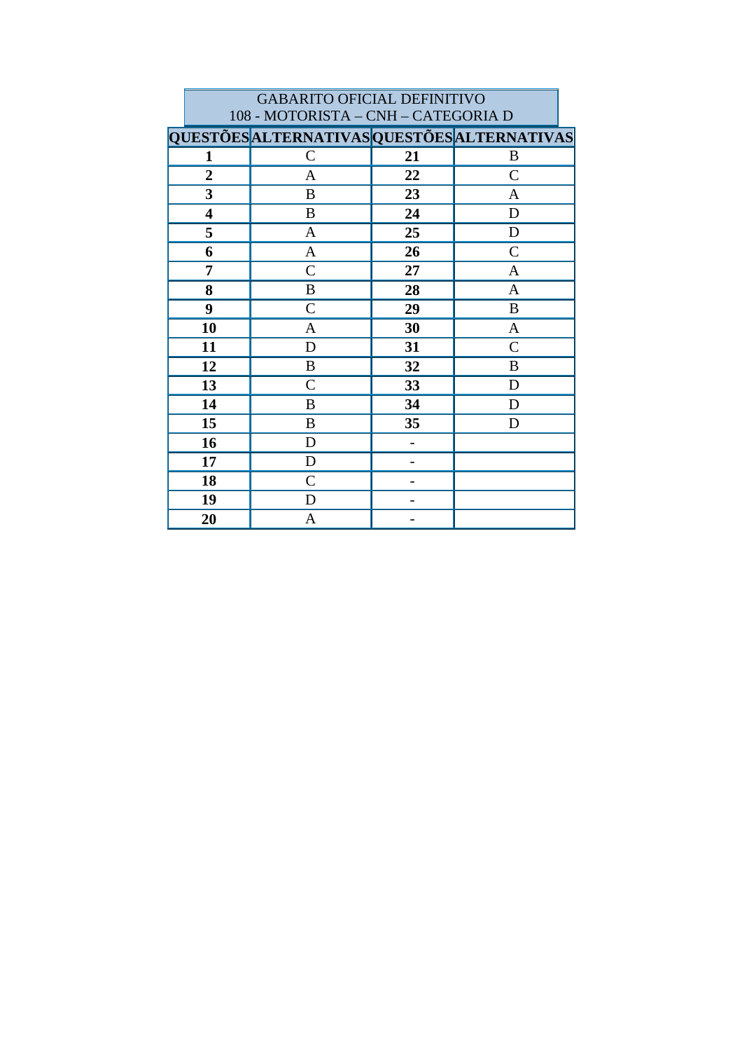| GABARITO OFICIAL DEFINITIVO<br>108 - MOTORISTA – CNH – CATEGORIA D | | | |
|---|---|---|---|
| **QUESTÕES** | **ALTERNATIVAS** | **QUESTÕES** | **ALTERNATIVAS** |
| **1** | C | **21** | B |
| **2** | A | **22** | C |
| **3** | B | **23** | A |
| **4** | B | **24** | D |
| **5** | A | **25** | D |
| **6** | A | **26** | C |
| **7** | C | **27** | A |
| **8** | B | **28** | A |
| **9** | C | **29** | B |
| **10** | A | **30** | A |
| **11** | D | **31** | C |
| **12** | B | **32** | B |
| **13** | C | **33** | D |
| **14** | B | **34** | D |
| **15** | B | **35** | D |
| **16** | D | **-** | |
| **17** | D | **-** | |
| **18** | C | **-** | |
| **19** | D | **-** | |
| **20** | A | **-** | |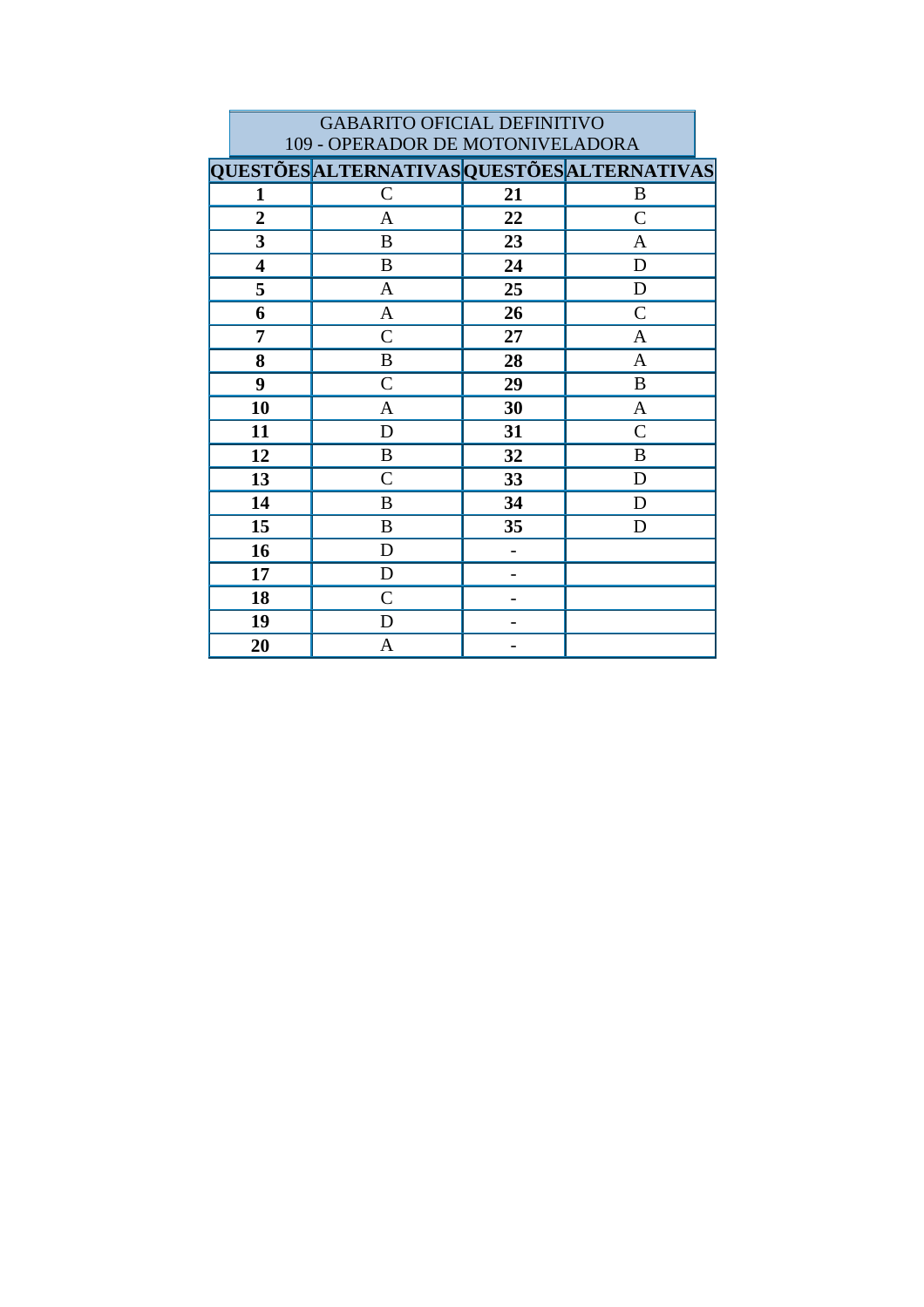| GABARITO OFICIAL DEFINITIVO<br>109 - OPERADOR DE MOTONIVELADORA | | | |
|---|---|---|---|
| **QUESTÕES** | **ALTERNATIVAS** | **QUESTÕES** | **ALTERNATIVAS** |
| **1** | C | **21** | B |
| **2** | A | **22** | C |
| **3** | B | **23** | A |
| **4** | B | **24** | D |
| **5** | A | **25** | D |
| **6** | A | **26** | C |
| **7** | C | **27** | A |
| **8** | B | **28** | A |
| **9** | C | **29** | B |
| **10** | A | **30** | A |
| **11** | D | **31** | C |
| **12** | B | **32** | B |
| **13** | C | **33** | D |
| **14** | B | **34** | D |
| **15** | B | **35** | D |
| **16** | D | **-** | |
| **17** | D | **-** | |
| **18** | C | **-** | |
| **19** | D | **-** | |
| **20** | A | **-** | |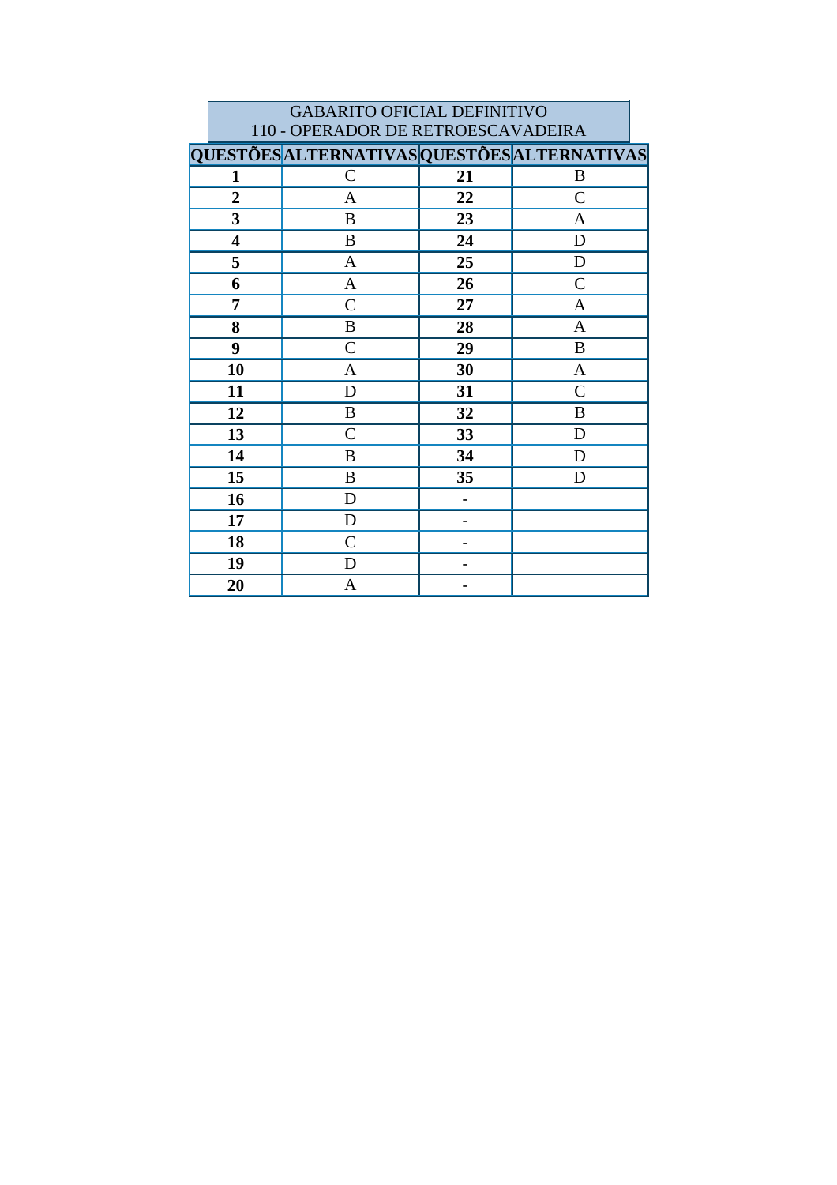| GABARITO OFICIAL DEFINITIVO<br>110 - OPERADOR DE RETROESCAVADEIRA | | | |
|---|---|---|---|
| **QUESTÕES** | **ALTERNATIVAS** | **QUESTÕES** | **ALTERNATIVAS** |
| **1** | C | **21** | B |
| **2** | A | **22** | C |
| **3** | B | **23** | A |
| **4** | B | **24** | D |
| **5** | A | **25** | D |
| **6** | A | **26** | C |
| **7** | C | **27** | A |
| **8** | B | **28** | A |
| **9** | C | **29** | B |
| **10** | A | **30** | A |
| **11** | D | **31** | C |
| **12** | B | **32** | B |
| **13** | C | **33** | D |
| **14** | B | **34** | D |
| **15** | B | **35** | D |
| **16** | D | **-** | |
| **17** | D | **-** | |
| **18** | C | **-** | |
| **19** | D | **-** | |
| **20** | A | **-** | |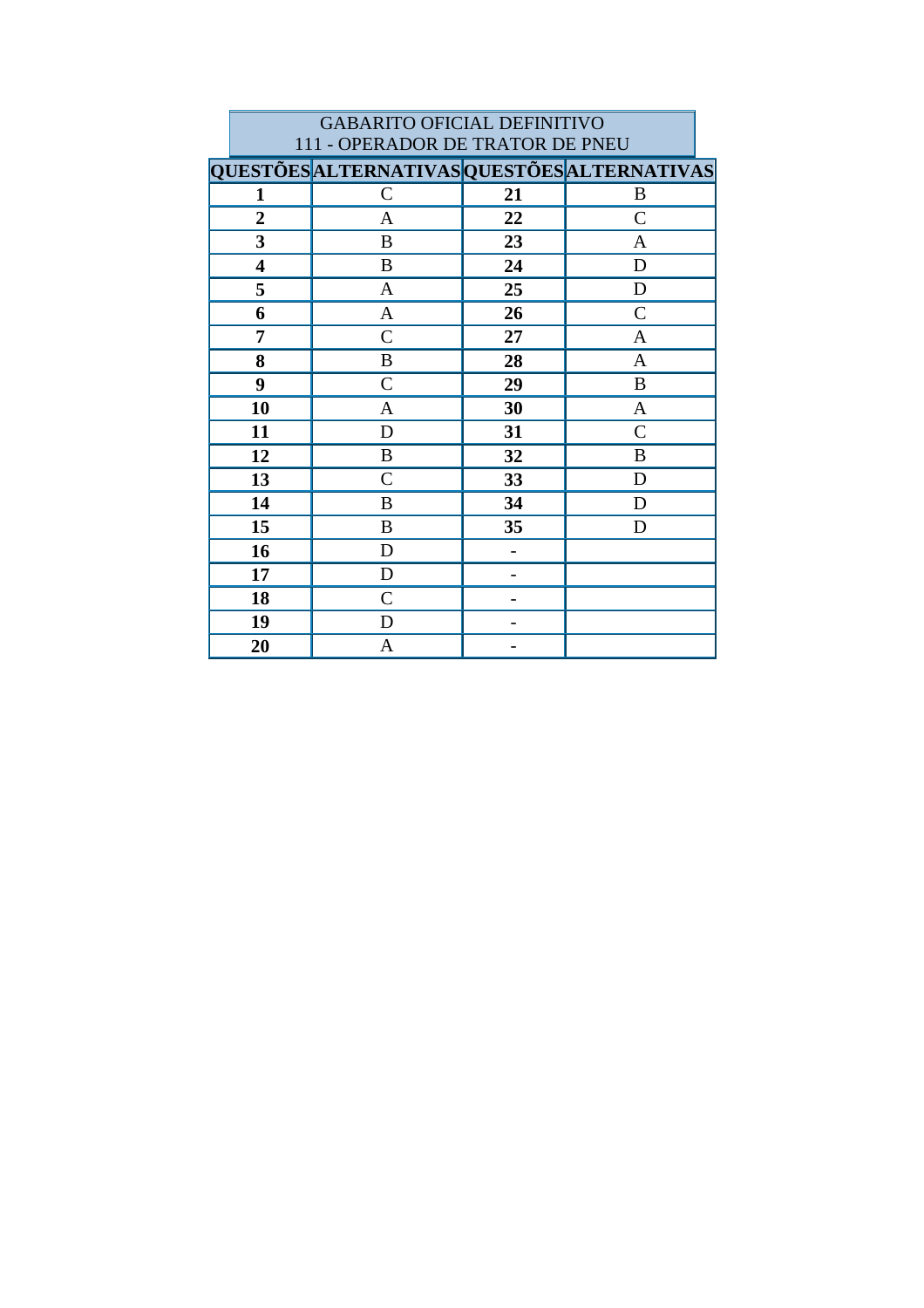GABARITO OFICIAL DEFINITIVO
111 - OPERADOR DE TRATOR DE PNEU

| QUESTÕES | ALTERNATIVAS | QUESTÕES | ALTERNATIVAS |
|---|---|---|---|
| **1** | C | **21** | B |
| **2** | A | **22** | C |
| **3** | B | **23** | A |
| **4** | B | **24** | D |
| **5** | A | **25** | D |
| **6** | A | **26** | C |
| **7** | C | **27** | A |
| **8** | B | **28** | A |
| **9** | C | **29** | B |
| **10** | A | **30** | A |
| **11** | D | **31** | C |
| **12** | B | **32** | B |
| **13** | C | **33** | D |
| **14** | B | **34** | D |
| **15** | B | **35** | D |
| **16** | D | - | |
| **17** | D | - | |
| **18** | C | - | |
| **19** | D | - | |
| **20** | A | - | |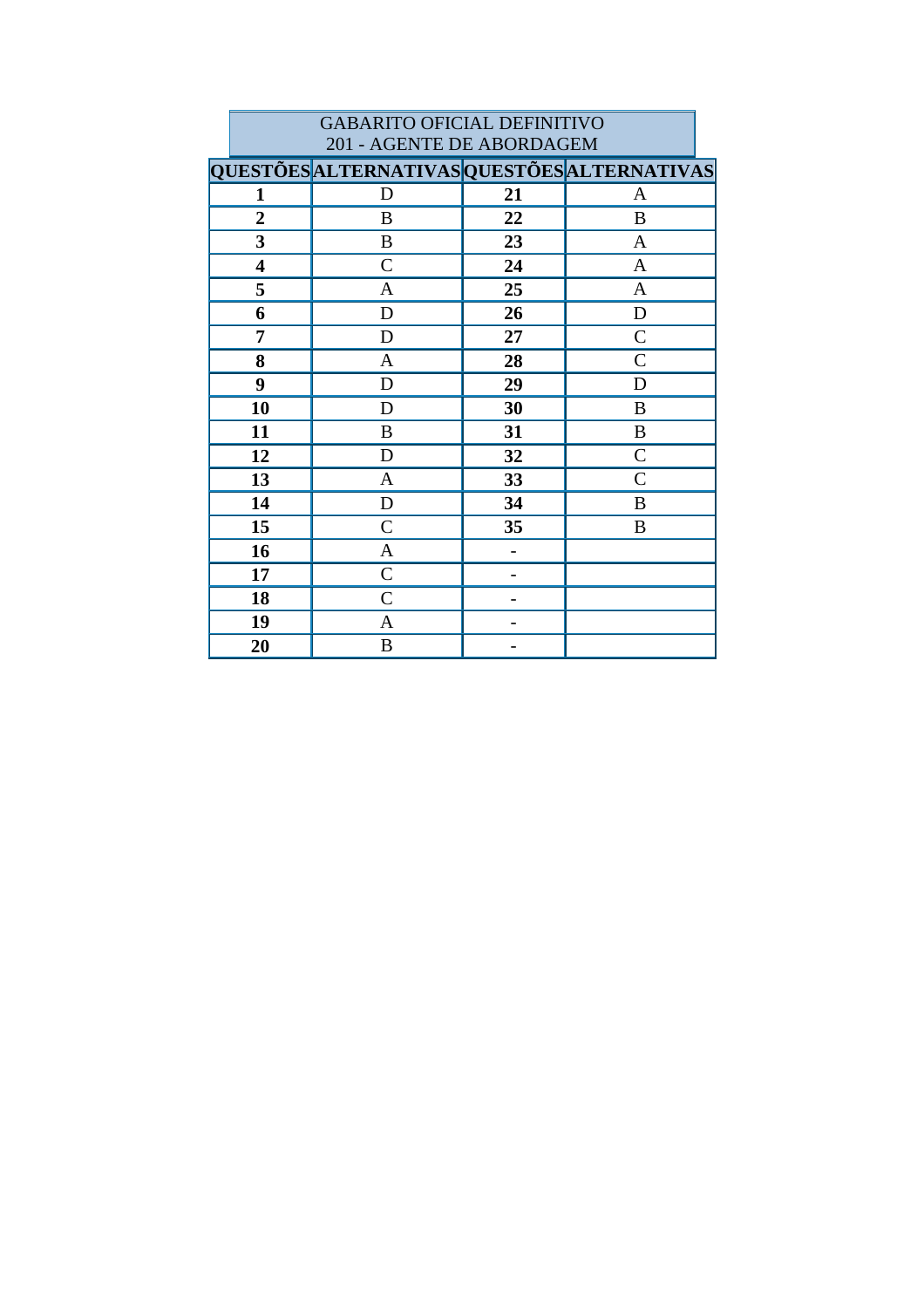| GABARITO OFICIAL DEFINITIVO<br>201 - AGENTE DE ABORDAGEM | | | |
|---|---|---|---|
| **QUESTÕES** | **ALTERNATIVAS** | **QUESTÕES** | **ALTERNATIVAS** |
| **1** | D | **21** | A |
| **2** | B | **22** | B |
| **3** | B | **23** | A |
| **4** | C | **24** | A |
| **5** | A | **25** | A |
| **6** | D | **26** | D |
| **7** | D | **27** | C |
| **8** | A | **28** | C |
| **9** | D | **29** | D |
| **10** | D | **30** | B |
| **11** | B | **31** | B |
| **12** | D | **32** | C |
| **13** | A | **33** | C |
| **14** | D | **34** | B |
| **15** | C | **35** | B |
| **16** | A | **-** | |
| **17** | C | **-** | |
| **18** | C | **-** | |
| **19** | A | **-** | |
| **20** | B | **-** | |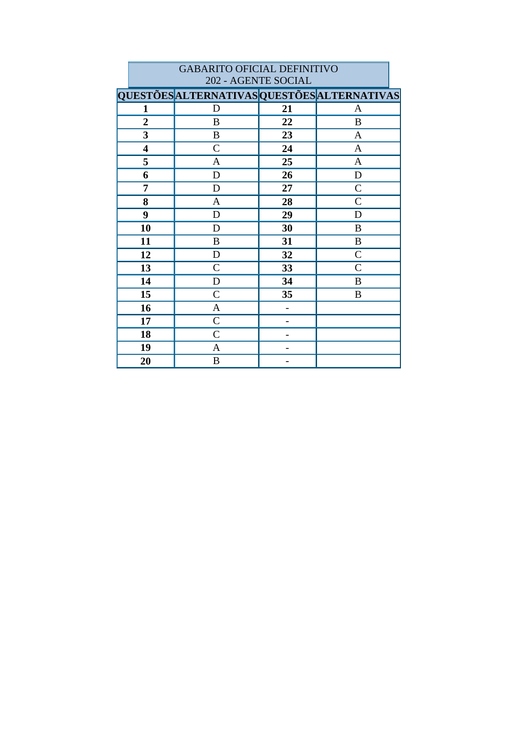| GABARITO OFICIAL DEFINITIVO<br>202 - AGENTE SOCIAL | | | |
|---|---|---|---|
| **QUESTÕES** | **ALTERNATIVAS** | **QUESTÕES** | **ALTERNATIVAS** |
| **1** | D | **21** | A |
| **2** | B | **22** | B |
| **3** | B | **23** | A |
| **4** | C | **24** | A |
| **5** | A | **25** | A |
| **6** | D | **26** | D |
| **7** | D | **27** | C |
| **8** | A | **28** | C |
| **9** | D | **29** | D |
| **10** | D | **30** | B |
| **11** | B | **31** | B |
| **12** | D | **32** | C |
| **13** | C | **33** | C |
| **14** | D | **34** | B |
| **15** | C | **35** | B |
| **16** | A | **-** | |
| **17** | C | **-** | |
| **18** | C | **-** | |
| **19** | A | **-** | |
| **20** | B | **-** | |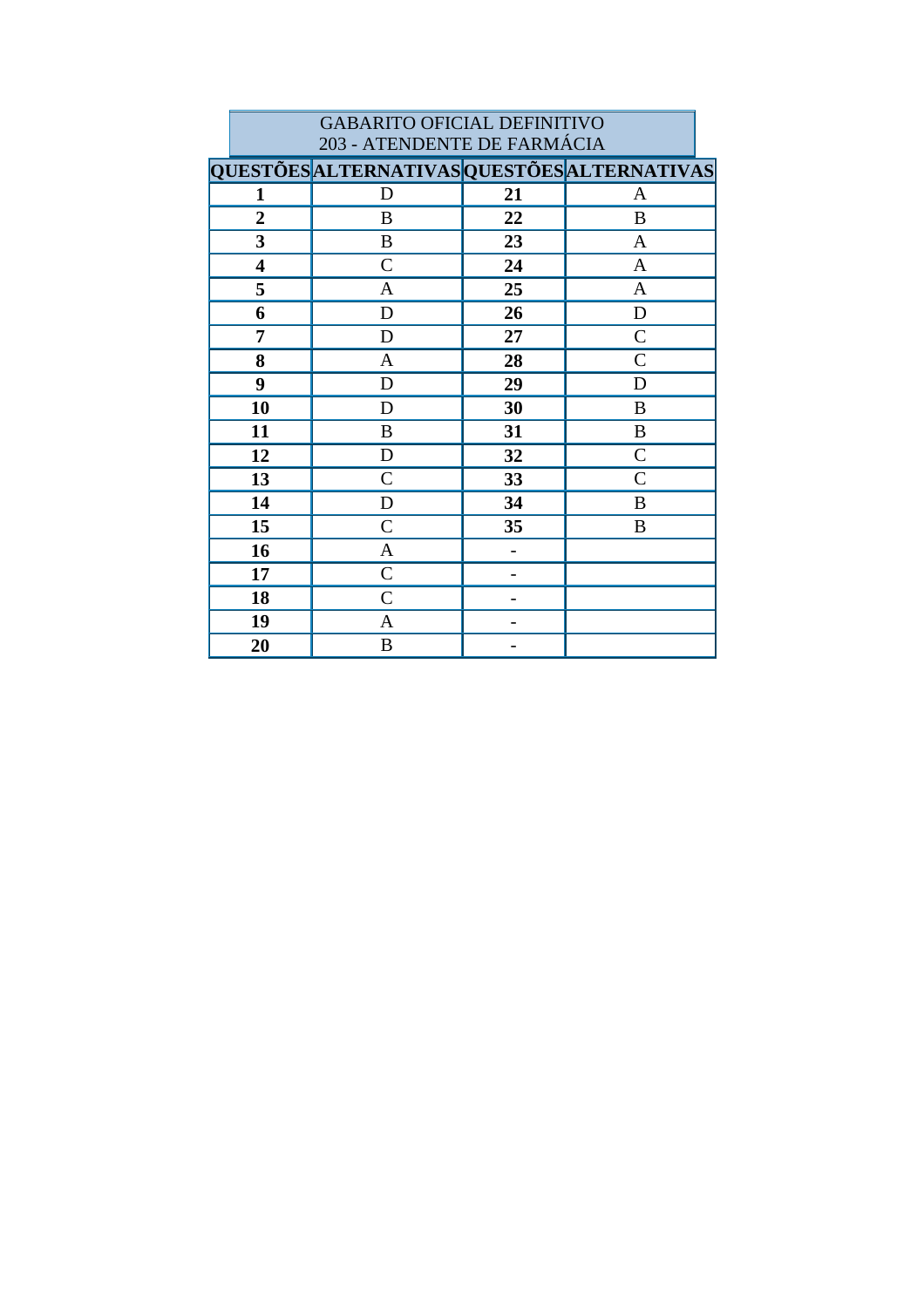| GABARITO OFICIAL DEFINITIVO<br>203 - ATENDENTE DE FARMÁCIA | | | |
|---|---|---|---|
| **QUESTÕES** | **ALTERNATIVAS** | **QUESTÕES** | **ALTERNATIVAS** |
| **1** | D | **21** | A |
| **2** | B | **22** | B |
| **3** | B | **23** | A |
| **4** | C | **24** | A |
| **5** | A | **25** | A |
| **6** | D | **26** | D |
| **7** | D | **27** | C |
| **8** | A | **28** | C |
| **9** | D | **29** | D |
| **10** | D | **30** | B |
| **11** | B | **31** | B |
| **12** | D | **32** | C |
| **13** | C | **33** | C |
| **14** | D | **34** | B |
| **15** | C | **35** | B |
| **16** | A | **-** | |
| **17** | C | **-** | |
| **18** | C | **-** | |
| **19** | A | **-** | |
| **20** | B | **-** | |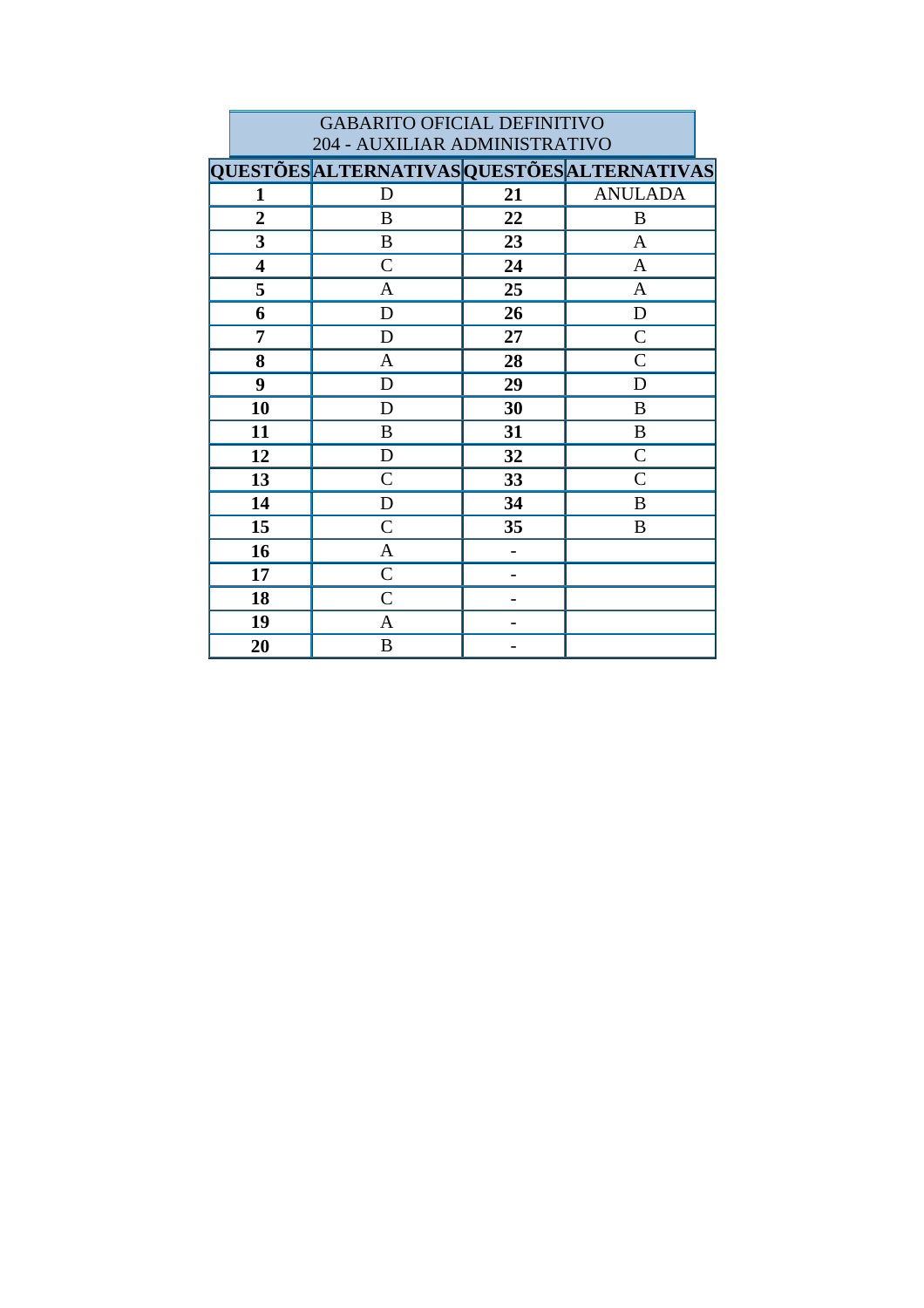| GABARITO OFICIAL DEFINITIVO<br>204 - AUXILIAR ADMINISTRATIVO | | | |
|---|---|---|---|
| **QUESTÕES** | **ALTERNATIVAS** | **QUESTÕES** | **ALTERNATIVAS** |
| **1** | D | **21** | ANULADA |
| **2** | B | **22** | B |
| **3** | B | **23** | A |
| **4** | C | **24** | A |
| **5** | A | **25** | A |
| **6** | D | **26** | D |
| **7** | D | **27** | C |
| **8** | A | **28** | C |
| **9** | D | **29** | D |
| **10** | D | **30** | B |
| **11** | B | **31** | B |
| **12** | D | **32** | C |
| **13** | C | **33** | C |
| **14** | D | **34** | B |
| **15** | C | **35** | B |
| **16** | A | **-** | |
| **17** | C | **-** | |
| **18** | C | **-** | |
| **19** | A | **-** | |
| **20** | B | **-** | |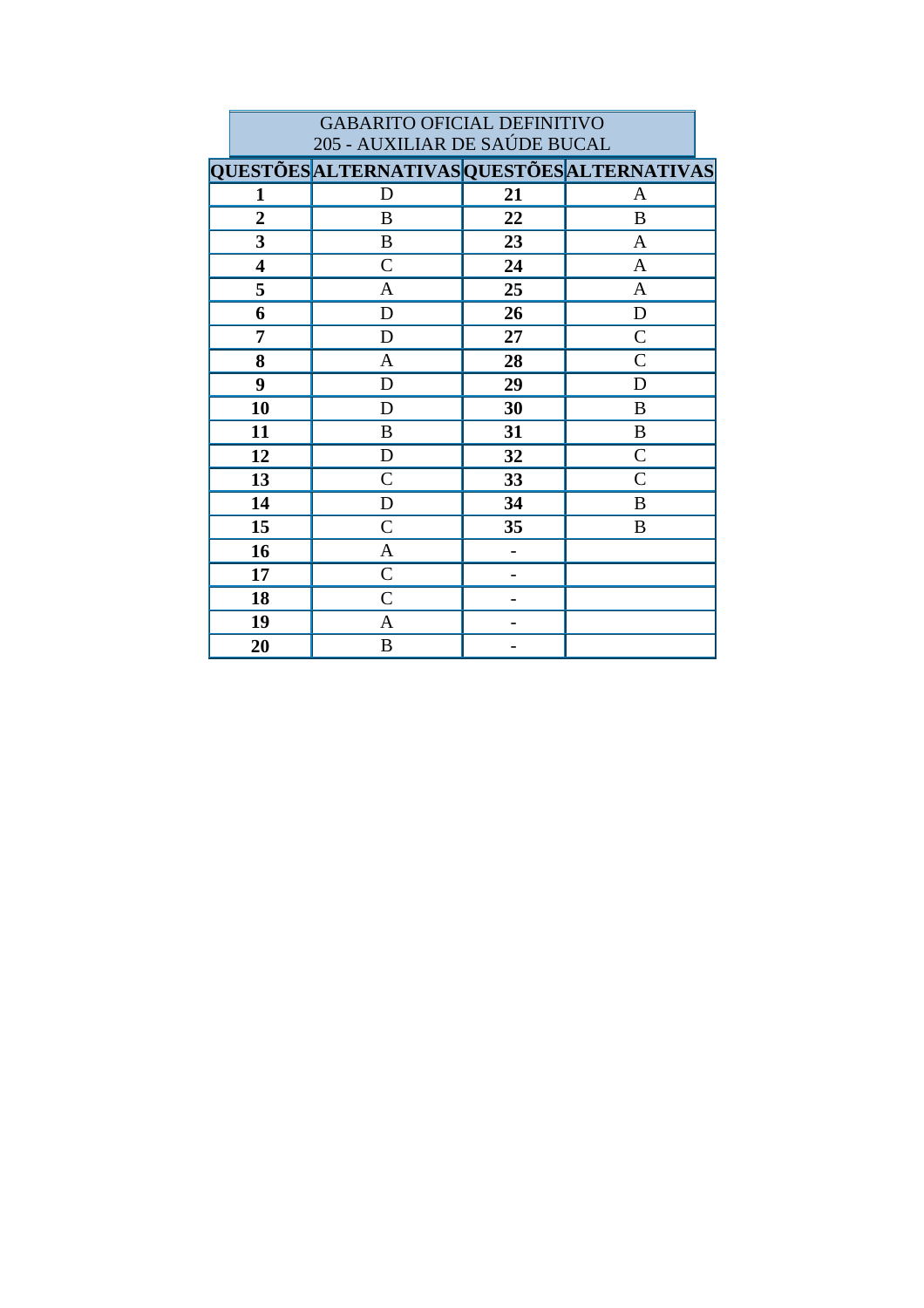| GABARITO OFICIAL DEFINITIVO<br>205 - AUXILIAR DE SAÚDE BUCAL | | | |
|---|---|---|---|
| **QUESTÕES** | **ALTERNATIVAS** | **QUESTÕES** | **ALTERNATIVAS** |
| **1** | D | **21** | A |
| **2** | B | **22** | B |
| **3** | B | **23** | A |
| **4** | C | **24** | A |
| **5** | A | **25** | A |
| **6** | D | **26** | D |
| **7** | D | **27** | C |
| **8** | A | **28** | C |
| **9** | D | **29** | D |
| **10** | D | **30** | B |
| **11** | B | **31** | B |
| **12** | D | **32** | C |
| **13** | C | **33** | C |
| **14** | D | **34** | B |
| **15** | C | **35** | B |
| **16** | A | **-** | |
| **17** | C | **-** | |
| **18** | C | **-** | |
| **19** | A | **-** | |
| **20** | B | **-** | |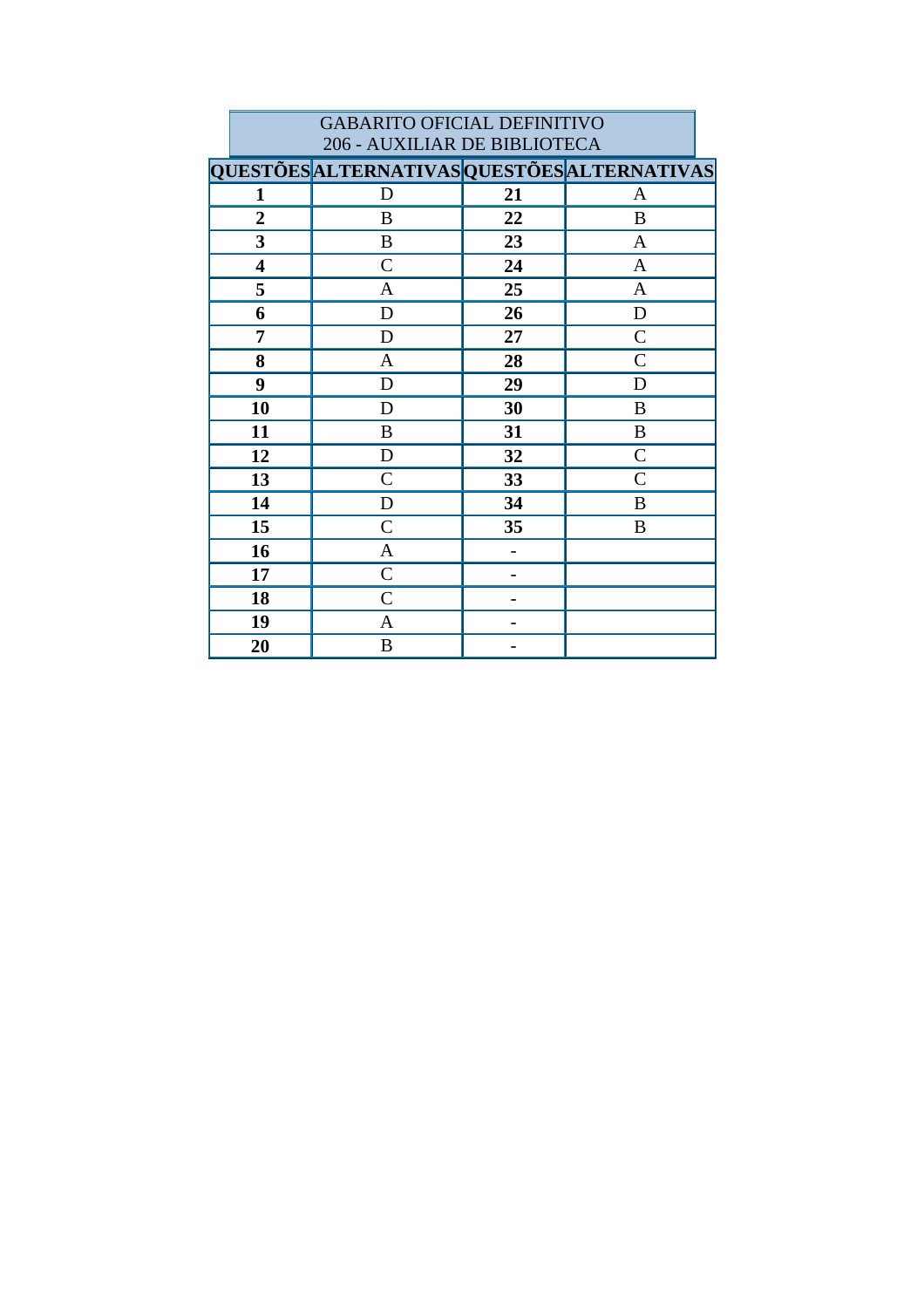| GABARITO OFICIAL DEFINITIVO<br>206 - AUXILIAR DE BIBLIOTECA | | | |
|---|---|---|---|
| **QUESTÕES** | **ALTERNATIVAS** | **QUESTÕES** | **ALTERNATIVAS** |
| **1** | D | **21** | A |
| **2** | B | **22** | B |
| **3** | B | **23** | A |
| **4** | C | **24** | A |
| **5** | A | **25** | A |
| **6** | D | **26** | D |
| **7** | D | **27** | C |
| **8** | A | **28** | C |
| **9** | D | **29** | D |
| **10** | D | **30** | B |
| **11** | B | **31** | B |
| **12** | D | **32** | C |
| **13** | C | **33** | C |
| **14** | D | **34** | B |
| **15** | C | **35** | B |
| **16** | A | **-** | |
| **17** | C | **-** | |
| **18** | C | **-** | |
| **19** | A | **-** | |
| **20** | B | **-** | |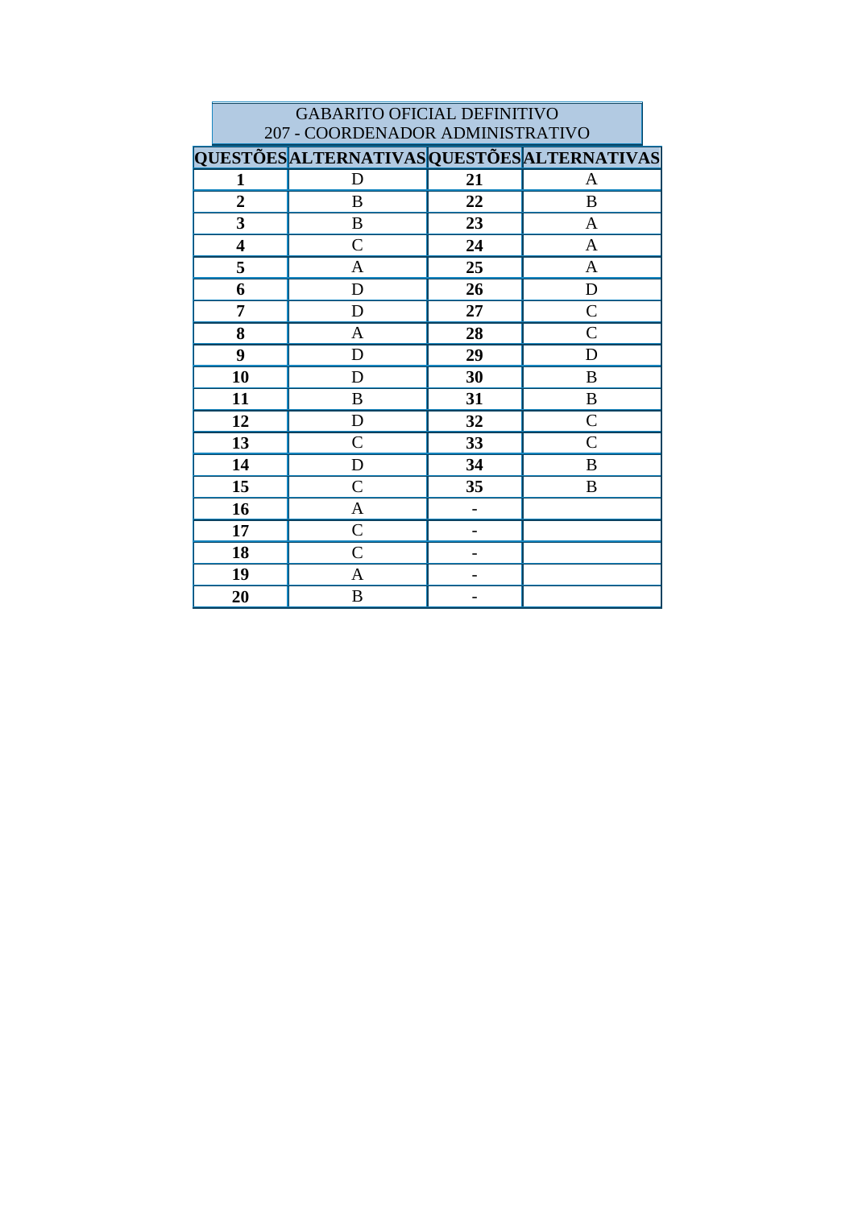GABARITO OFICIAL DEFINITIVO
207 - COORDENADOR ADMINISTRATIVO

| QUESTÕES | ALTERNATIVAS | QUESTÕES | ALTERNATIVAS |
|---|---|---|---|
| **1** | D | **21** | A |
| **2** | B | **22** | B |
| **3** | B | **23** | A |
| **4** | C | **24** | A |
| **5** | A | **25** | A |
| **6** | D | **26** | D |
| **7** | D | **27** | C |
| **8** | A | **28** | C |
| **9** | D | **29** | D |
| **10** | D | **30** | B |
| **11** | B | **31** | B |
| **12** | D | **32** | C |
| **13** | C | **33** | C |
| **14** | D | **34** | B |
| **15** | C | **35** | B |
| **16** | A | - | |
| **17** | C | - | |
| **18** | C | - | |
| **19** | A | - | |
| **20** | B | - | |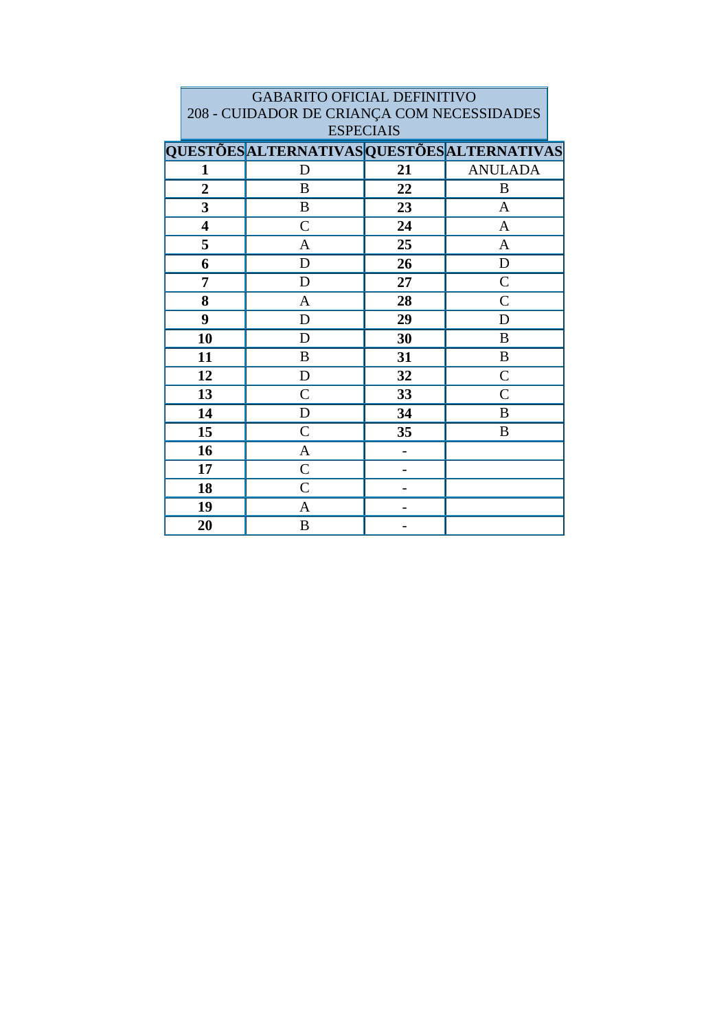| GABARITO OFICIAL DEFINITIVO 208 - CUIDADOR DE CRIANÇA COM NECESSIDADES ESPECIAIS | | | |
|---|---|---|---|
| **QUESTÕES** | **ALTERNATIVAS** | **QUESTÕES** | **ALTERNATIVAS** |
| **1** | D | **21** | ANULADA |
| **2** | B | **22** | B |
| **3** | B | **23** | A |
| **4** | C | **24** | A |
| **5** | A | **25** | A |
| **6** | D | **26** | D |
| **7** | D | **27** | C |
| **8** | A | **28** | C |
| **9** | D | **29** | D |
| **10** | D | **30** | B |
| **11** | B | **31** | B |
| **12** | D | **32** | C |
| **13** | C | **33** | C |
| **14** | D | **34** | B |
| **15** | C | **35** | B |
| **16** | A | **-** | |
| **17** | C | **-** | |
| **18** | C | **-** | |
| **19** | A | **-** | |
| **20** | B | **-** | |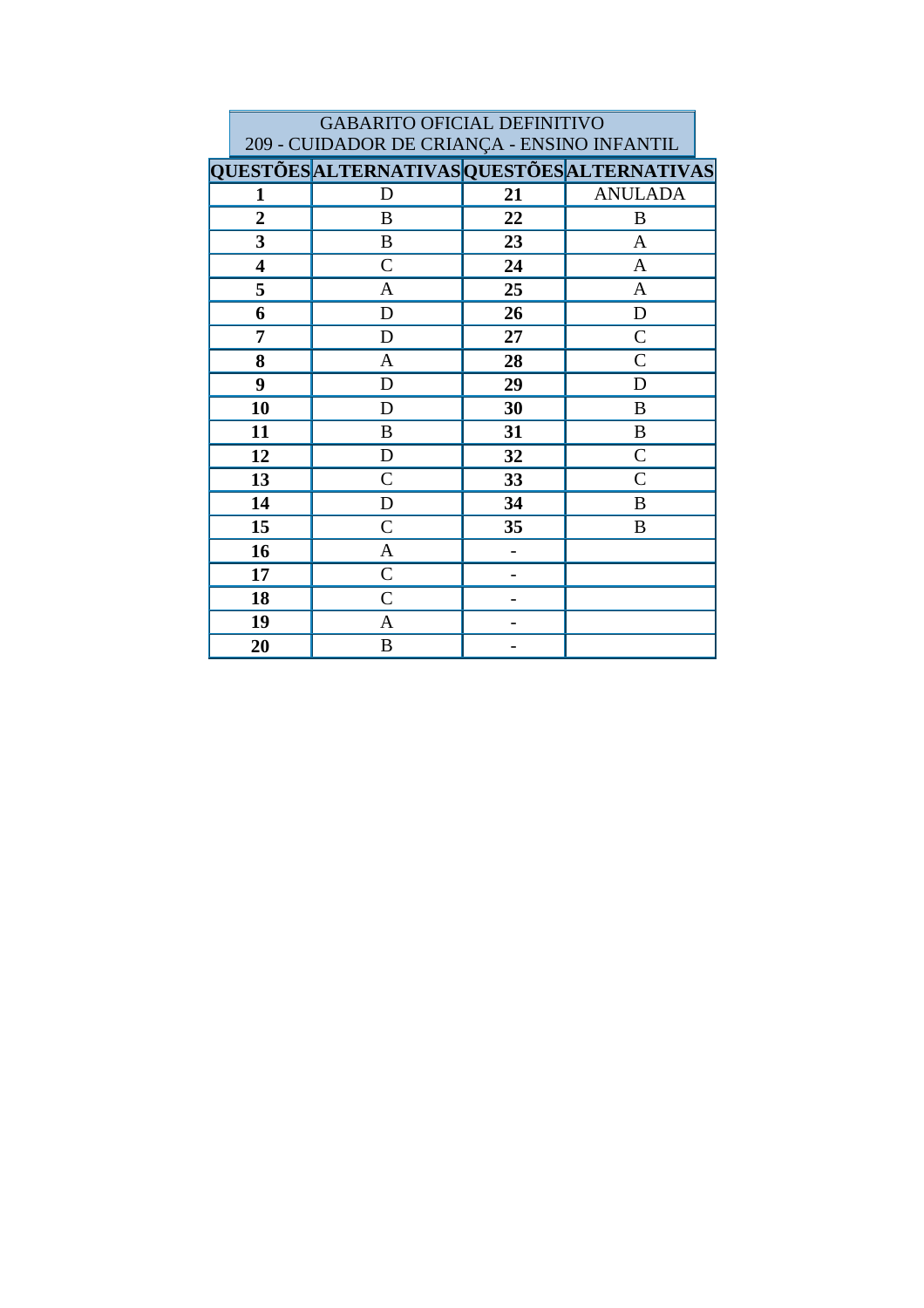| GABARITO OFICIAL DEFINITIVO 209 - CUIDADOR DE CRIANÇA - ENSINO INFANTIL | | | |
|---|---|---|---|
| **QUESTÕES** | **ALTERNATIVAS** | **QUESTÕES** | **ALTERNATIVAS** |
| **1** | D | **21** | ANULADA |
| **2** | B | **22** | B |
| **3** | B | **23** | A |
| **4** | C | **24** | A |
| **5** | A | **25** | A |
| **6** | D | **26** | D |
| **7** | D | **27** | C |
| **8** | A | **28** | C |
| **9** | D | **29** | D |
| **10** | D | **30** | B |
| **11** | B | **31** | B |
| **12** | D | **32** | C |
| **13** | C | **33** | C |
| **14** | D | **34** | B |
| **15** | C | **35** | B |
| **16** | A | **-** | |
| **17** | C | **-** | |
| **18** | C | **-** | |
| **19** | A | **-** | |
| **20** | B | **-** | |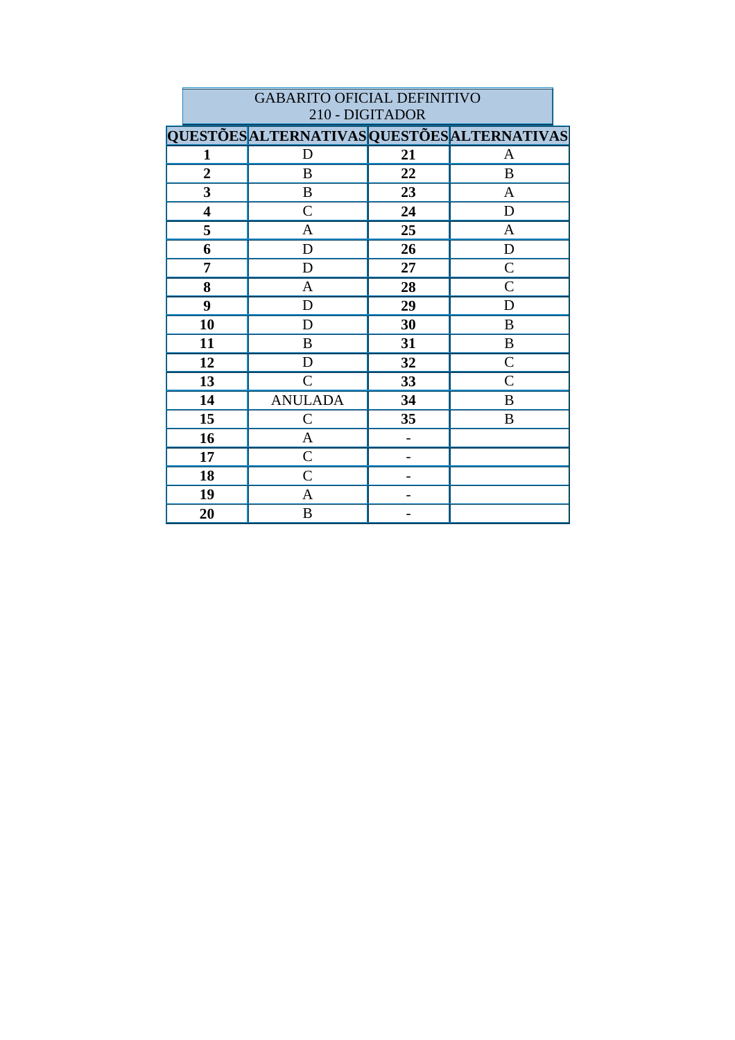# GABARITO OFICIAL DEFINITIVO
## 210 - DIGITADOR

| QUESTÕES | ALTERNATIVAS | QUESTÕES | ALTERNATIVAS |
|---|---|---|---|
| **1** | D | **21** | A |
| **2** | B | **22** | B |
| **3** | B | **23** | A |
| **4** | C | **24** | D |
| **5** | A | **25** | A |
| **6** | D | **26** | D |
| **7** | D | **27** | C |
| **8** | A | **28** | C |
| **9** | D | **29** | D |
| **10** | D | **30** | B |
| **11** | B | **31** | B |
| **12** | D | **32** | C |
| **13** | C | **33** | C |
| **14** | ANULADA | **34** | B |
| **15** | C | **35** | B |
| **16** | A | - | |
| **17** | C | - | |
| **18** | C | - | |
| **19** | A | - | |
| **20** | B | - | |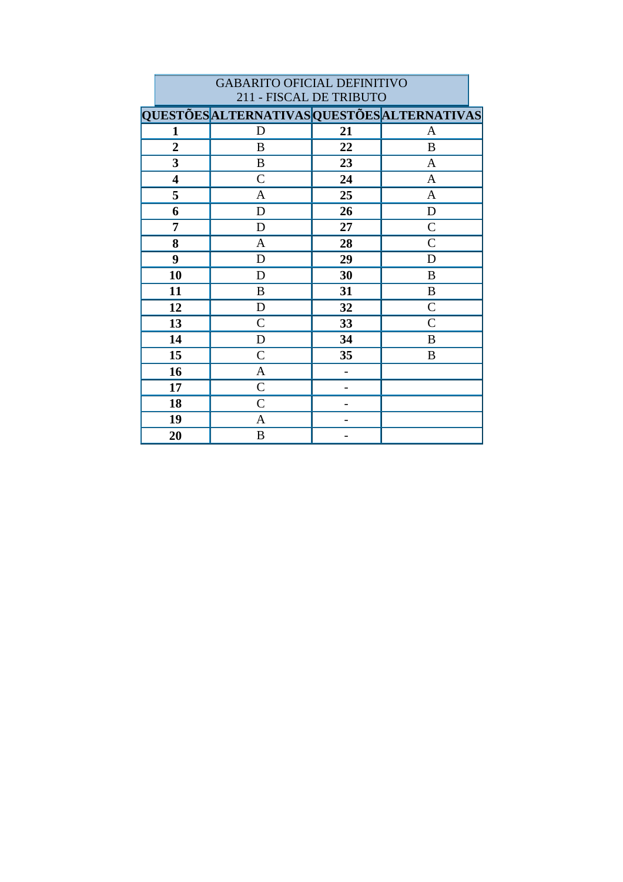| GABARITO OFICIAL DEFINITIVO<br>211 - FISCAL DE TRIBUTO | | | |
|---|---|---|---|
| **QUESTÕES** | **ALTERNATIVAS** | **QUESTÕES** | **ALTERNATIVAS** |
| **1** | D | **21** | A |
| **2** | B | **22** | B |
| **3** | B | **23** | A |
| **4** | C | **24** | A |
| **5** | A | **25** | A |
| **6** | D | **26** | D |
| **7** | D | **27** | C |
| **8** | A | **28** | C |
| **9** | D | **29** | D |
| **10** | D | **30** | B |
| **11** | B | **31** | B |
| **12** | D | **32** | C |
| **13** | C | **33** | C |
| **14** | D | **34** | B |
| **15** | C | **35** | B |
| **16** | A | **-** | |
| **17** | C | **-** | |
| **18** | C | **-** | |
| **19** | A | **-** | |
| **20** | B | **-** | |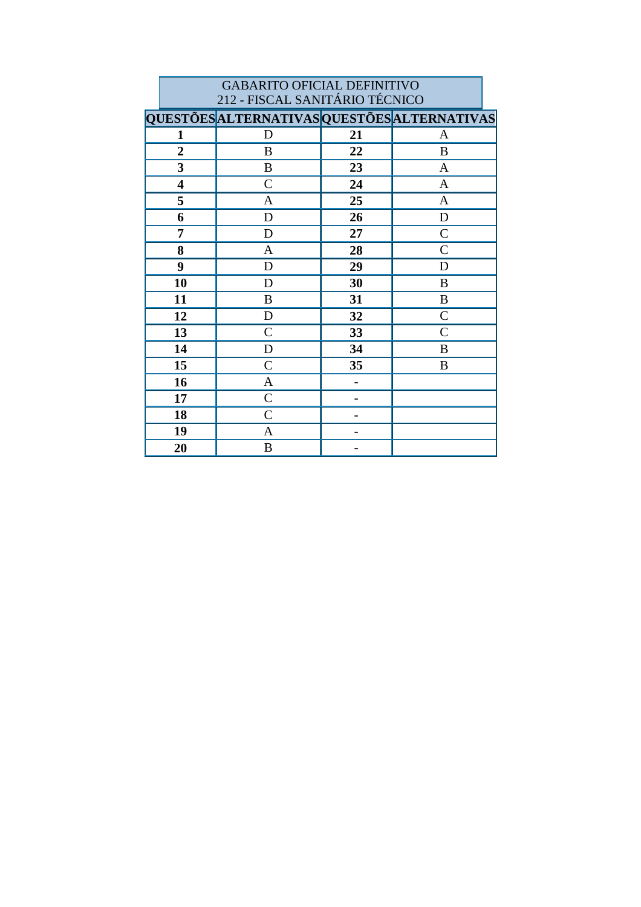| GABARITO OFICIAL DEFINITIVO<br>212 - FISCAL SANITÁRIO TÉCNICO | | | |
|---|---|---|---|
| **QUESTÕES** | **ALTERNATIVAS** | **QUESTÕES** | **ALTERNATIVAS** |
| **1** | D | **21** | A |
| **2** | B | **22** | B |
| **3** | B | **23** | A |
| **4** | C | **24** | A |
| **5** | A | **25** | A |
| **6** | D | **26** | D |
| **7** | D | **27** | C |
| **8** | A | **28** | C |
| **9** | D | **29** | D |
| **10** | D | **30** | B |
| **11** | B | **31** | B |
| **12** | D | **32** | C |
| **13** | C | **33** | C |
| **14** | D | **34** | B |
| **15** | C | **35** | B |
| **16** | A | - | |
| **17** | C | - | |
| **18** | C | - | |
| **19** | A | - | |
| **20** | B | - | |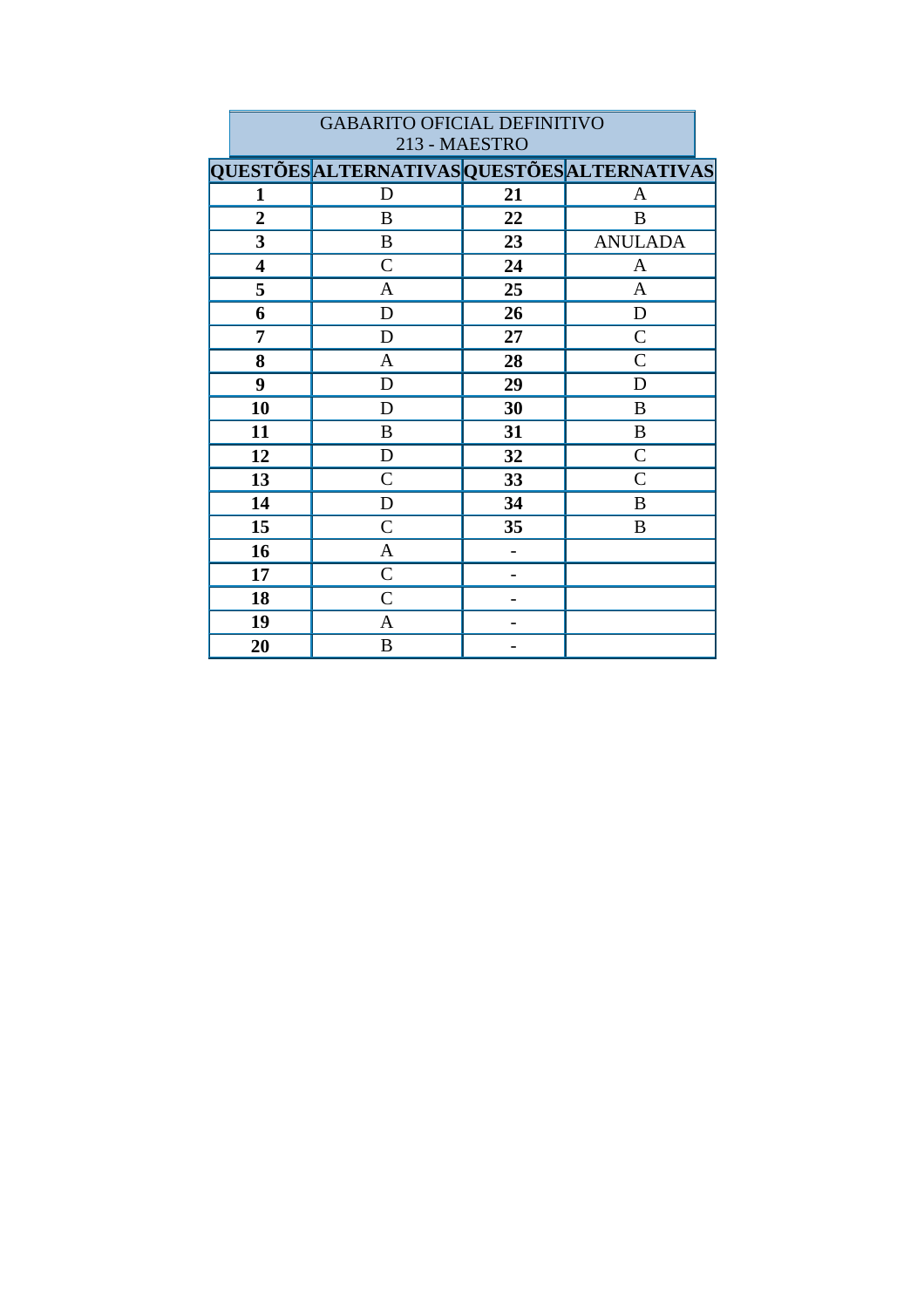GABARITO OFICIAL DEFINITIVO
213 - MAESTRO

| QUESTÕES | ALTERNATIVAS | QUESTÕES | ALTERNATIVAS |
|---|---|---|---|
| **1** | D | **21** | A |
| **2** | B | **22** | B |
| **3** | B | **23** | ANULADA |
| **4** | C | **24** | A |
| **5** | A | **25** | A |
| **6** | D | **26** | D |
| **7** | D | **27** | C |
| **8** | A | **28** | C |
| **9** | D | **29** | D |
| **10** | D | **30** | B |
| **11** | B | **31** | B |
| **12** | D | **32** | C |
| **13** | C | **33** | C |
| **14** | D | **34** | B |
| **15** | C | **35** | B |
| **16** | A | **-** | |
| **17** | C | **-** | |
| **18** | C | **-** | |
| **19** | A | **-** | |
| **20** | B | **-** | |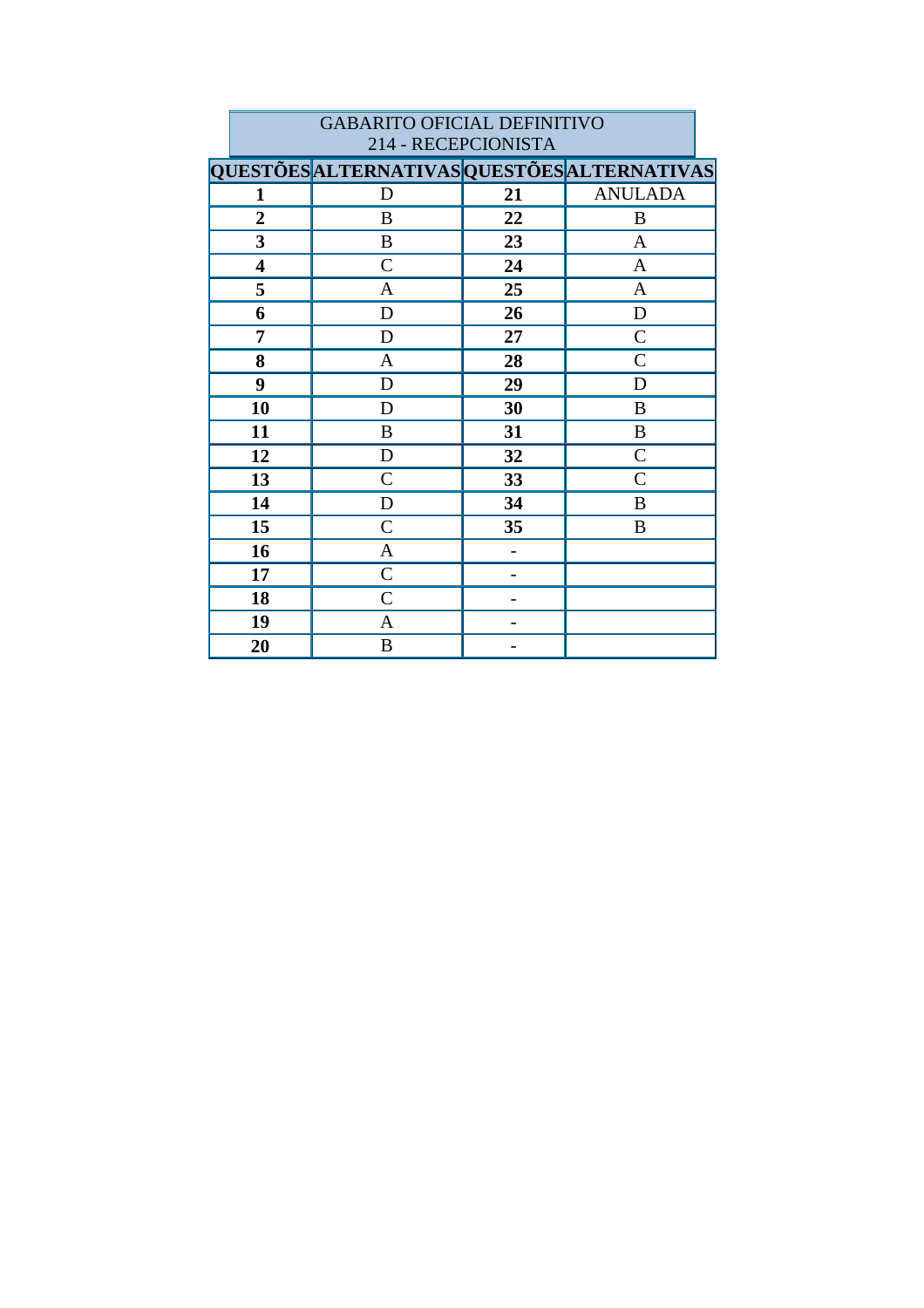| GABARITO OFICIAL DEFINITIVO<br>214 - RECEPCIONISTA | | | |
|---|---|---|---|
| **QUESTÕES** | **ALTERNATIVAS** | **QUESTÕES** | **ALTERNATIVAS** |
| **1** | D | **21** | ANULADA |
| **2** | B | **22** | B |
| **3** | B | **23** | A |
| **4** | C | **24** | A |
| **5** | A | **25** | A |
| **6** | D | **26** | D |
| **7** | D | **27** | C |
| **8** | A | **28** | C |
| **9** | D | **29** | D |
| **10** | D | **30** | B |
| **11** | B | **31** | B |
| **12** | D | **32** | C |
| **13** | C | **33** | C |
| **14** | D | **34** | B |
| **15** | C | **35** | B |
| **16** | A | **-** | |
| **17** | C | **-** | |
| **18** | C | **-** | |
| **19** | A | **-** | |
| **20** | B | **-** | |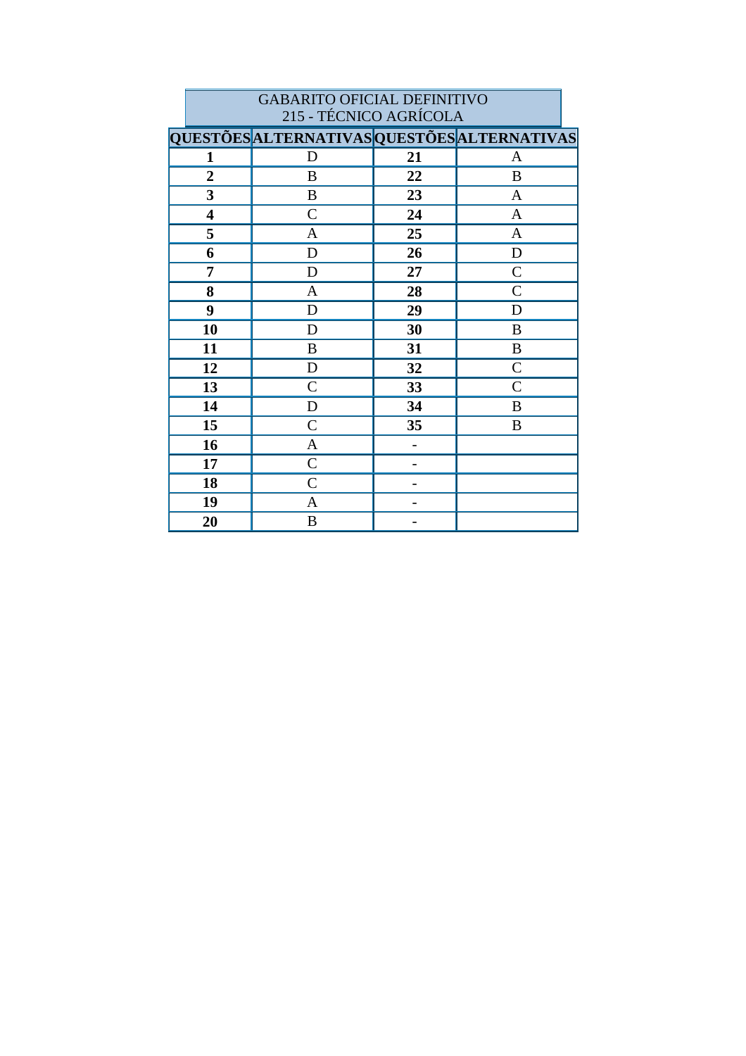| GABARITO OFICIAL DEFINITIVO<br>215 - TÉCNICO AGRÍCOLA | | | |
|---|---|---|---|
| **QUESTÕES** | **ALTERNATIVAS** | **QUESTÕES** | **ALTERNATIVAS** |
| **1** | D | **21** | A |
| **2** | B | **22** | B |
| **3** | B | **23** | A |
| **4** | C | **24** | A |
| **5** | A | **25** | A |
| **6** | D | **26** | D |
| **7** | D | **27** | C |
| **8** | A | **28** | C |
| **9** | D | **29** | D |
| **10** | D | **30** | B |
| **11** | B | **31** | B |
| **12** | D | **32** | C |
| **13** | C | **33** | C |
| **14** | D | **34** | B |
| **15** | C | **35** | B |
| **16** | A | **-** | |
| **17** | C | **-** | |
| **18** | C | **-** | |
| **19** | A | **-** | |
| **20** | B | **-** | |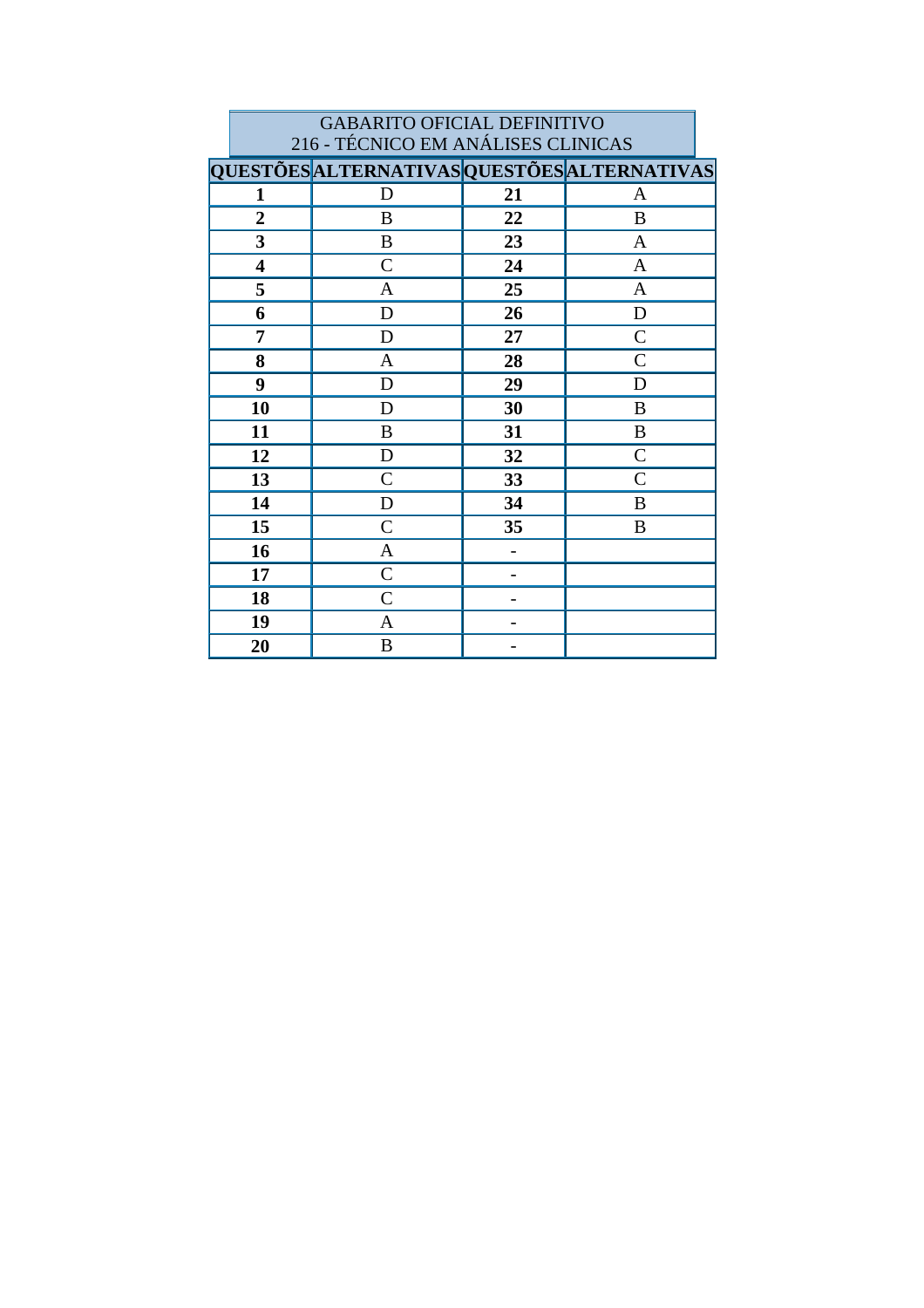| GABARITO OFICIAL DEFINITIVO<br>216 - TÉCNICO EM ANÁLISES CLINICAS | | | |
|---|---|---|---|
| **QUESTÕES** | **ALTERNATIVAS** | **QUESTÕES** | **ALTERNATIVAS** |
| **1** | D | **21** | A |
| **2** | B | **22** | B |
| **3** | B | **23** | A |
| **4** | C | **24** | A |
| **5** | A | **25** | A |
| **6** | D | **26** | D |
| **7** | D | **27** | C |
| **8** | A | **28** | C |
| **9** | D | **29** | D |
| **10** | D | **30** | B |
| **11** | B | **31** | B |
| **12** | D | **32** | C |
| **13** | C | **33** | C |
| **14** | D | **34** | B |
| **15** | C | **35** | B |
| **16** | A | **-** | |
| **17** | C | **-** | |
| **18** | C | **-** | |
| **19** | A | **-** | |
| **20** | B | **-** | |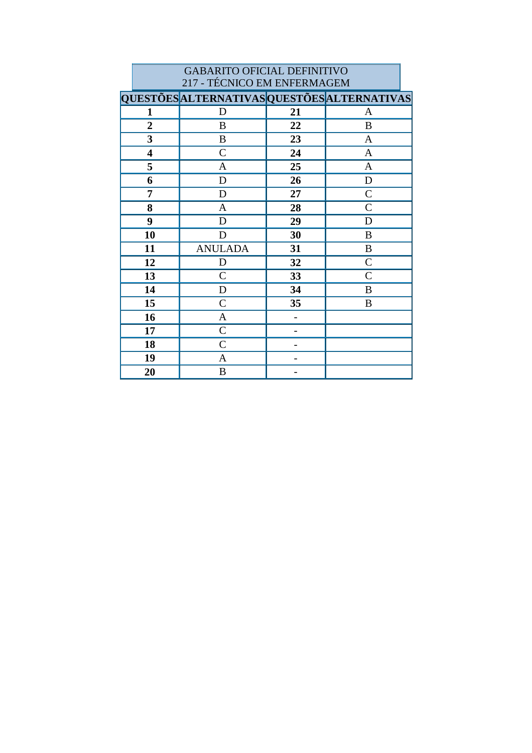| GABARITO OFICIAL DEFINITIVO<br>217 - TÉCNICO EM ENFERMAGEM | | | |
|---|---|---|---|
| **QUESTÕES** | **ALTERNATIVAS** | **QUESTÕES** | **ALTERNATIVAS** |
| **1** | D | **21** | A |
| **2** | B | **22** | B |
| **3** | B | **23** | A |
| **4** | C | **24** | A |
| **5** | A | **25** | A |
| **6** | D | **26** | D |
| **7** | D | **27** | C |
| **8** | A | **28** | C |
| **9** | D | **29** | D |
| **10** | D | **30** | B |
| **11** | ANULADA | **31** | B |
| **12** | D | **32** | C |
| **13** | C | **33** | C |
| **14** | D | **34** | B |
| **15** | C | **35** | B |
| **16** | A | **-** | |
| **17** | C | **-** | |
| **18** | C | **-** | |
| **19** | A | **-** | |
| **20** | B | **-** | |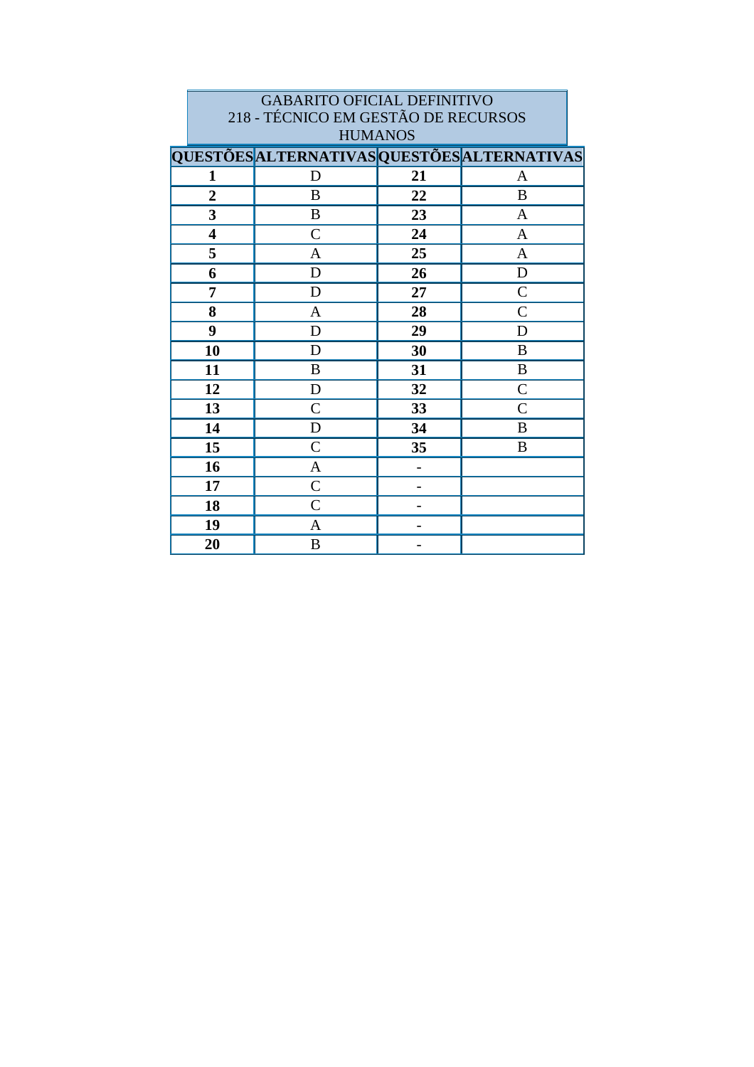GABARITO OFICIAL DEFINITIVO
218 - TÉCNICO EM GESTÃO DE RECURSOS HUMANOS

| QUESTÕES | ALTERNATIVAS | QUESTÕES | ALTERNATIVAS |
|---|---|---|---|
| **1** | D | **21** | A |
| **2** | B | **22** | B |
| **3** | B | **23** | A |
| **4** | C | **24** | A |
| **5** | A | **25** | A |
| **6** | D | **26** | D |
| **7** | D | **27** | C |
| **8** | A | **28** | C |
| **9** | D | **29** | D |
| **10** | D | **30** | B |
| **11** | B | **31** | B |
| **12** | D | **32** | C |
| **13** | C | **33** | C |
| **14** | D | **34** | B |
| **15** | C | **35** | B |
| **16** | A | **-** | |
| **17** | C | **-** | |
| **18** | C | **-** | |
| **19** | A | **-** | |
| **20** | B | **-** | |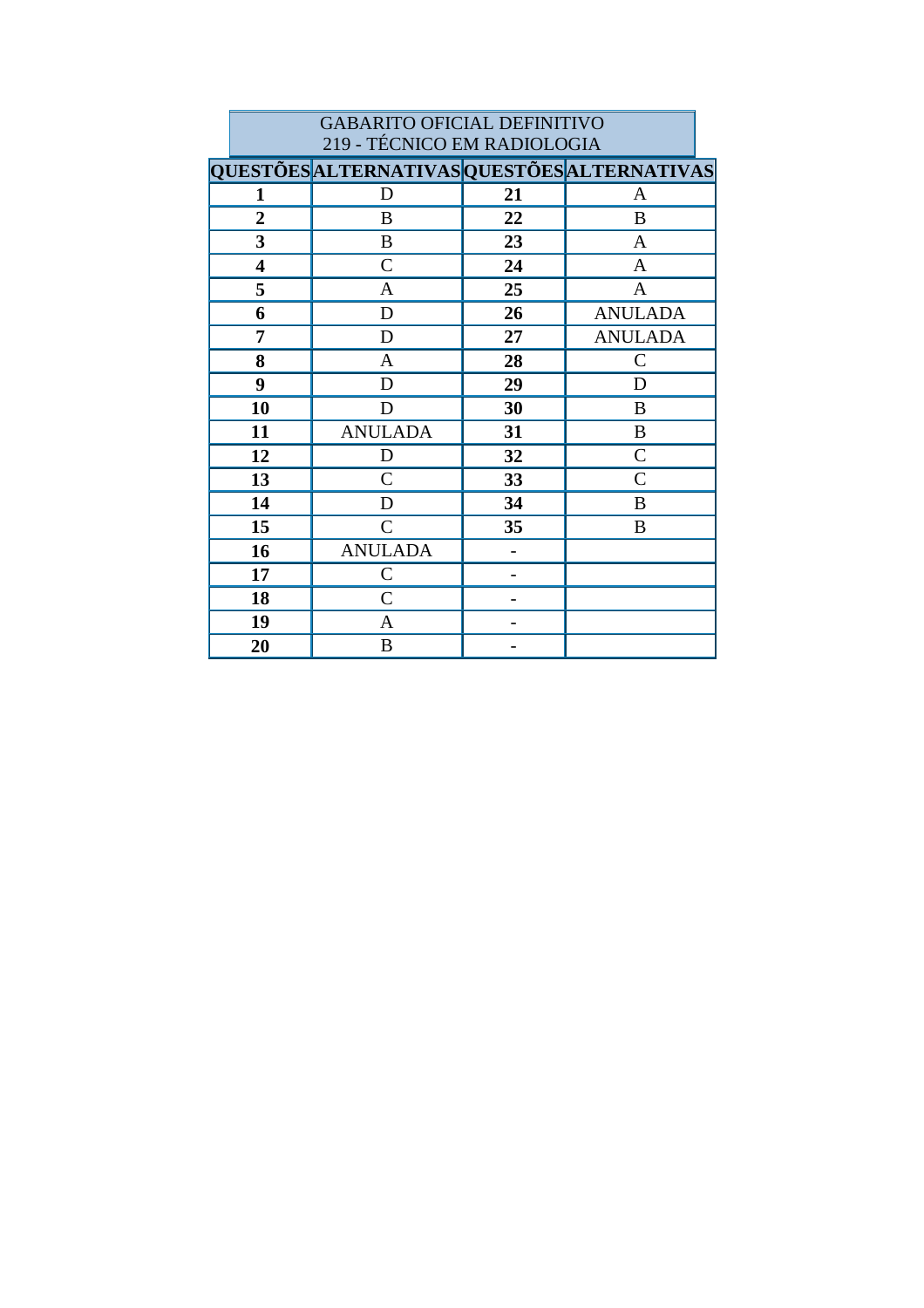| GABARITO OFICIAL DEFINITIVO<br>219 - TÉCNICO EM RADIOLOGIA | | | |
|---|---|---|---|
| **QUESTÕES** | **ALTERNATIVAS** | **QUESTÕES** | **ALTERNATIVAS** |
| **1** | D | **21** | A |
| **2** | B | **22** | B |
| **3** | B | **23** | A |
| **4** | C | **24** | A |
| **5** | A | **25** | A |
| **6** | D | **26** | ANULADA |
| **7** | D | **27** | ANULADA |
| **8** | A | **28** | C |
| **9** | D | **29** | D |
| **10** | D | **30** | B |
| **11** | ANULADA | **31** | B |
| **12** | D | **32** | C |
| **13** | C | **33** | C |
| **14** | D | **34** | B |
| **15** | C | **35** | B |
| **16** | ANULADA | **-** | |
| **17** | C | **-** | |
| **18** | C | **-** | |
| **19** | A | **-** | |
| **20** | B | **-** | |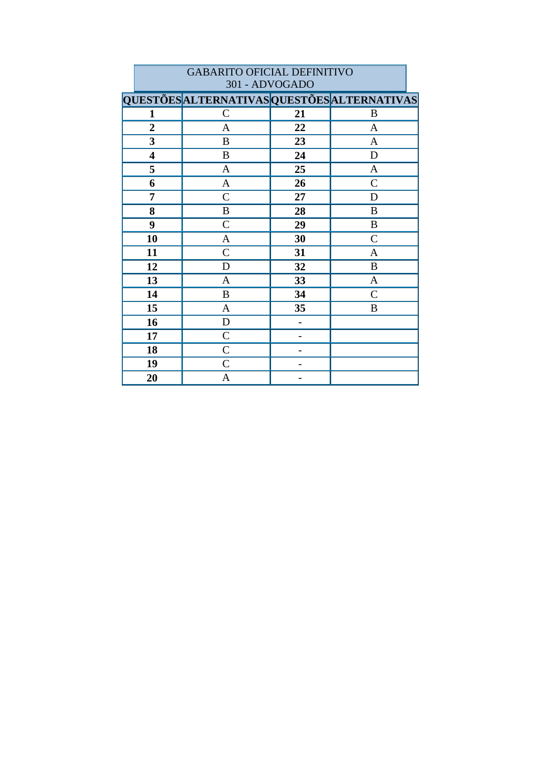| GABARITO OFICIAL DEFINITIVO<br>301 - ADVOGADO | | | |
|---|---|---|---|
| **QUESTÕES** | **ALTERNATIVAS** | **QUESTÕES** | **ALTERNATIVAS** |
| **1** | C | **21** | B |
| **2** | A | **22** | A |
| **3** | B | **23** | A |
| **4** | B | **24** | D |
| **5** | A | **25** | A |
| **6** | A | **26** | C |
| **7** | C | **27** | D |
| **8** | B | **28** | B |
| **9** | C | **29** | B |
| **10** | A | **30** | C |
| **11** | C | **31** | A |
| **12** | D | **32** | B |
| **13** | A | **33** | A |
| **14** | B | **34** | C |
| **15** | A | **35** | B |
| **16** | D | **-** | |
| **17** | C | **-** | |
| **18** | C | **-** | |
| **19** | C | **-** | |
| **20** | A | **-** | |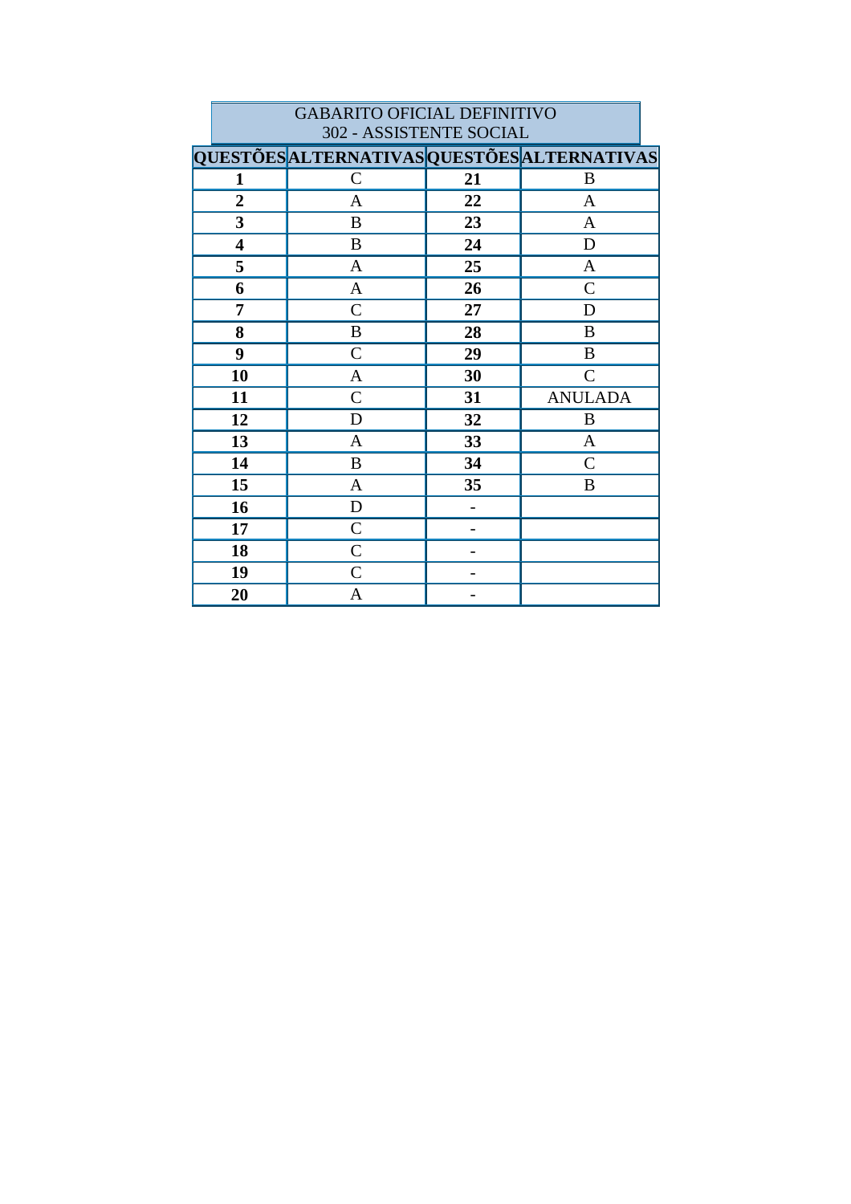| GABARITO OFICIAL DEFINITIVO<br>302 - ASSISTENTE SOCIAL | | | |
|---|---|---|---|
| **QUESTÕES** | **ALTERNATIVAS** | **QUESTÕES** | **ALTERNATIVAS** |
| **1** | C | **21** | B |
| **2** | A | **22** | A |
| **3** | B | **23** | A |
| **4** | B | **24** | D |
| **5** | A | **25** | A |
| **6** | A | **26** | C |
| **7** | C | **27** | D |
| **8** | B | **28** | B |
| **9** | C | **29** | B |
| **10** | A | **30** | C |
| **11** | C | **31** | ANULADA |
| **12** | D | **32** | B |
| **13** | A | **33** | A |
| **14** | B | **34** | C |
| **15** | A | **35** | B |
| **16** | D | **-** | |
| **17** | C | **-** | |
| **18** | C | **-** | |
| **19** | C | **-** | |
| **20** | A | **-** | |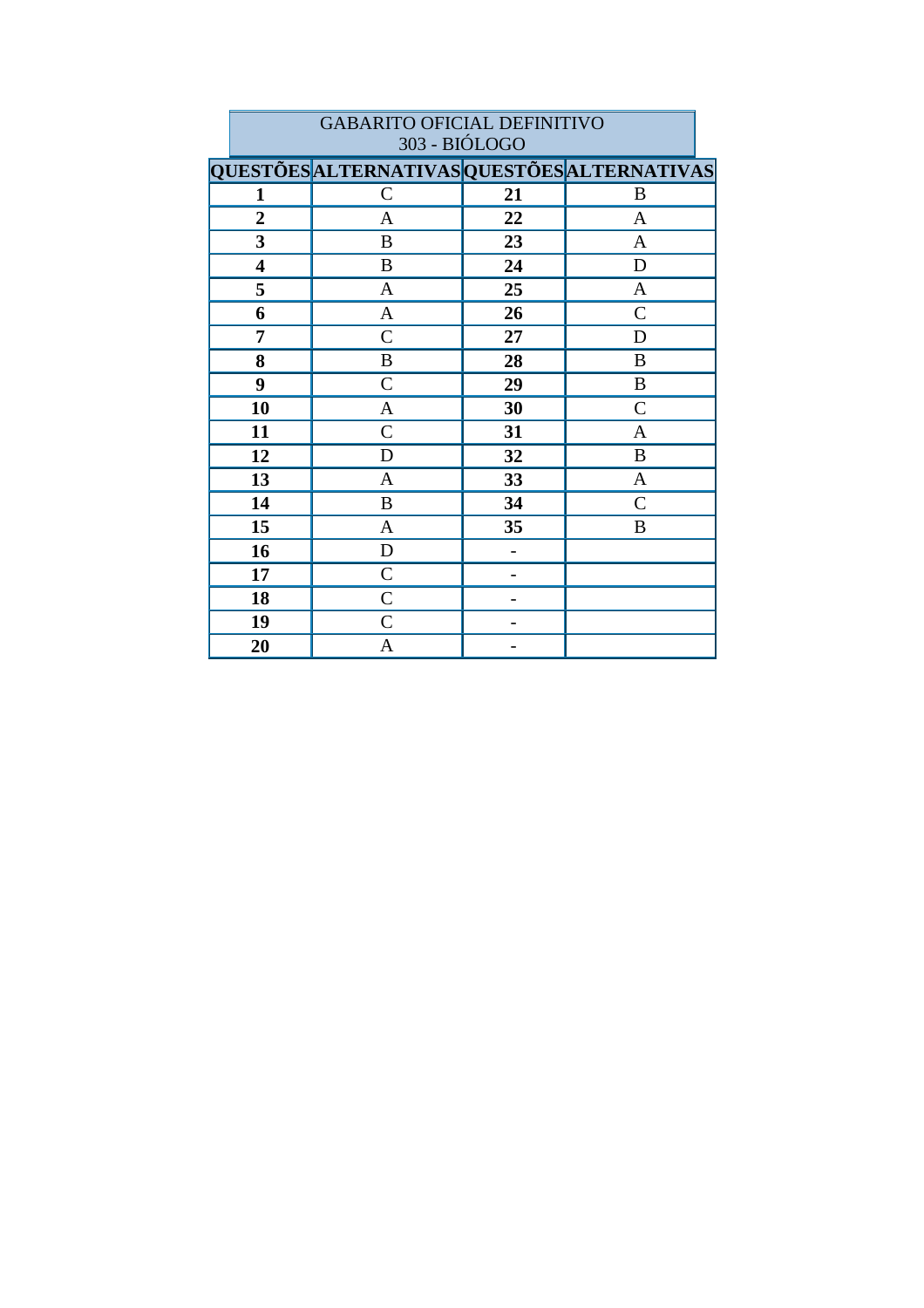| GABARITO OFICIAL DEFINITIVO<br>303 - BIÓLOGO | | | |
|---|---|---|---|
| **QUESTÕES** | **ALTERNATIVAS** | **QUESTÕES** | **ALTERNATIVAS** |
| **1** | C | **21** | B |
| **2** | A | **22** | A |
| **3** | B | **23** | A |
| **4** | B | **24** | D |
| **5** | A | **25** | A |
| **6** | A | **26** | C |
| **7** | C | **27** | D |
| **8** | B | **28** | B |
| **9** | C | **29** | B |
| **10** | A | **30** | C |
| **11** | C | **31** | A |
| **12** | D | **32** | B |
| **13** | A | **33** | A |
| **14** | B | **34** | C |
| **15** | A | **35** | B |
| **16** | D | **-** | |
| **17** | C | **-** | |
| **18** | C | **-** | |
| **19** | C | **-** | |
| **20** | A | **-** | |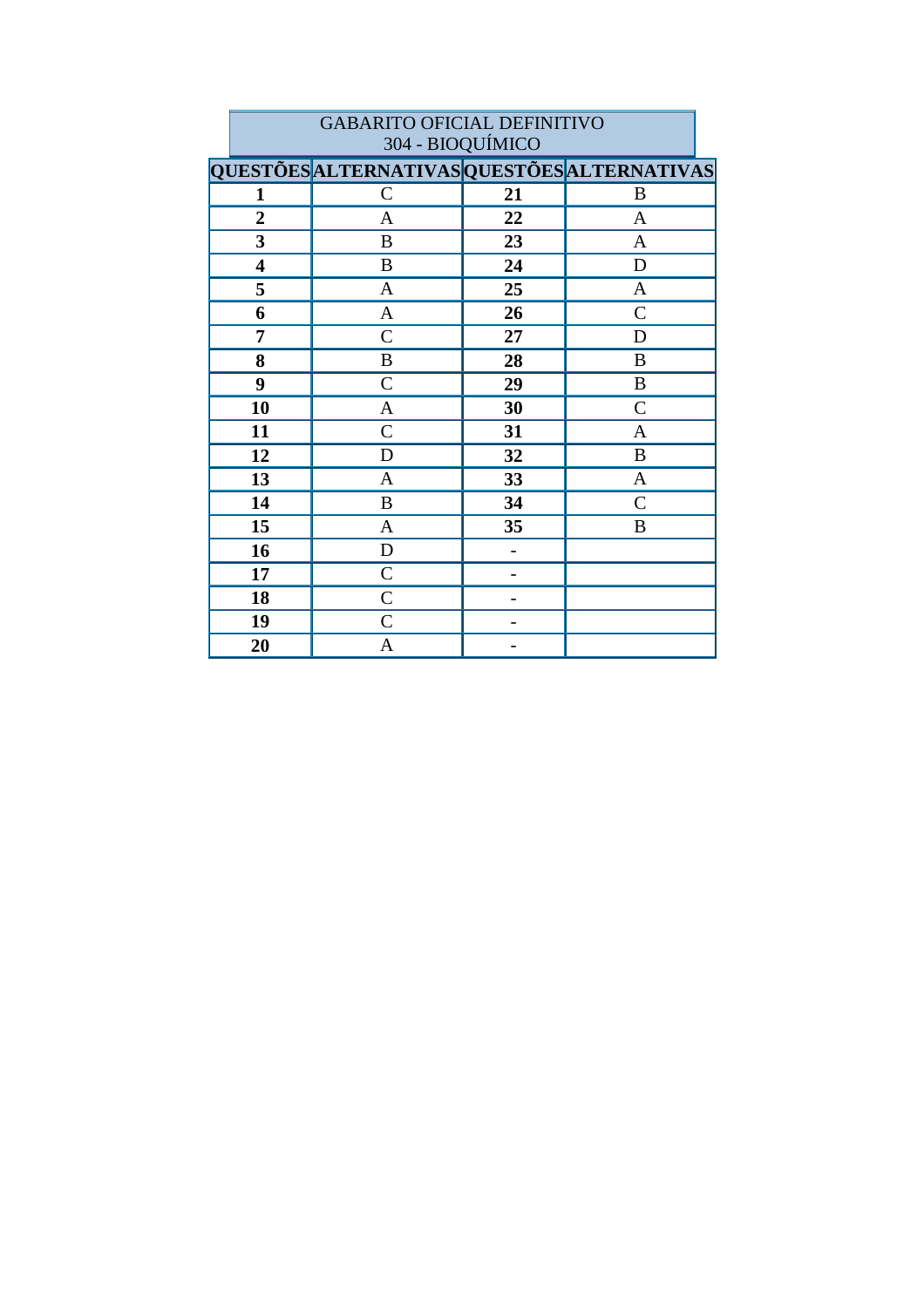| GABARITO OFICIAL DEFINITIVO<br>304 - BIOQUÍMICO | | | |
|---|---|---|---|
| **QUESTÕES** | **ALTERNATIVAS** | **QUESTÕES** | **ALTERNATIVAS** |
| **1** | C | **21** | B |
| **2** | A | **22** | A |
| **3** | B | **23** | A |
| **4** | B | **24** | D |
| **5** | A | **25** | A |
| **6** | A | **26** | C |
| **7** | C | **27** | D |
| **8** | B | **28** | B |
| **9** | C | **29** | B |
| **10** | A | **30** | C |
| **11** | C | **31** | A |
| **12** | D | **32** | B |
| **13** | A | **33** | A |
| **14** | B | **34** | C |
| **15** | A | **35** | B |
| **16** | D | **-** | |
| **17** | C | **-** | |
| **18** | C | **-** | |
| **19** | C | **-** | |
| **20** | A | **-** | |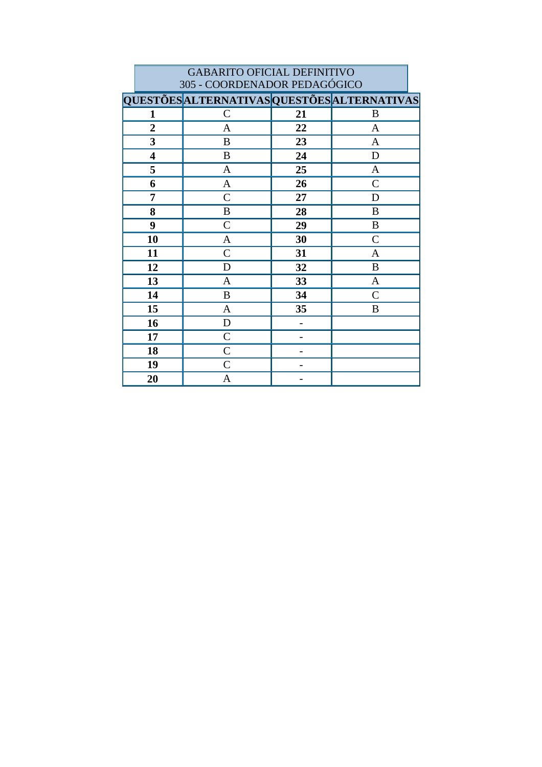| GABARITO OFICIAL DEFINITIVO<br>305 - COORDENADOR PEDAGÓGICO | | | |
|---|---|---|---|
| **QUESTÕES** | **ALTERNATIVAS** | **QUESTÕES** | **ALTERNATIVAS** |
| **1** | C | **21** | B |
| **2** | A | **22** | A |
| **3** | B | **23** | A |
| **4** | B | **24** | D |
| **5** | A | **25** | A |
| **6** | A | **26** | C |
| **7** | C | **27** | D |
| **8** | B | **28** | B |
| **9** | C | **29** | B |
| **10** | A | **30** | C |
| **11** | C | **31** | A |
| **12** | D | **32** | B |
| **13** | A | **33** | A |
| **14** | B | **34** | C |
| **15** | A | **35** | B |
| **16** | D | **-** | |
| **17** | C | **-** | |
| **18** | C | **-** | |
| **19** | C | **-** | |
| **20** | A | **-** | |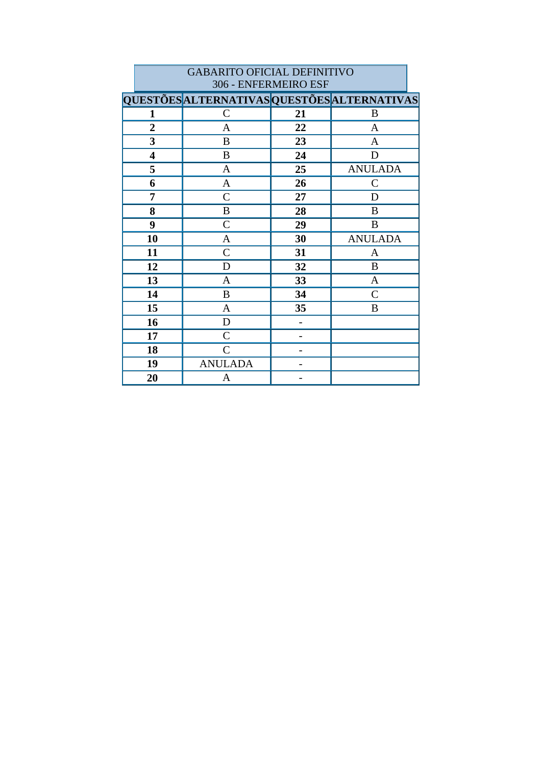| GABARITO OFICIAL DEFINITIVO<br>306 - ENFERMEIRO ESF | | | |
|---|---|---|---|
| **QUESTÕES** | **ALTERNATIVAS** | **QUESTÕES** | **ALTERNATIVAS** |
| **1** | C | **21** | B |
| **2** | A | **22** | A |
| **3** | B | **23** | A |
| **4** | B | **24** | D |
| **5** | A | **25** | ANULADA |
| **6** | A | **26** | C |
| **7** | C | **27** | D |
| **8** | B | **28** | B |
| **9** | C | **29** | B |
| **10** | A | **30** | ANULADA |
| **11** | C | **31** | A |
| **12** | D | **32** | B |
| **13** | A | **33** | A |
| **14** | B | **34** | C |
| **15** | A | **35** | B |
| **16** | D | **-** | |
| **17** | C | **-** | |
| **18** | C | **-** | |
| **19** | ANULADA | **-** | |
| **20** | A | **-** | |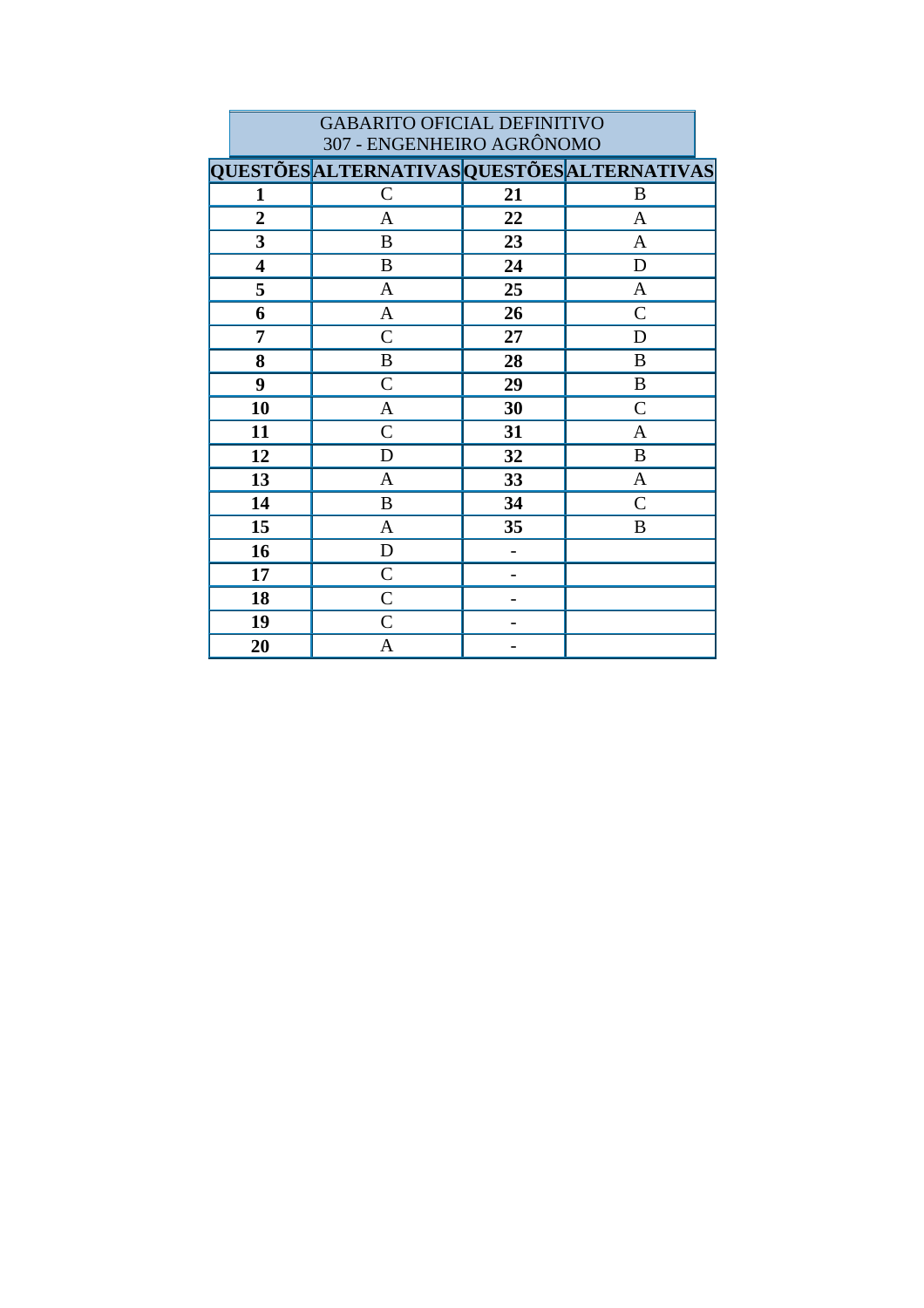GABARITO OFICIAL DEFINITIVO
307 - ENGENHEIRO AGRÔNOMO

| QUESTÕES | ALTERNATIVAS | QUESTÕES | ALTERNATIVAS |
|---|---|---|---|
| **1** | C | **21** | B |
| **2** | A | **22** | A |
| **3** | B | **23** | A |
| **4** | B | **24** | D |
| **5** | A | **25** | A |
| **6** | A | **26** | C |
| **7** | C | **27** | D |
| **8** | B | **28** | B |
| **9** | C | **29** | B |
| **10** | A | **30** | C |
| **11** | C | **31** | A |
| **12** | D | **32** | B |
| **13** | A | **33** | A |
| **14** | B | **34** | C |
| **15** | A | **35** | B |
| **16** | D | - | |
| **17** | C | - | |
| **18** | C | - | |
| **19** | C | - | |
| **20** | A | - | |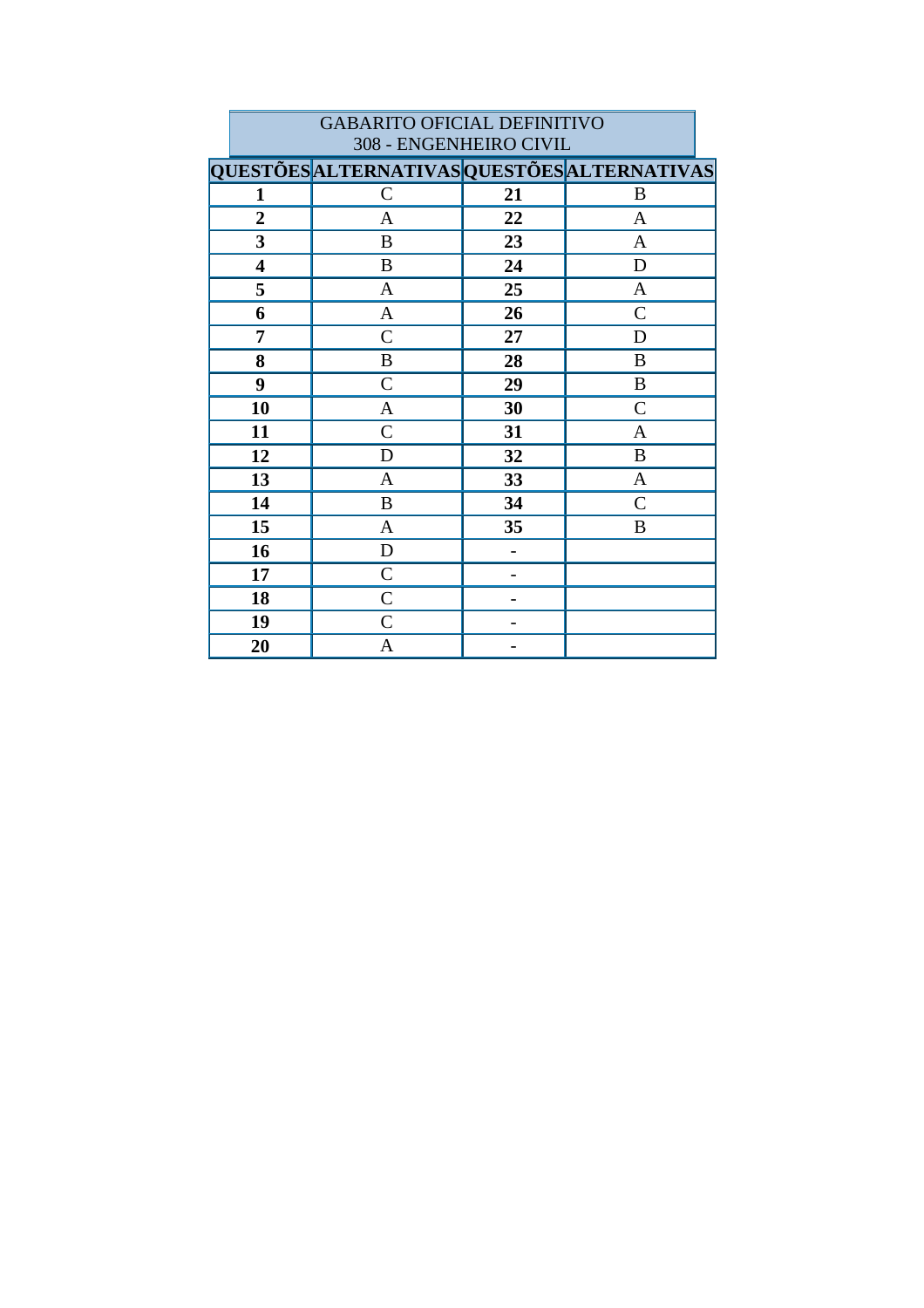| GABARITO OFICIAL DEFINITIVO 308 - ENGENHEIRO CIVIL | | | |
|---|---|---|---|
| **QUESTÕES** | **ALTERNATIVAS** | **QUESTÕES** | **ALTERNATIVAS** |
| **1** | C | **21** | B |
| **2** | A | **22** | A |
| **3** | B | **23** | A |
| **4** | B | **24** | D |
| **5** | A | **25** | A |
| **6** | A | **26** | C |
| **7** | C | **27** | D |
| **8** | B | **28** | B |
| **9** | C | **29** | B |
| **10** | A | **30** | C |
| **11** | C | **31** | A |
| **12** | D | **32** | B |
| **13** | A | **33** | A |
| **14** | B | **34** | C |
| **15** | A | **35** | B |
| **16** | D | **-** | |
| **17** | C | **-** | |
| **18** | C | **-** | |
| **19** | C | **-** | |
| **20** | A | **-** | |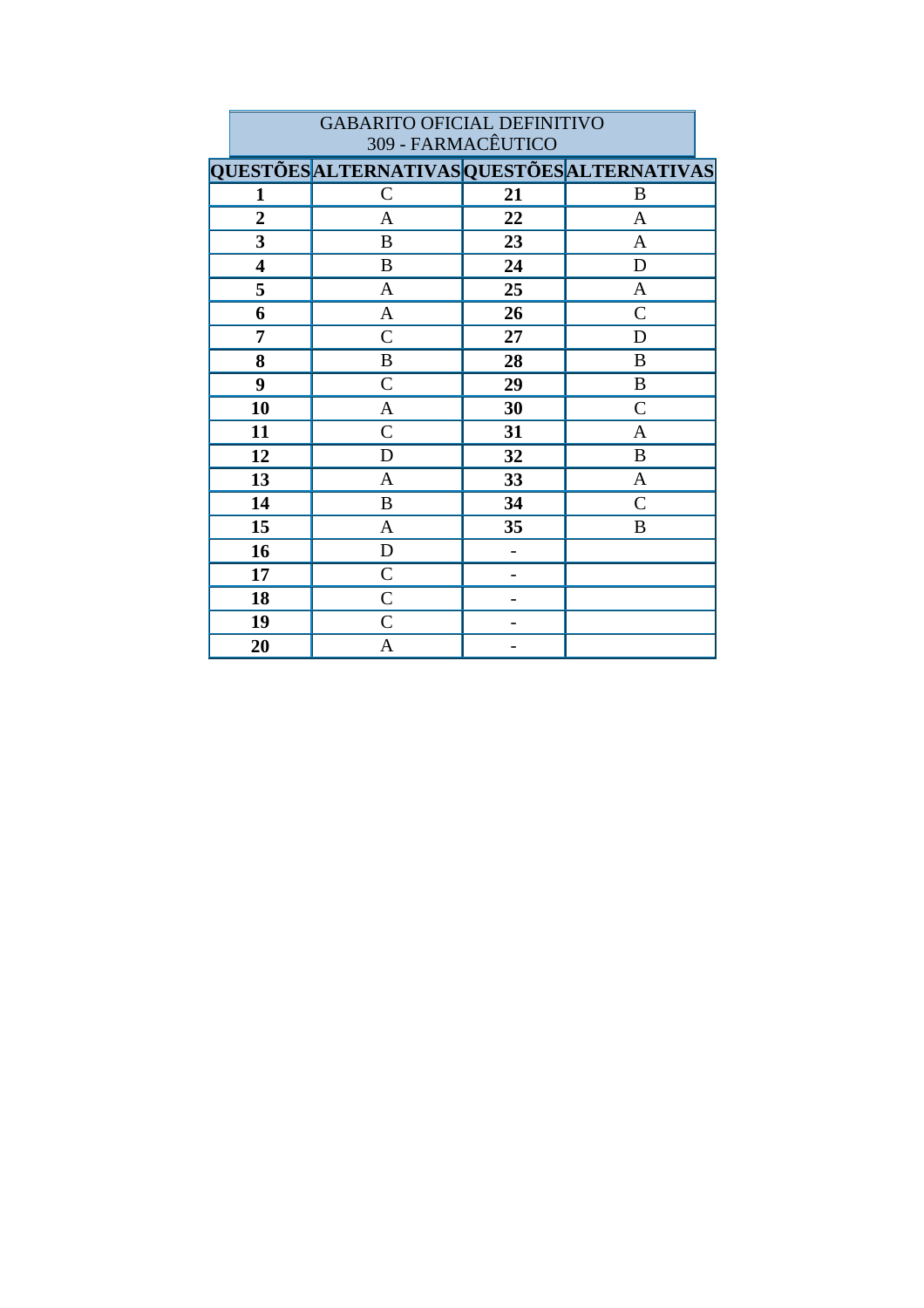| GABARITO OFICIAL DEFINITIVO<br>309 - FARMACÊUTICO | | | |
|---|---|---|---|
| **QUESTÕES** | **ALTERNATIVAS** | **QUESTÕES** | **ALTERNATIVAS** |
| **1** | C | **21** | B |
| **2** | A | **22** | A |
| **3** | B | **23** | A |
| **4** | B | **24** | D |
| **5** | A | **25** | A |
| **6** | A | **26** | C |
| **7** | C | **27** | D |
| **8** | B | **28** | B |
| **9** | C | **29** | B |
| **10** | A | **30** | C |
| **11** | C | **31** | A |
| **12** | D | **32** | B |
| **13** | A | **33** | A |
| **14** | B | **34** | C |
| **15** | A | **35** | B |
| **16** | D | **-** | |
| **17** | C | **-** | |
| **18** | C | **-** | |
| **19** | C | **-** | |
| **20** | A | **-** | |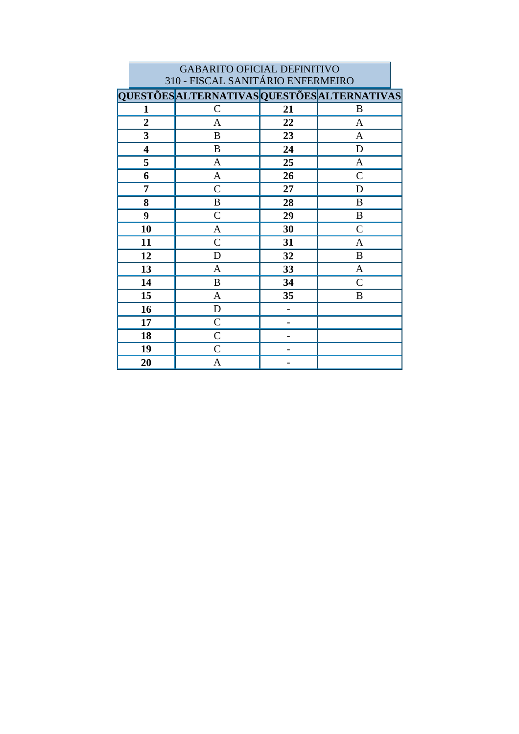| GABARITO OFICIAL DEFINITIVO<br>310 - FISCAL SANITÁRIO ENFERMEIRO | | | |
|---|---|---|---|
| **QUESTÕES** | **ALTERNATIVAS** | **QUESTÕES** | **ALTERNATIVAS** |
| **1** | C | **21** | B |
| **2** | A | **22** | A |
| **3** | B | **23** | A |
| **4** | B | **24** | D |
| **5** | A | **25** | A |
| **6** | A | **26** | C |
| **7** | C | **27** | D |
| **8** | B | **28** | B |
| **9** | C | **29** | B |
| **10** | A | **30** | C |
| **11** | C | **31** | A |
| **12** | D | **32** | B |
| **13** | A | **33** | A |
| **14** | B | **34** | C |
| **15** | A | **35** | B |
| **16** | D | **-** | |
| **17** | C | **-** | |
| **18** | C | **-** | |
| **19** | C | **-** | |
| **20** | A | **-** | |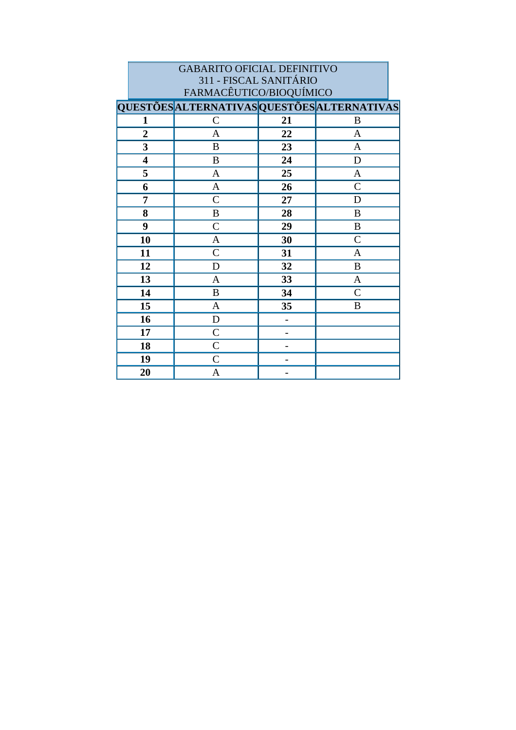GABARITO OFICIAL DEFINITIVO
311 - FISCAL SANITÁRIO
FARMACÊUTICO/BIOQUÍMICO

| QUESTÕES | ALTERNATIVAS | QUESTÕES | ALTERNATIVAS |
|---|---|---|---|
| **1** | C | **21** | B |
| **2** | A | **22** | A |
| **3** | B | **23** | A |
| **4** | B | **24** | D |
| **5** | A | **25** | A |
| **6** | A | **26** | C |
| **7** | C | **27** | D |
| **8** | B | **28** | B |
| **9** | C | **29** | B |
| **10** | A | **30** | C |
| **11** | C | **31** | A |
| **12** | D | **32** | B |
| **13** | A | **33** | A |
| **14** | B | **34** | C |
| **15** | A | **35** | B |
| **16** | D | - | |
| **17** | C | - | |
| **18** | C | - | |
| **19** | C | - | |
| **20** | A | - | |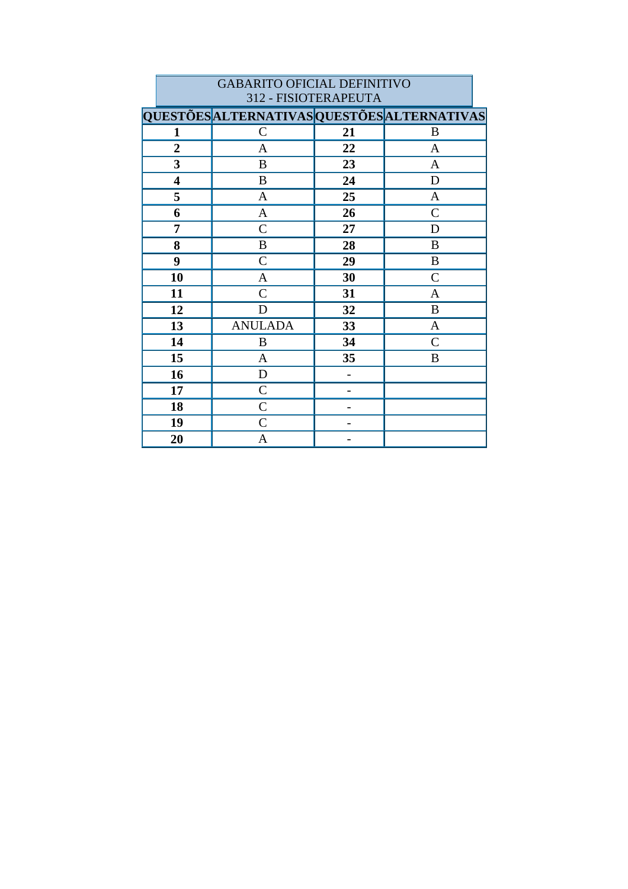| GABARITO OFICIAL DEFINITIVO<br>312 - FISIOTERAPEUTA | | | |
|---|---|---|---|
| **QUESTÕES** | **ALTERNATIVAS** | **QUESTÕES** | **ALTERNATIVAS** |
| **1** | C | **21** | B |
| **2** | A | **22** | A |
| **3** | B | **23** | A |
| **4** | B | **24** | D |
| **5** | A | **25** | A |
| **6** | A | **26** | C |
| **7** | C | **27** | D |
| **8** | B | **28** | B |
| **9** | C | **29** | B |
| **10** | A | **30** | C |
| **11** | C | **31** | A |
| **12** | D | **32** | B |
| **13** | ANULADA | **33** | A |
| **14** | B | **34** | C |
| **15** | A | **35** | B |
| **16** | D | **-** | |
| **17** | C | **-** | |
| **18** | C | **-** | |
| **19** | C | **-** | |
| **20** | A | **-** | |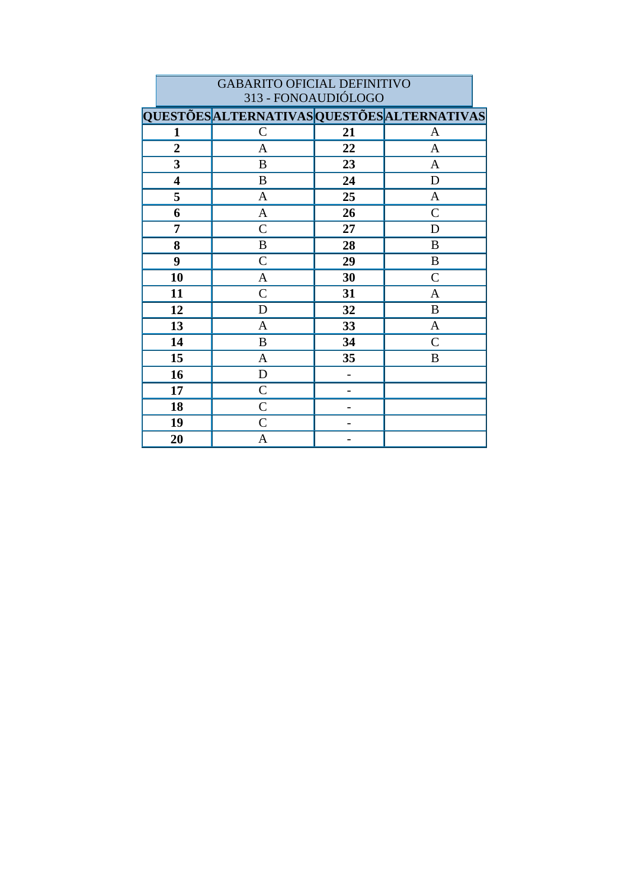| GABARITO OFICIAL DEFINITIVO<br>313 - FONOAUDIÓLOGO | | | |
|---|---|---|---|
| **QUESTÕES** | **ALTERNATIVAS** | **QUESTÕES** | **ALTERNATIVAS** |
| **1** | C | **21** | A |
| **2** | A | **22** | A |
| **3** | B | **23** | A |
| **4** | B | **24** | D |
| **5** | A | **25** | A |
| **6** | A | **26** | C |
| **7** | C | **27** | D |
| **8** | B | **28** | B |
| **9** | C | **29** | B |
| **10** | A | **30** | C |
| **11** | C | **31** | A |
| **12** | D | **32** | B |
| **13** | A | **33** | A |
| **14** | B | **34** | C |
| **15** | A | **35** | B |
| **16** | D | **-** | |
| **17** | C | **-** | |
| **18** | C | **-** | |
| **19** | C | **-** | |
| **20** | A | **-** | |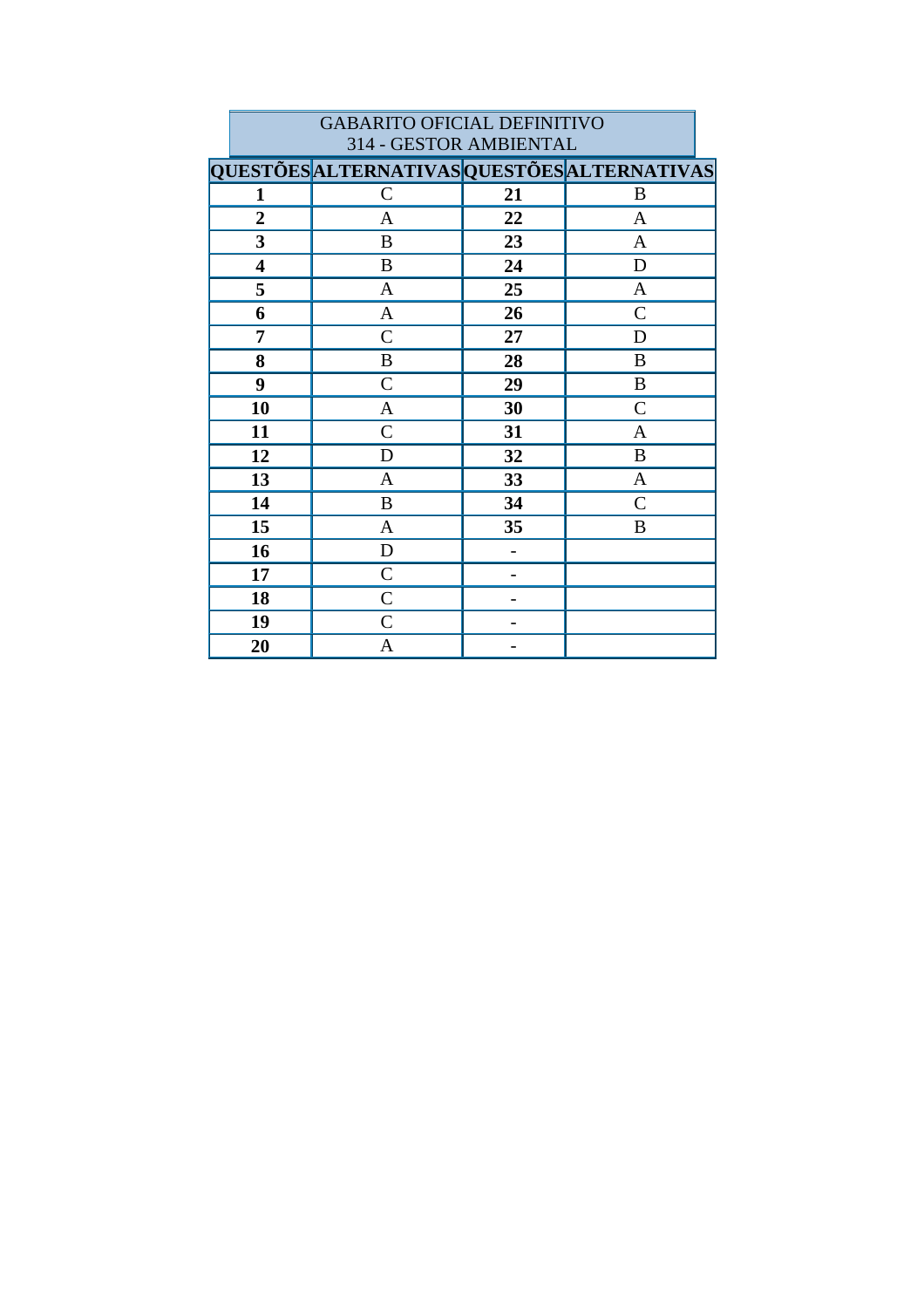| GABARITO OFICIAL DEFINITIVO<br>314 - GESTOR AMBIENTAL | | | |
|---|---|---|---|
| **QUESTÕES** | **ALTERNATIVAS** | **QUESTÕES** | **ALTERNATIVAS** |
| **1** | C | **21** | B |
| **2** | A | **22** | A |
| **3** | B | **23** | A |
| **4** | B | **24** | D |
| **5** | A | **25** | A |
| **6** | A | **26** | C |
| **7** | C | **27** | D |
| **8** | B | **28** | B |
| **9** | C | **29** | B |
| **10** | A | **30** | C |
| **11** | C | **31** | A |
| **12** | D | **32** | B |
| **13** | A | **33** | A |
| **14** | B | **34** | C |
| **15** | A | **35** | B |
| **16** | D | **-** | |
| **17** | C | **-** | |
| **18** | C | **-** | |
| **19** | C | **-** | |
| **20** | A | **-** | |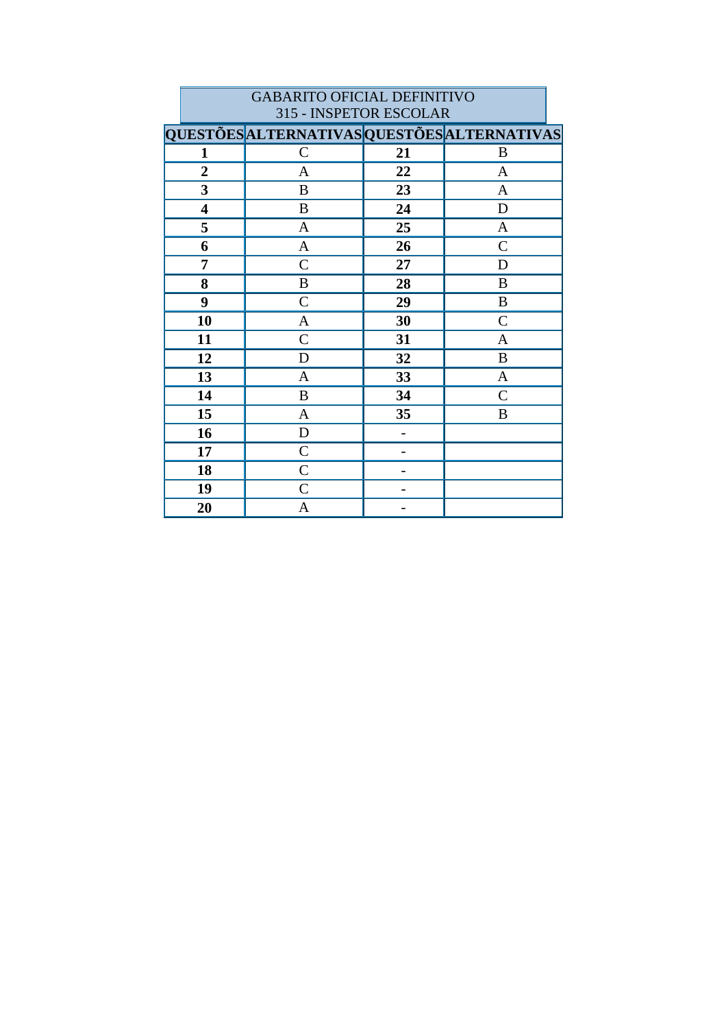GABARITO OFICIAL DEFINITIVO
315 - INSPETOR ESCOLAR

| QUESTÕES | ALTERNATIVAS | QUESTÕES | ALTERNATIVAS |
|---|---|---|---|
| **1** | C | **21** | B |
| **2** | A | **22** | A |
| **3** | B | **23** | A |
| **4** | B | **24** | D |
| **5** | A | **25** | A |
| **6** | A | **26** | C |
| **7** | C | **27** | D |
| **8** | B | **28** | B |
| **9** | C | **29** | B |
| **10** | A | **30** | C |
| **11** | C | **31** | A |
| **12** | D | **32** | B |
| **13** | A | **33** | A |
| **14** | B | **34** | C |
| **15** | A | **35** | B |
| **16** | D | **-** | |
| **17** | C | **-** | |
| **18** | C | **-** | |
| **19** | C | **-** | |
| **20** | A | **-** | |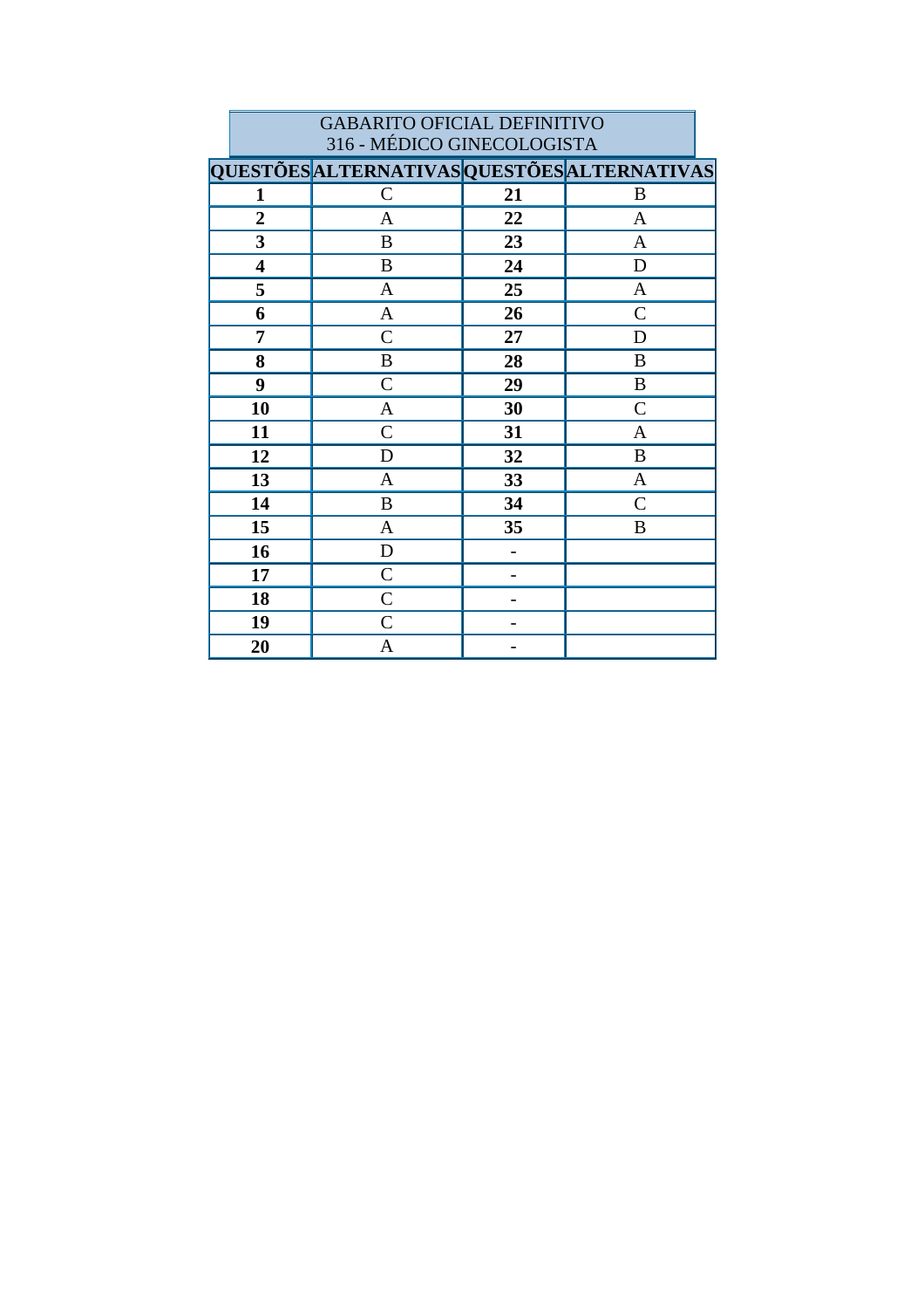GABARITO OFICIAL DEFINITIVO
316 - MÉDICO GINECOLOGISTA

| QUESTÕES | ALTERNATIVAS | QUESTÕES | ALTERNATIVAS |
|---|---|---|---|
| **1** | C | **21** | B |
| **2** | A | **22** | A |
| **3** | B | **23** | A |
| **4** | B | **24** | D |
| **5** | A | **25** | A |
| **6** | A | **26** | C |
| **7** | C | **27** | D |
| **8** | B | **28** | B |
| **9** | C | **29** | B |
| **10** | A | **30** | C |
| **11** | C | **31** | A |
| **12** | D | **32** | B |
| **13** | A | **33** | A |
| **14** | B | **34** | C |
| **15** | A | **35** | B |
| **16** | D | **-** | |
| **17** | C | **-** | |
| **18** | C | **-** | |
| **19** | C | **-** | |
| **20** | A | **-** | |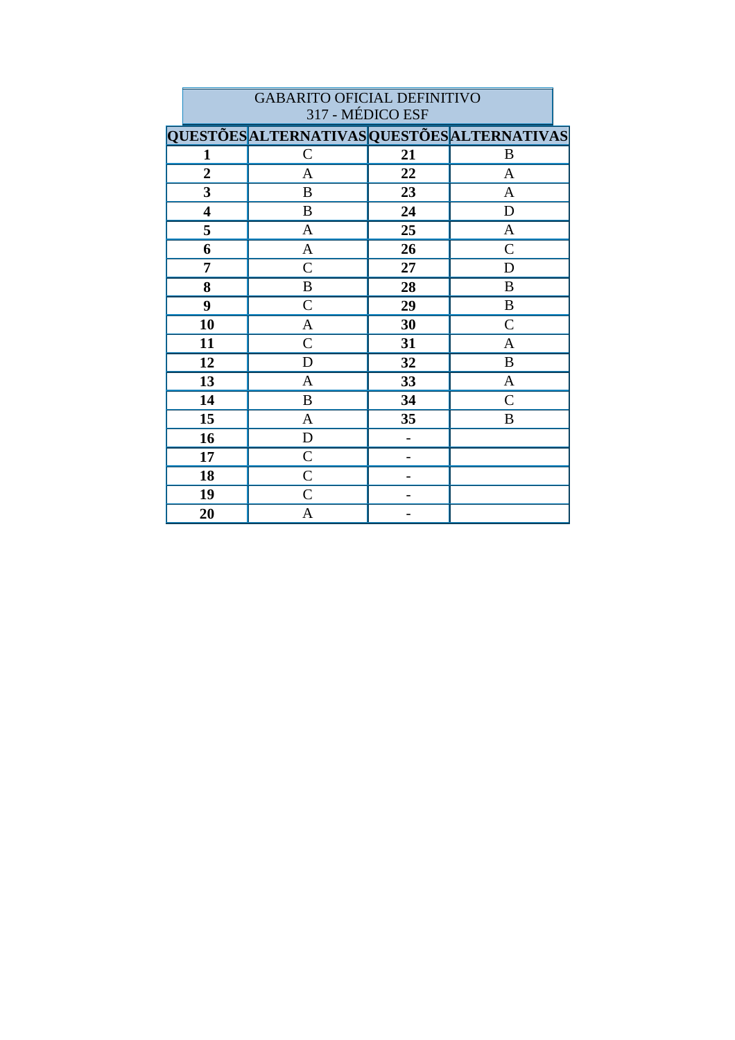| GABARITO OFICIAL DEFINITIVO<br>317 - MÉDICO ESF | | | |
|---|---|---|---|
| **QUESTÕES** | **ALTERNATIVAS** | **QUESTÕES** | **ALTERNATIVAS** |
| **1** | C | **21** | B |
| **2** | A | **22** | A |
| **3** | B | **23** | A |
| **4** | B | **24** | D |
| **5** | A | **25** | A |
| **6** | A | **26** | C |
| **7** | C | **27** | D |
| **8** | B | **28** | B |
| **9** | C | **29** | B |
| **10** | A | **30** | C |
| **11** | C | **31** | A |
| **12** | D | **32** | B |
| **13** | A | **33** | A |
| **14** | B | **34** | C |
| **15** | A | **35** | B |
| **16** | D | **-** | |
| **17** | C | **-** | |
| **18** | C | **-** | |
| **19** | C | **-** | |
| **20** | A | **-** | |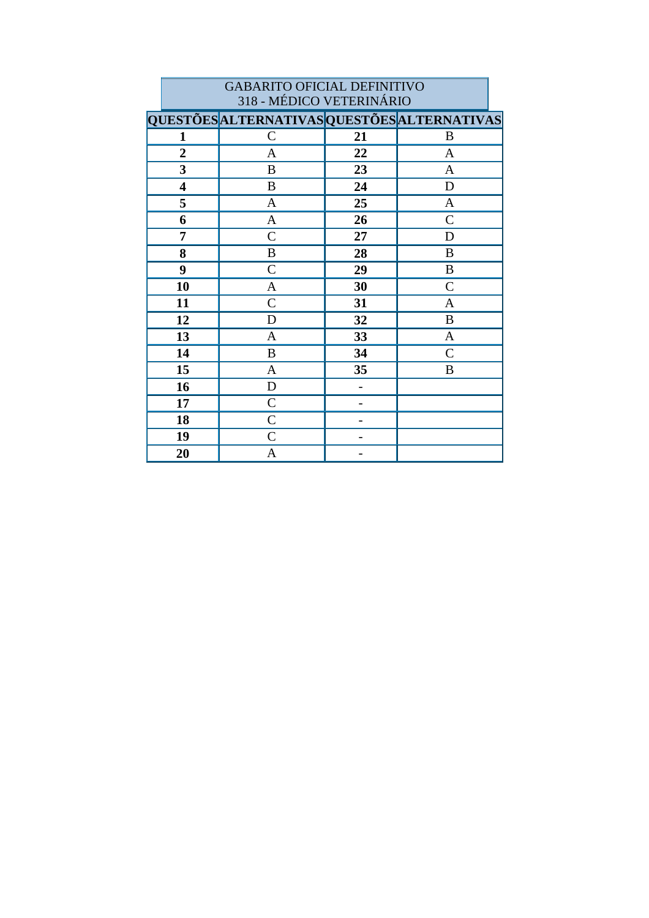| GABARITO OFICIAL DEFINITIVO<br>318 - MÉDICO VETERINÁRIO | | | |
|---|---|---|---|
| **QUESTÕES** | **ALTERNATIVAS** | **QUESTÕES** | **ALTERNATIVAS** |
| **1** | C | **21** | B |
| **2** | A | **22** | A |
| **3** | B | **23** | A |
| **4** | B | **24** | D |
| **5** | A | **25** | A |
| **6** | A | **26** | C |
| **7** | C | **27** | D |
| **8** | B | **28** | B |
| **9** | C | **29** | B |
| **10** | A | **30** | C |
| **11** | C | **31** | A |
| **12** | D | **32** | B |
| **13** | A | **33** | A |
| **14** | B | **34** | C |
| **15** | A | **35** | B |
| **16** | D | **-** | |
| **17** | C | **-** | |
| **18** | C | **-** | |
| **19** | C | **-** | |
| **20** | A | **-** | |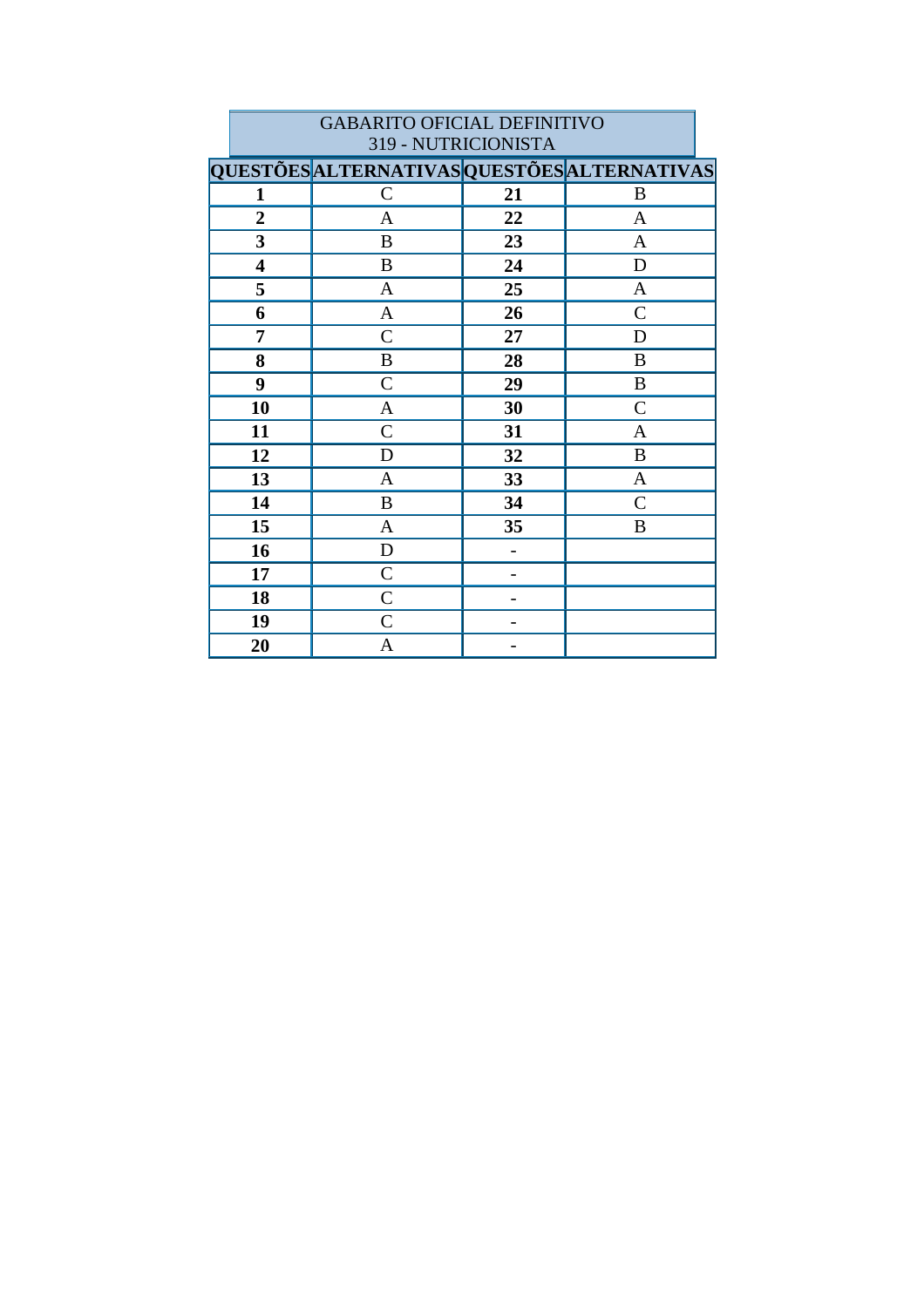| GABARITO OFICIAL DEFINITIVO<br>319 - NUTRICIONISTA | | | |
|---|---|---|---|
| **QUESTÕES** | **ALTERNATIVAS** | **QUESTÕES** | **ALTERNATIVAS** |
| **1** | C | **21** | B |
| **2** | A | **22** | A |
| **3** | B | **23** | A |
| **4** | B | **24** | D |
| **5** | A | **25** | A |
| **6** | A | **26** | C |
| **7** | C | **27** | D |
| **8** | B | **28** | B |
| **9** | C | **29** | B |
| **10** | A | **30** | C |
| **11** | C | **31** | A |
| **12** | D | **32** | B |
| **13** | A | **33** | A |
| **14** | B | **34** | C |
| **15** | A | **35** | B |
| **16** | D | **-** | |
| **17** | C | **-** | |
| **18** | C | **-** | |
| **19** | C | **-** | |
| **20** | A | **-** | |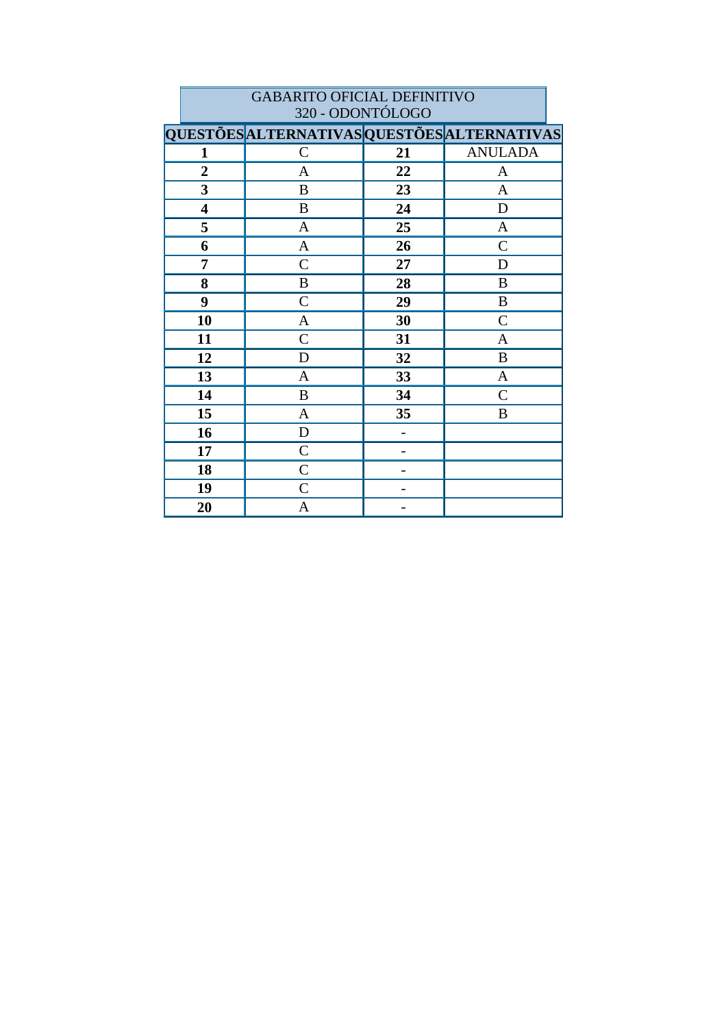GABARITO OFICIAL DEFINITIVO
320 - ODONTÓLOGO

| QUESTÕES | ALTERNATIVAS | QUESTÕES | ALTERNATIVAS |
|---|---|---|---|
| **1** | C | **21** | ANULADA |
| **2** | A | **22** | A |
| **3** | B | **23** | A |
| **4** | B | **24** | D |
| **5** | A | **25** | A |
| **6** | A | **26** | C |
| **7** | C | **27** | D |
| **8** | B | **28** | B |
| **9** | C | **29** | B |
| **10** | A | **30** | C |
| **11** | C | **31** | A |
| **12** | D | **32** | B |
| **13** | A | **33** | A |
| **14** | B | **34** | C |
| **15** | A | **35** | B |
| **16** | D | **-** | |
| **17** | C | **-** | |
| **18** | C | **-** | |
| **19** | C | **-** | |
| **20** | A | **-** | |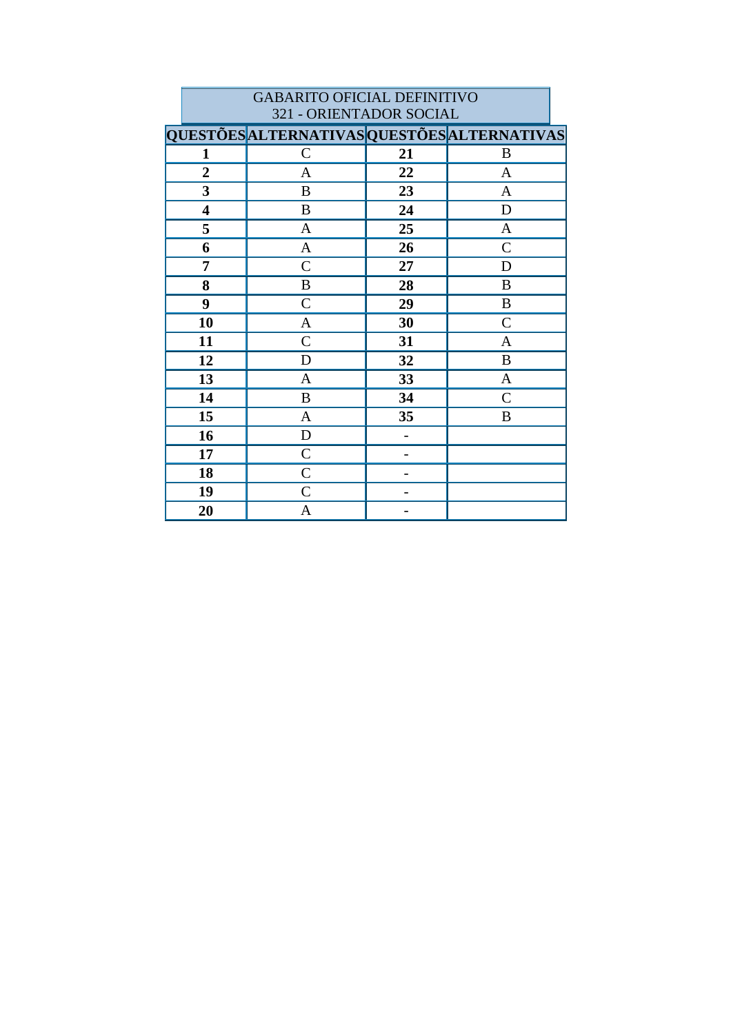| GABARITO OFICIAL DEFINITIVO<br>321 - ORIENTADOR SOCIAL | | | |
|---|---|---|---|
| **QUESTÕES** | **ALTERNATIVAS** | **QUESTÕES** | **ALTERNATIVAS** |
| **1** | C | **21** | B |
| **2** | A | **22** | A |
| **3** | B | **23** | A |
| **4** | B | **24** | D |
| **5** | A | **25** | A |
| **6** | A | **26** | C |
| **7** | C | **27** | D |
| **8** | B | **28** | B |
| **9** | C | **29** | B |
| **10** | A | **30** | C |
| **11** | C | **31** | A |
| **12** | D | **32** | B |
| **13** | A | **33** | A |
| **14** | B | **34** | C |
| **15** | A | **35** | B |
| **16** | D | **-** | |
| **17** | C | **-** | |
| **18** | C | **-** | |
| **19** | C | **-** | |
| **20** | A | **-** | |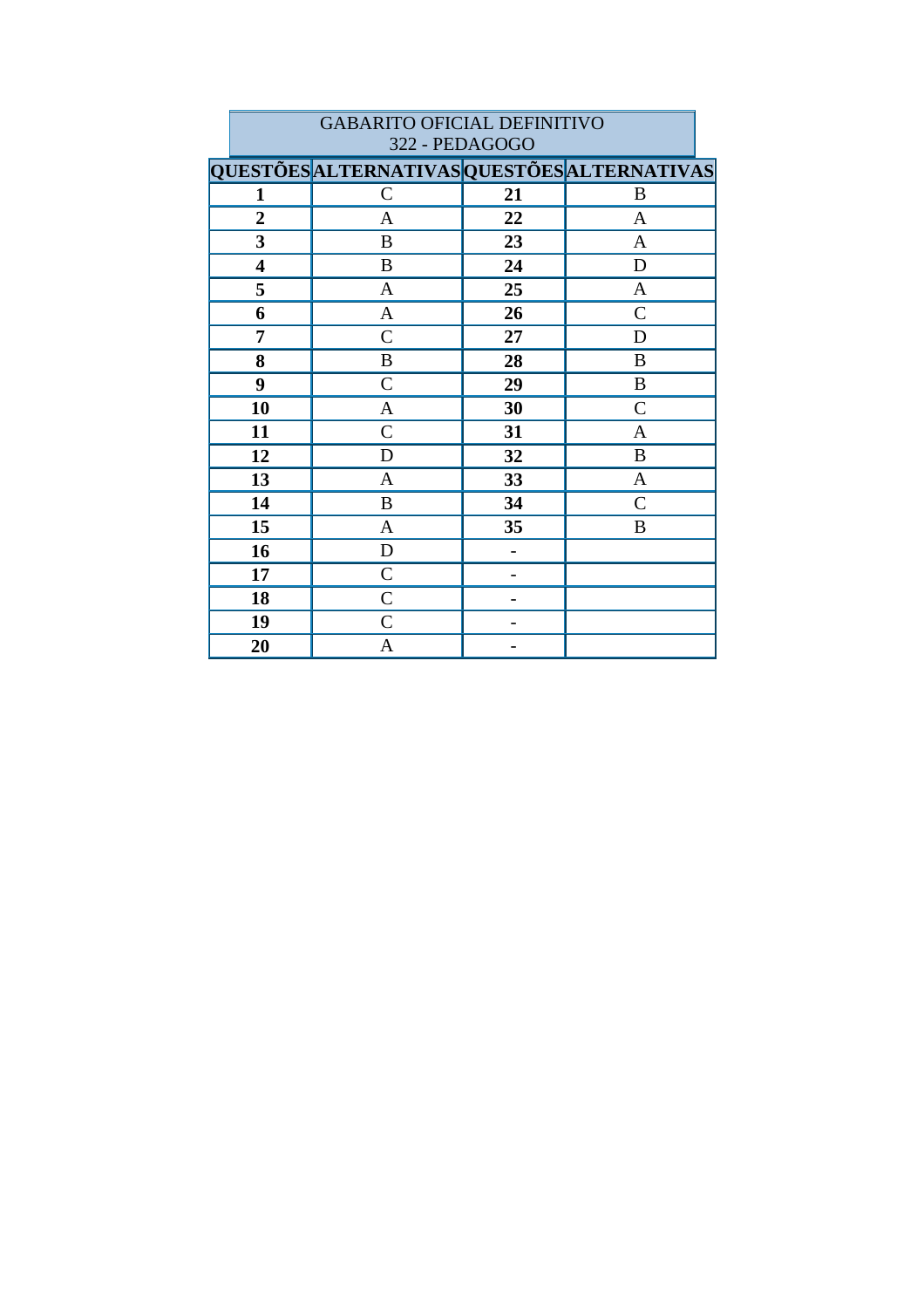| GABARITO OFICIAL DEFINITIVO<br>322 - PEDAGOGO | | | |
|---|---|---|---|
| **QUESTÕES** | **ALTERNATIVAS** | **QUESTÕES** | **ALTERNATIVAS** |
| **1** | C | **21** | B |
| **2** | A | **22** | A |
| **3** | B | **23** | A |
| **4** | B | **24** | D |
| **5** | A | **25** | A |
| **6** | A | **26** | C |
| **7** | C | **27** | D |
| **8** | B | **28** | B |
| **9** | C | **29** | B |
| **10** | A | **30** | C |
| **11** | C | **31** | A |
| **12** | D | **32** | B |
| **13** | A | **33** | A |
| **14** | B | **34** | C |
| **15** | A | **35** | B |
| **16** | D | **-** | |
| **17** | C | **-** | |
| **18** | C | **-** | |
| **19** | C | **-** | |
| **20** | A | **-** | |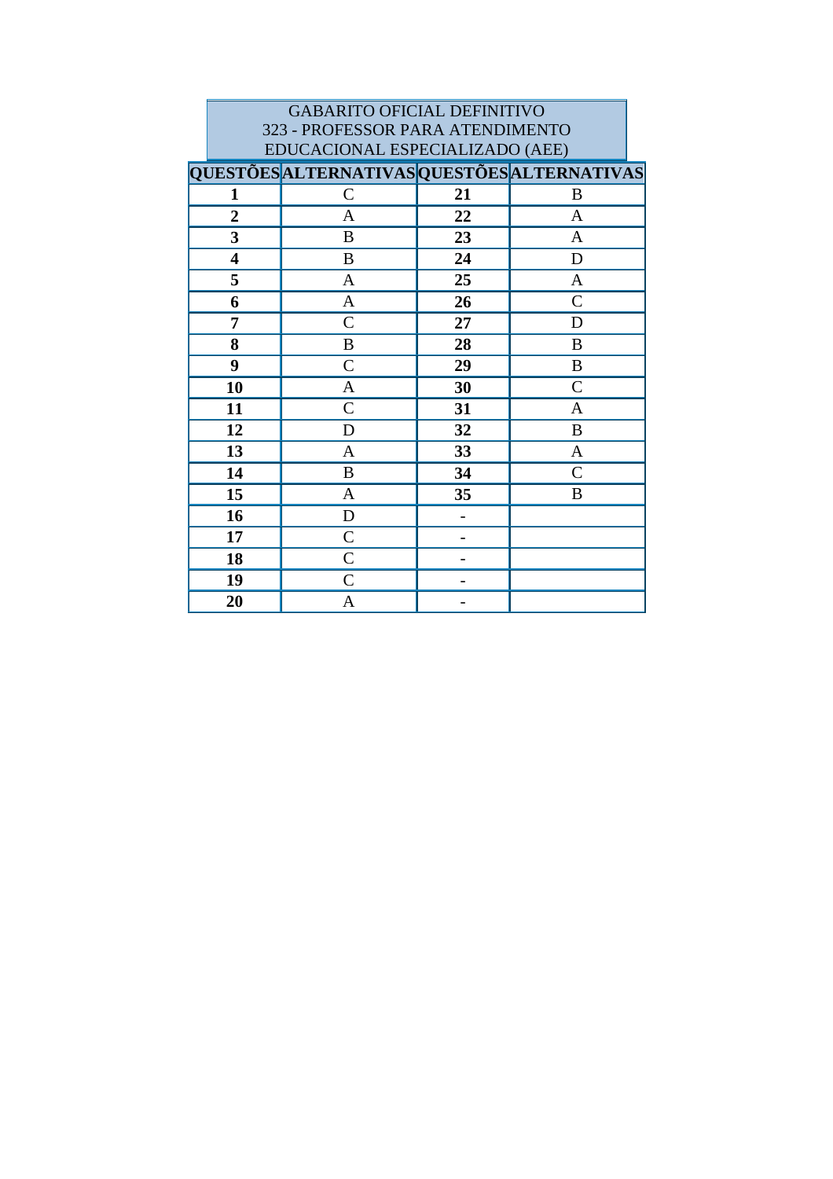| GABARITO OFICIAL DEFINITIVO 323 - PROFESSOR PARA ATENDIMENTO EDUCACIONAL ESPECIALIZADO (AEE) | | | |
|---|---|---|---|
| **QUESTÕES** | **ALTERNATIVAS** | **QUESTÕES** | **ALTERNATIVAS** |
| **1** | C | **21** | B |
| **2** | A | **22** | A |
| **3** | B | **23** | A |
| **4** | B | **24** | D |
| **5** | A | **25** | A |
| **6** | A | **26** | C |
| **7** | C | **27** | D |
| **8** | B | **28** | B |
| **9** | C | **29** | B |
| **10** | A | **30** | C |
| **11** | C | **31** | A |
| **12** | D | **32** | B |
| **13** | A | **33** | A |
| **14** | B | **34** | C |
| **15** | A | **35** | B |
| **16** | D | **-** | |
| **17** | C | **-** | |
| **18** | C | **-** | |
| **19** | C | **-** | |
| **20** | A | **-** | |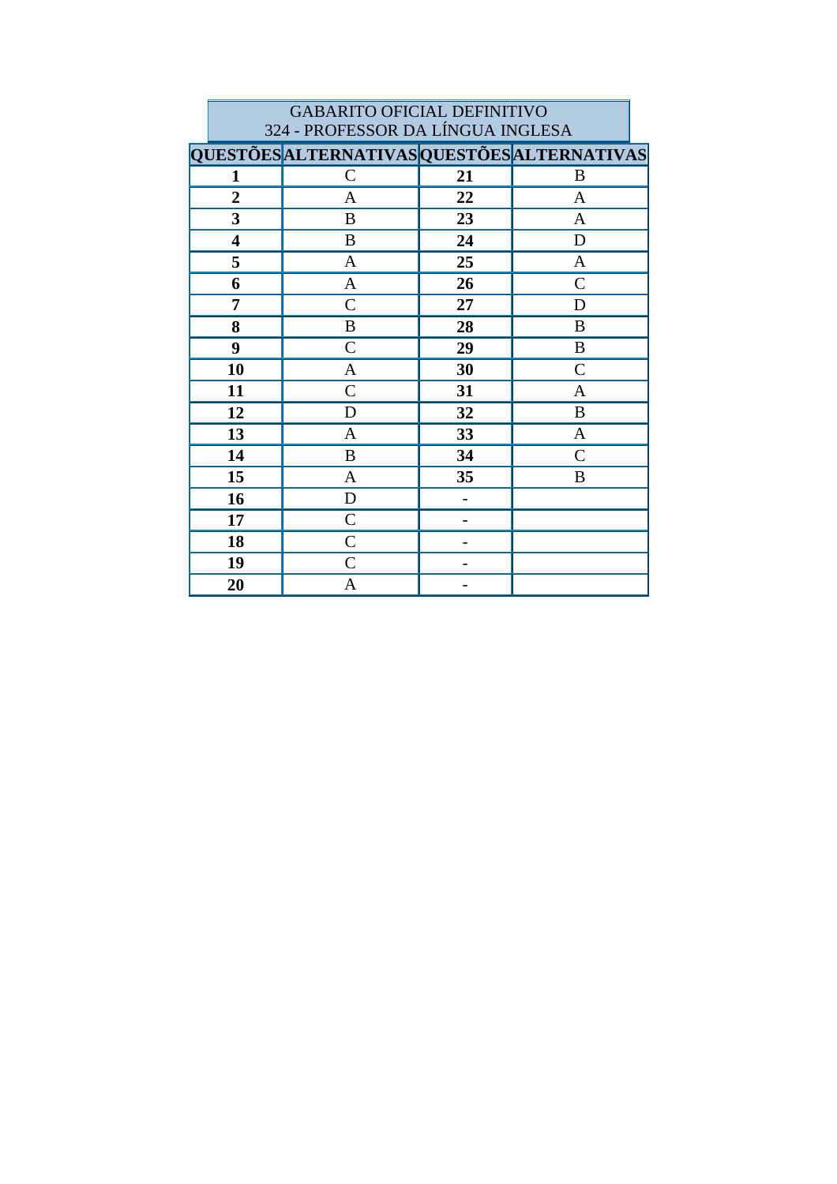GABARITO OFICIAL DEFINITIVO
324 - PROFESSOR DA LÍNGUA INGLESA

| QUESTÕES | ALTERNATIVAS | QUESTÕES | ALTERNATIVAS |
|---|---|---|---|
| **1** | C | **21** | B |
| **2** | A | **22** | A |
| **3** | B | **23** | A |
| **4** | B | **24** | D |
| **5** | A | **25** | A |
| **6** | A | **26** | C |
| **7** | C | **27** | D |
| **8** | B | **28** | B |
| **9** | C | **29** | B |
| **10** | A | **30** | C |
| **11** | C | **31** | A |
| **12** | D | **32** | B |
| **13** | A | **33** | A |
| **14** | B | **34** | C |
| **15** | A | **35** | B |
| **16** | D | **-** | |
| **17** | C | **-** | |
| **18** | C | **-** | |
| **19** | C | **-** | |
| **20** | A | **-** | |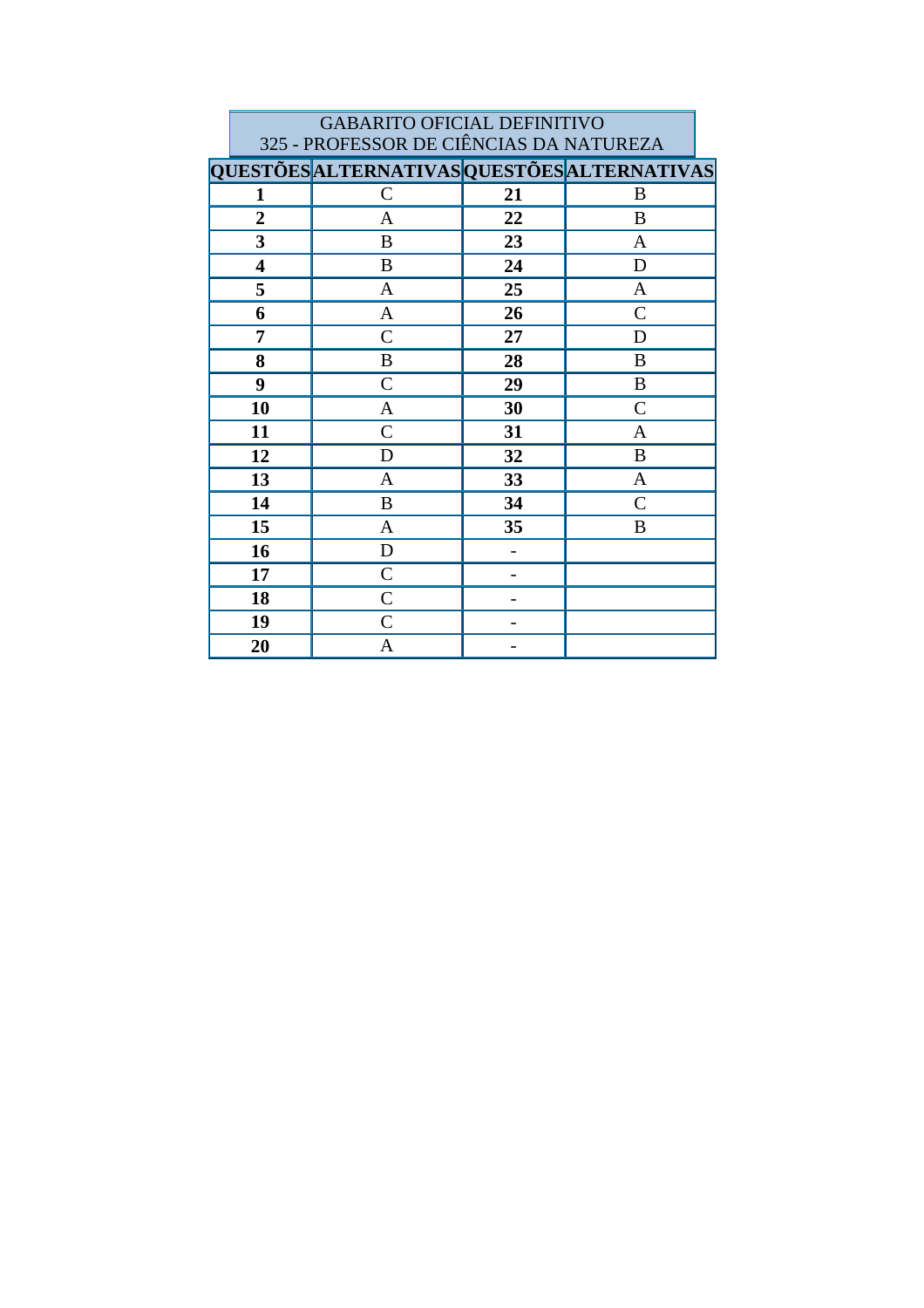GABARITO OFICIAL DEFINITIVO
325 - PROFESSOR DE CIÊNCIAS DA NATUREZA

| QUESTÕES | ALTERNATIVAS | QUESTÕES | ALTERNATIVAS |
|---|---|---|---|
| **1** | C | **21** | B |
| **2** | A | **22** | B |
| **3** | B | **23** | A |
| **4** | B | **24** | D |
| **5** | A | **25** | A |
| **6** | A | **26** | C |
| **7** | C | **27** | D |
| **8** | B | **28** | B |
| **9** | C | **29** | B |
| **10** | A | **30** | C |
| **11** | C | **31** | A |
| **12** | D | **32** | B |
| **13** | A | **33** | A |
| **14** | B | **34** | C |
| **15** | A | **35** | B |
| **16** | D | **-** | |
| **17** | C | **-** | |
| **18** | C | **-** | |
| **19** | C | **-** | |
| **20** | A | **-** | |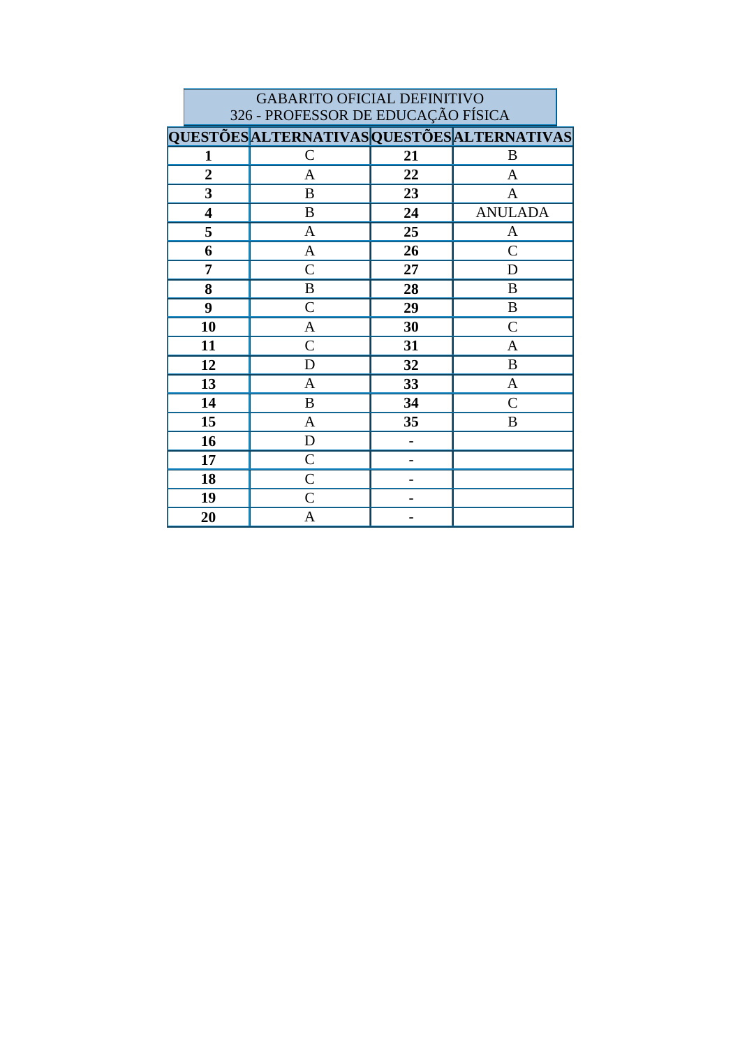GABARITO OFICIAL DEFINITIVO
326 - PROFESSOR DE EDUCAÇÃO FÍSICA

| QUESTÕES | ALTERNATIVAS | QUESTÕES | ALTERNATIVAS |
|---|---|---|---|
| **1** | C | **21** | B |
| **2** | A | **22** | A |
| **3** | B | **23** | A |
| **4** | B | **24** | ANULADA |
| **5** | A | **25** | A |
| **6** | A | **26** | C |
| **7** | C | **27** | D |
| **8** | B | **28** | B |
| **9** | C | **29** | B |
| **10** | A | **30** | C |
| **11** | C | **31** | A |
| **12** | D | **32** | B |
| **13** | A | **33** | A |
| **14** | B | **34** | C |
| **15** | A | **35** | B |
| **16** | D | - | |
| **17** | C | - | |
| **18** | C | - | |
| **19** | C | - | |
| **20** | A | - | |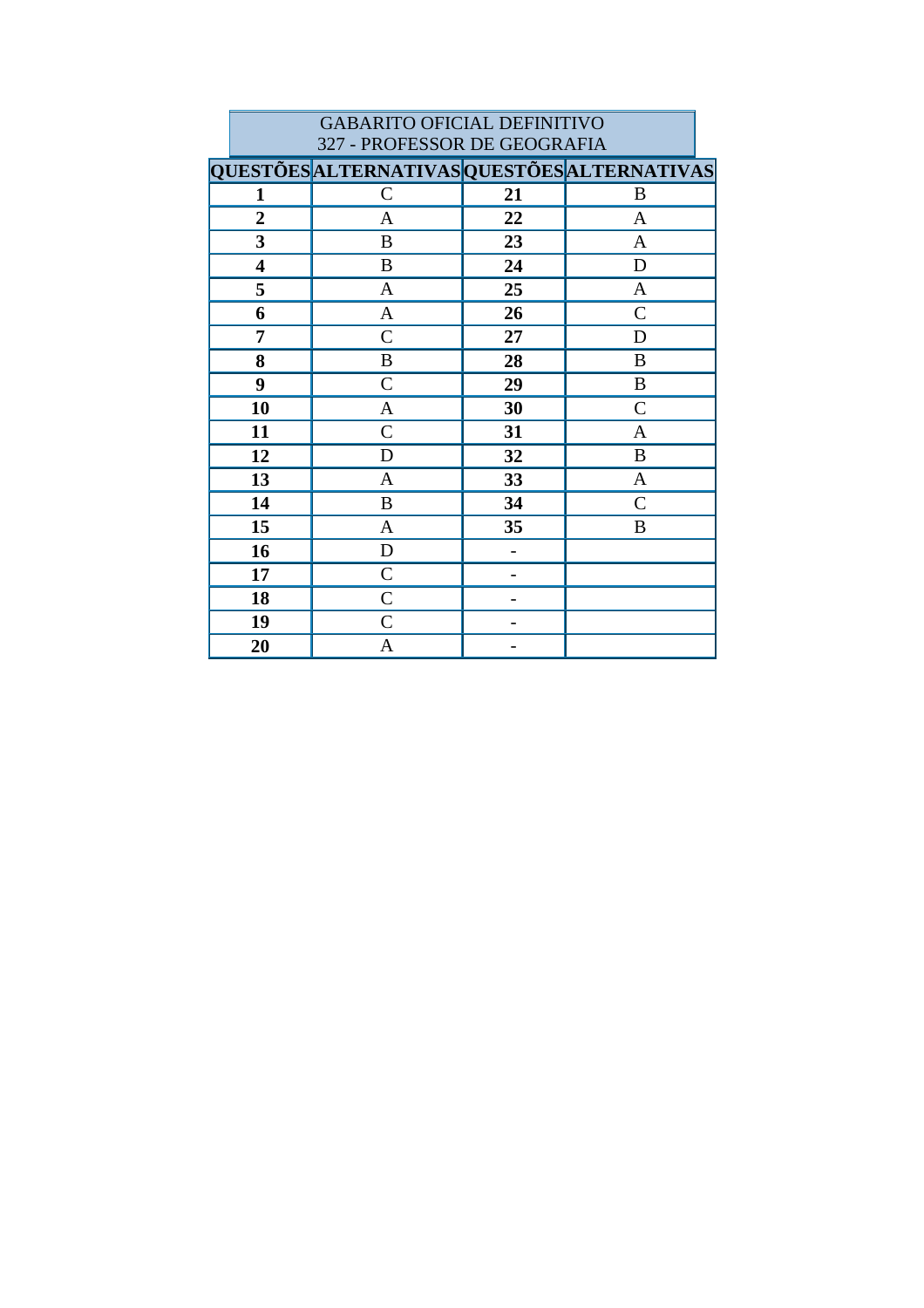| GABARITO OFICIAL DEFINITIVO<br>327 - PROFESSOR DE GEOGRAFIA | | | |
|---|---|---|---|
| **QUESTÕES** | **ALTERNATIVAS** | **QUESTÕES** | **ALTERNATIVAS** |
| **1** | C | **21** | B |
| **2** | A | **22** | A |
| **3** | B | **23** | A |
| **4** | B | **24** | D |
| **5** | A | **25** | A |
| **6** | A | **26** | C |
| **7** | C | **27** | D |
| **8** | B | **28** | B |
| **9** | C | **29** | B |
| **10** | A | **30** | C |
| **11** | C | **31** | A |
| **12** | D | **32** | B |
| **13** | A | **33** | A |
| **14** | B | **34** | C |
| **15** | A | **35** | B |
| **16** | D | **-** | |
| **17** | C | **-** | |
| **18** | C | **-** | |
| **19** | C | **-** | |
| **20** | A | **-** | |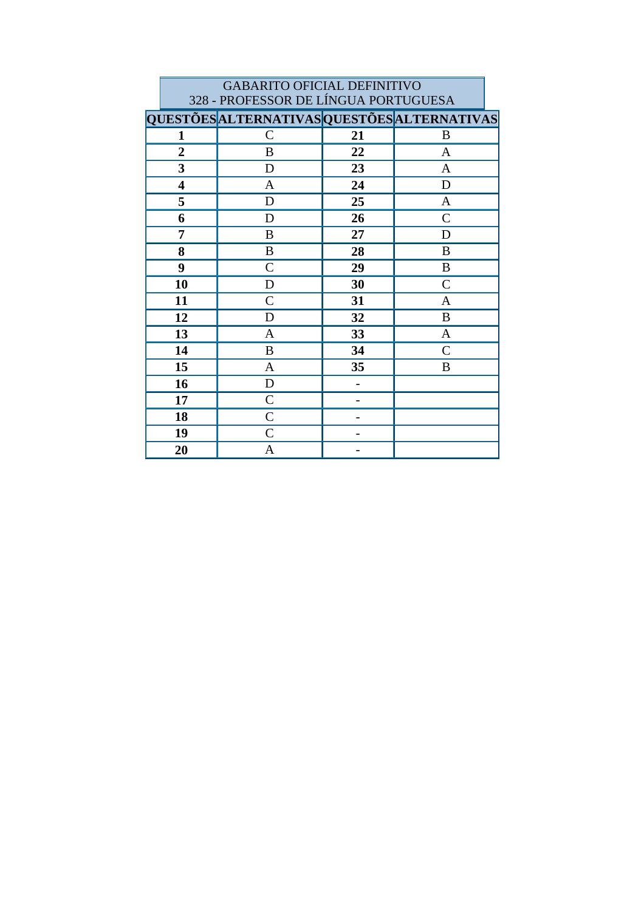| GABARITO OFICIAL DEFINITIVO<br>328 - PROFESSOR DE LÍNGUA PORTUGUESA | | | |
|---|---|---|---|
| **QUESTÕES** | **ALTERNATIVAS** | **QUESTÕES** | **ALTERNATIVAS** |
| **1** | C | **21** | B |
| **2** | B | **22** | A |
| **3** | D | **23** | A |
| **4** | A | **24** | D |
| **5** | D | **25** | A |
| **6** | D | **26** | C |
| **7** | B | **27** | D |
| **8** | B | **28** | B |
| **9** | C | **29** | B |
| **10** | D | **30** | C |
| **11** | C | **31** | A |
| **12** | D | **32** | B |
| **13** | A | **33** | A |
| **14** | B | **34** | C |
| **15** | A | **35** | B |
| **16** | D | **-** | |
| **17** | C | **-** | |
| **18** | C | **-** | |
| **19** | C | **-** | |
| **20** | A | **-** | |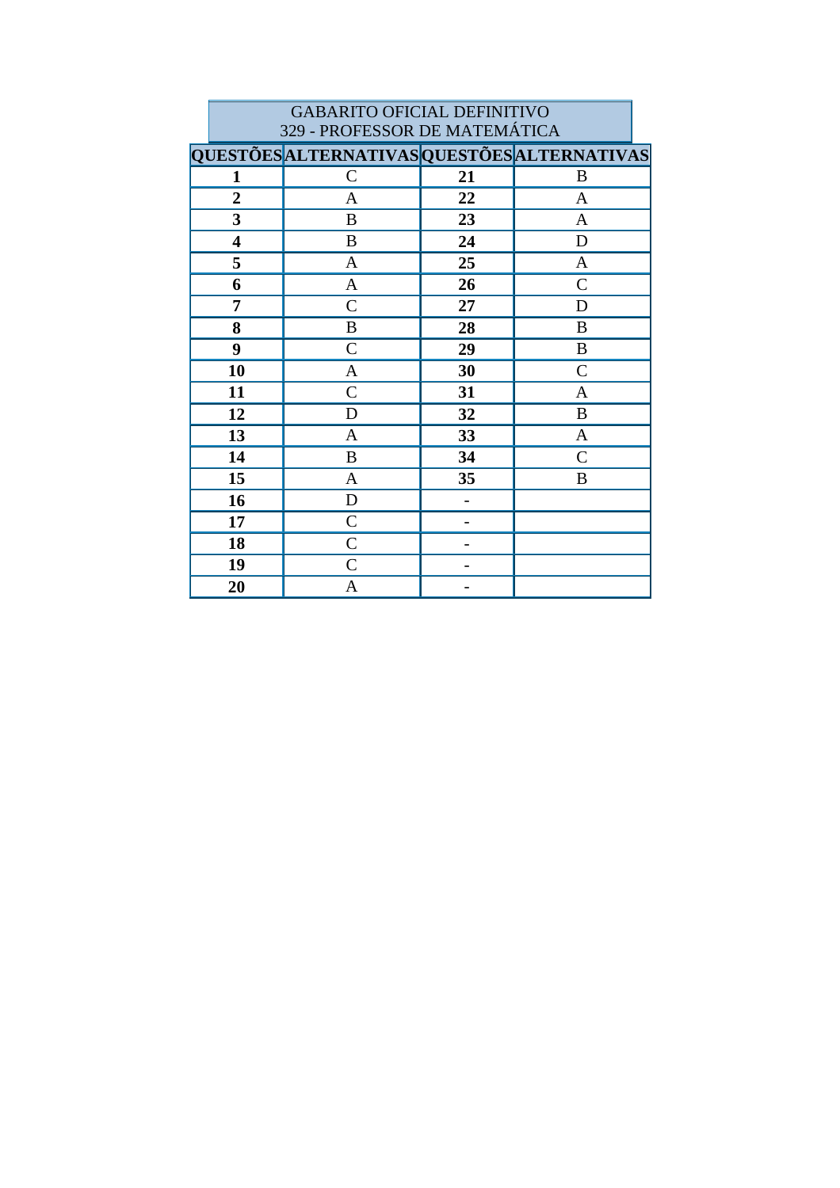GABARITO OFICIAL DEFINITIVO
329 - PROFESSOR DE MATEMÁTICA

| QUESTÕES | ALTERNATIVAS | QUESTÕES | ALTERNATIVAS |
|---|---|---|---|
| **1** | C | **21** | B |
| **2** | A | **22** | A |
| **3** | B | **23** | A |
| **4** | B | **24** | D |
| **5** | A | **25** | A |
| **6** | A | **26** | C |
| **7** | C | **27** | D |
| **8** | B | **28** | B |
| **9** | C | **29** | B |
| **10** | A | **30** | C |
| **11** | C | **31** | A |
| **12** | D | **32** | B |
| **13** | A | **33** | A |
| **14** | B | **34** | C |
| **15** | A | **35** | B |
| **16** | D | **-** | |
| **17** | C | **-** | |
| **18** | C | **-** | |
| **19** | C | **-** | |
| **20** | A | **-** | |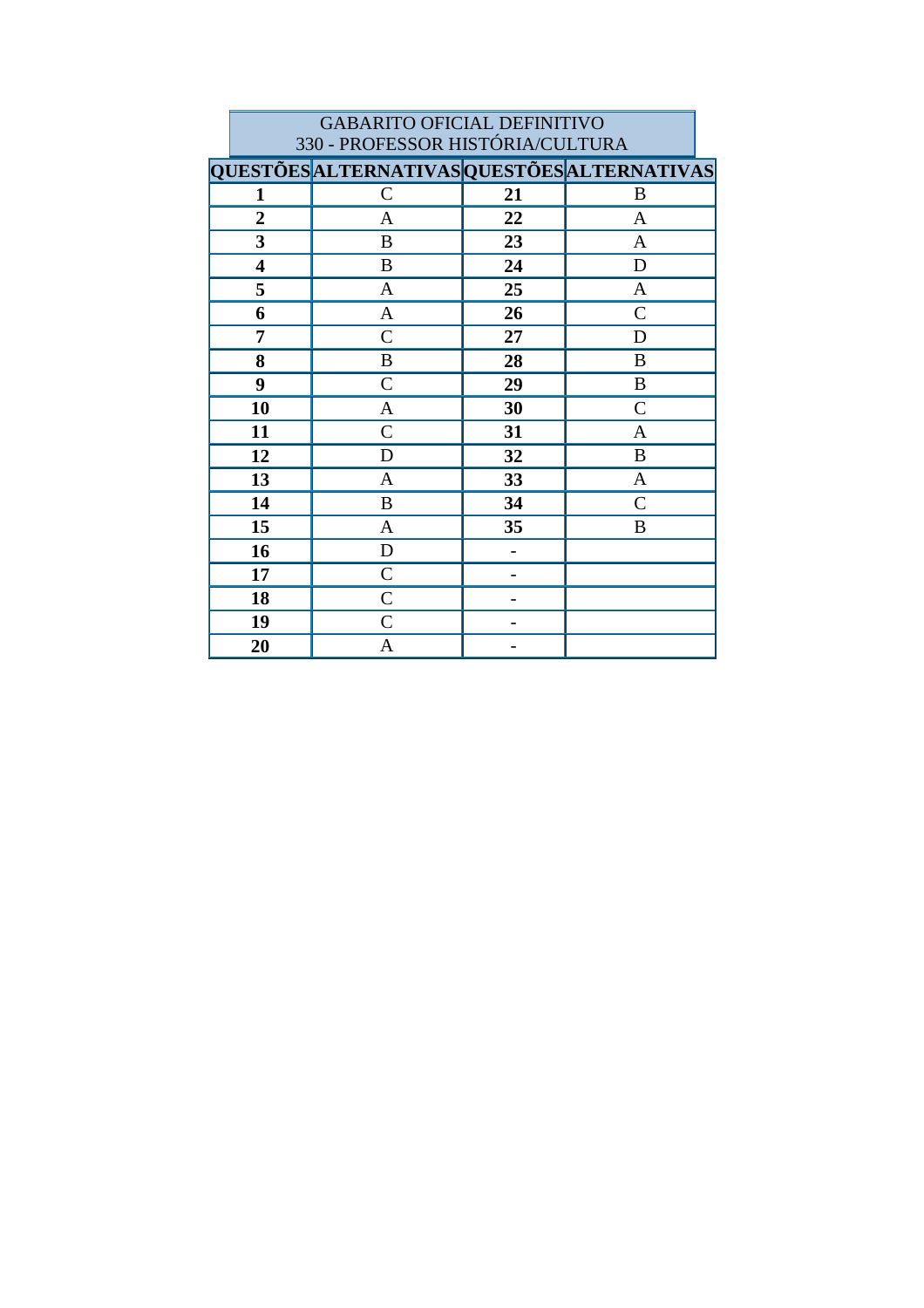| GABARITO OFICIAL DEFINITIVO<br>330 - PROFESSOR HISTÓRIA/CULTURA | | | |
|---|---|---|---|
| **QUESTÕES** | **ALTERNATIVAS** | **QUESTÕES** | **ALTERNATIVAS** |
| **1** | C | **21** | B |
| **2** | A | **22** | A |
| **3** | B | **23** | A |
| **4** | B | **24** | D |
| **5** | A | **25** | A |
| **6** | A | **26** | C |
| **7** | C | **27** | D |
| **8** | B | **28** | B |
| **9** | C | **29** | B |
| **10** | A | **30** | C |
| **11** | C | **31** | A |
| **12** | D | **32** | B |
| **13** | A | **33** | A |
| **14** | B | **34** | C |
| **15** | A | **35** | B |
| **16** | D | **-** | |
| **17** | C | **-** | |
| **18** | C | **-** | |
| **19** | C | **-** | |
| **20** | A | **-** | |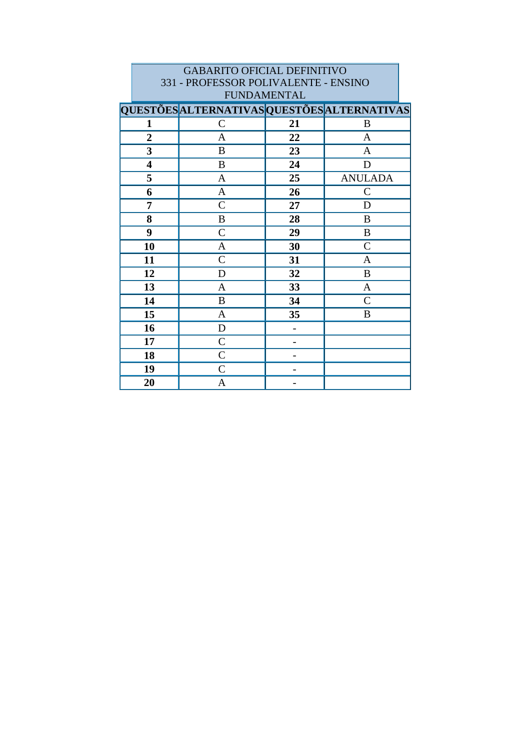GABARITO OFICIAL DEFINITIVO
331 - PROFESSOR POLIVALENTE - ENSINO FUNDAMENTAL

| QUESTÕES | ALTERNATIVAS | QUESTÕES | ALTERNATIVAS |
|---|---|---|---|
| **1** | C | **21** | B |
| **2** | A | **22** | A |
| **3** | B | **23** | A |
| **4** | B | **24** | D |
| **5** | A | **25** | ANULADA |
| **6** | A | **26** | C |
| **7** | C | **27** | D |
| **8** | B | **28** | B |
| **9** | C | **29** | B |
| **10** | A | **30** | C |
| **11** | C | **31** | A |
| **12** | D | **32** | B |
| **13** | A | **33** | A |
| **14** | B | **34** | C |
| **15** | A | **35** | B |
| **16** | D | - | |
| **17** | C | - | |
| **18** | C | - | |
| **19** | C | - | |
| **20** | A | - | |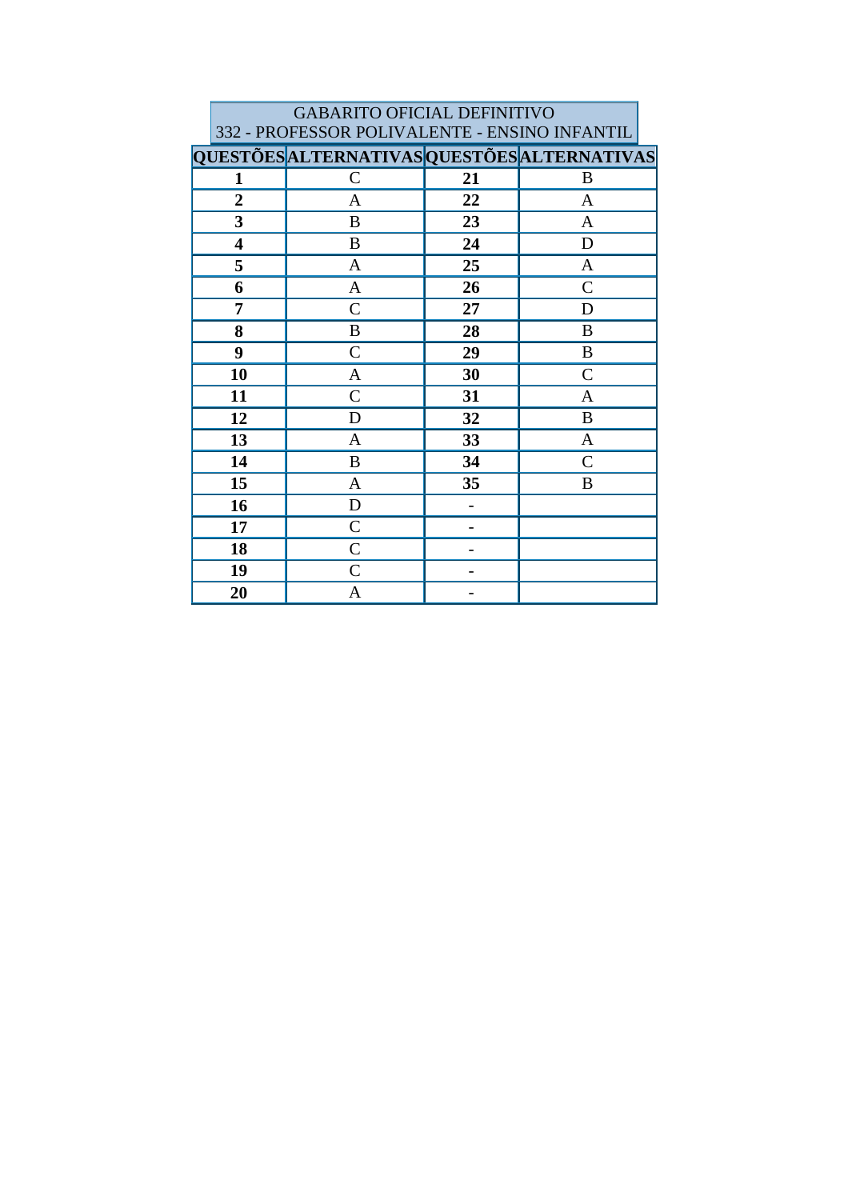GABARITO OFICIAL DEFINITIVO
332 - PROFESSOR POLIVALENTE - ENSINO INFANTIL

| QUESTÕES | ALTERNATIVAS | QUESTÕES | ALTERNATIVAS |
|---|---|---|---|
| **1** | C | **21** | B |
| **2** | A | **22** | A |
| **3** | B | **23** | A |
| **4** | B | **24** | D |
| **5** | A | **25** | A |
| **6** | A | **26** | C |
| **7** | C | **27** | D |
| **8** | B | **28** | B |
| **9** | C | **29** | B |
| **10** | A | **30** | C |
| **11** | C | **31** | A |
| **12** | D | **32** | B |
| **13** | A | **33** | A |
| **14** | B | **34** | C |
| **15** | A | **35** | B |
| **16** | D | **-** | |
| **17** | C | **-** | |
| **18** | C | **-** | |
| **19** | C | **-** | |
| **20** | A | **-** | |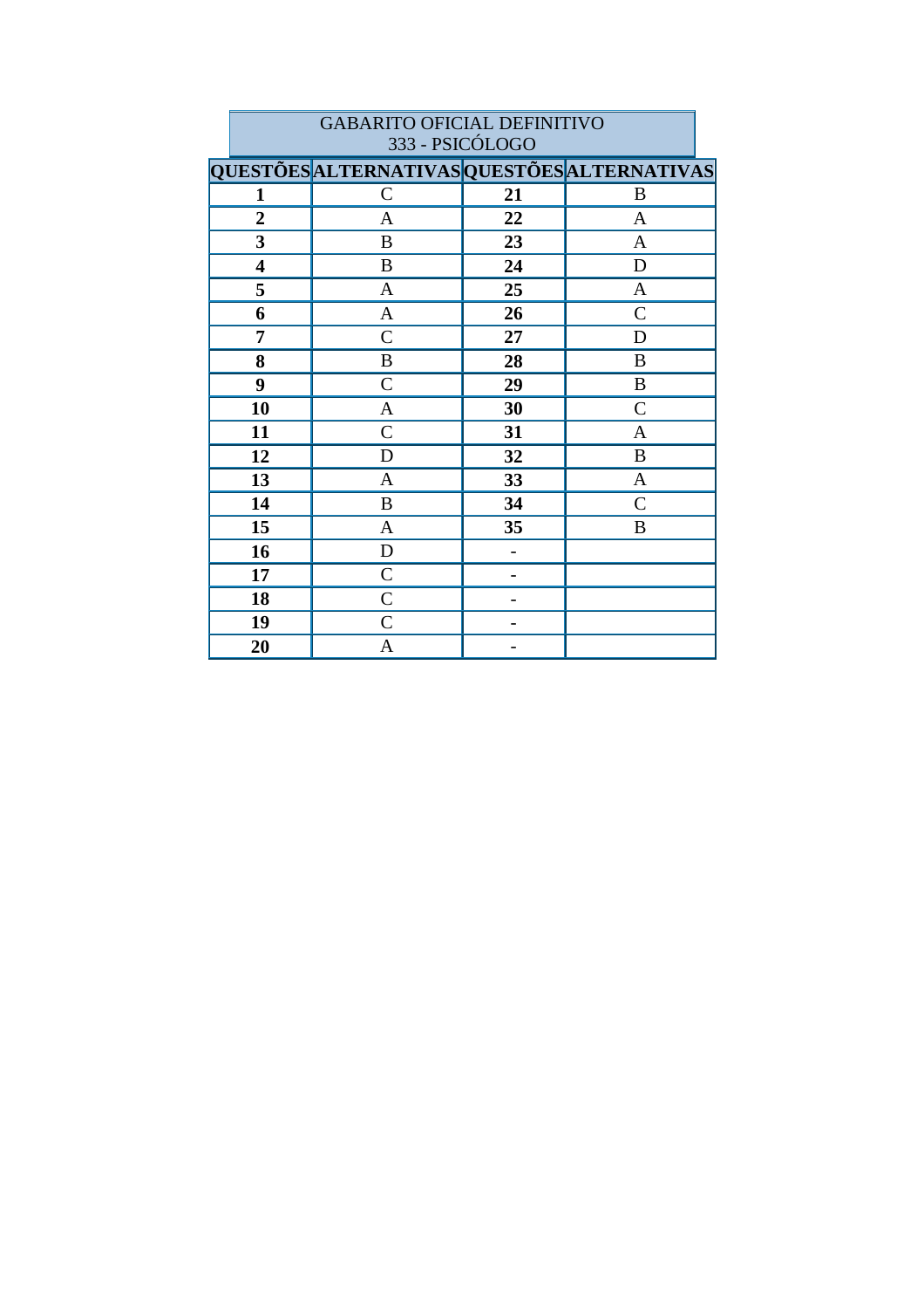| GABARITO OFICIAL DEFINITIVO<br>333 - PSICÓLOGO | | | |
|---|---|---|---|
| **QUESTÕES** | **ALTERNATIVAS** | **QUESTÕES** | **ALTERNATIVAS** |
| **1** | C | **21** | B |
| **2** | A | **22** | A |
| **3** | B | **23** | A |
| **4** | B | **24** | D |
| **5** | A | **25** | A |
| **6** | A | **26** | C |
| **7** | C | **27** | D |
| **8** | B | **28** | B |
| **9** | C | **29** | B |
| **10** | A | **30** | C |
| **11** | C | **31** | A |
| **12** | D | **32** | B |
| **13** | A | **33** | A |
| **14** | B | **34** | C |
| **15** | A | **35** | B |
| **16** | D | **-** | |
| **17** | C | **-** | |
| **18** | C | **-** | |
| **19** | C | **-** | |
| **20** | A | **-** | |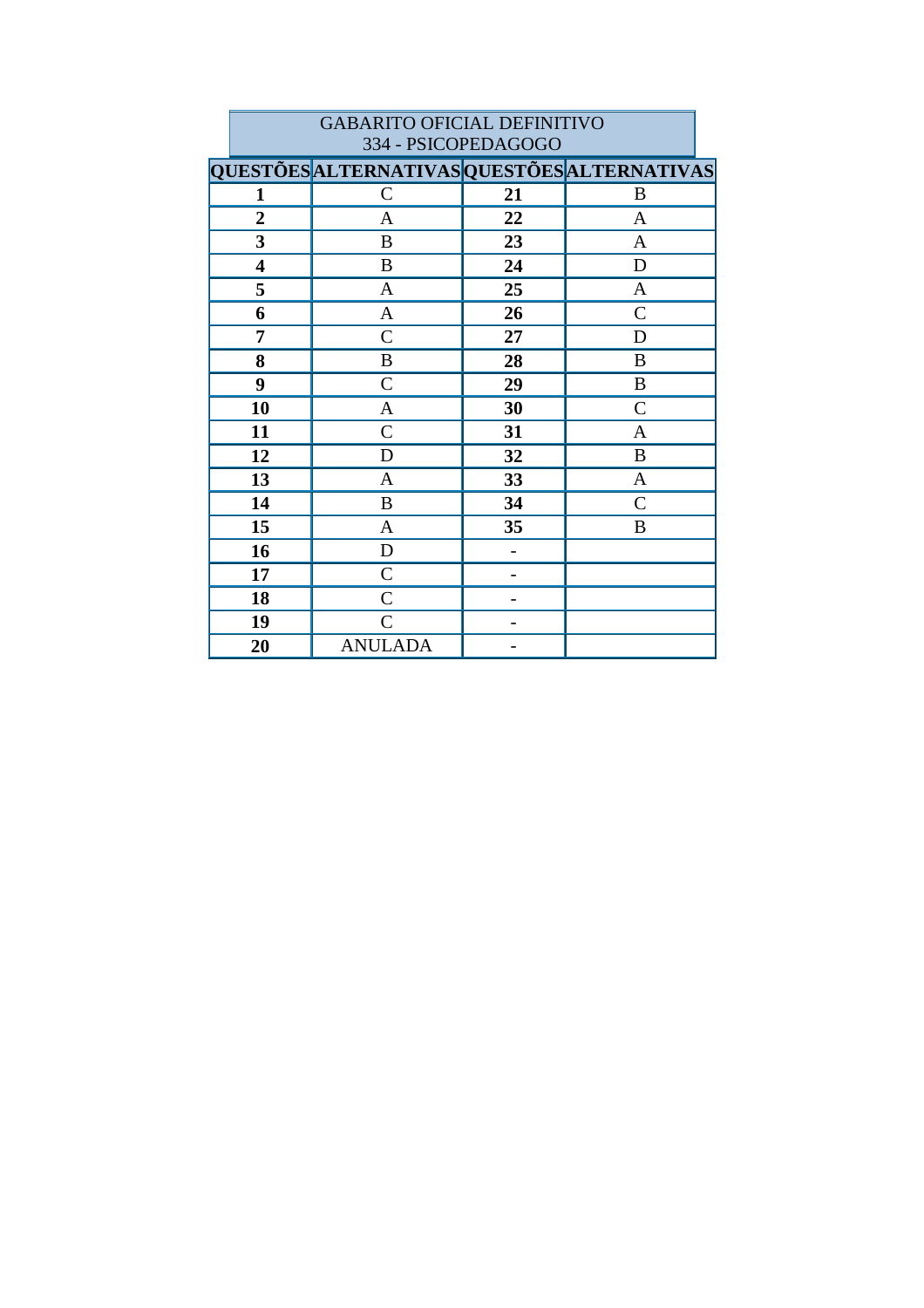GABARITO OFICIAL DEFINITIVO
334 - PSICOPEDAGOGO

| QUESTÕES | ALTERNATIVAS | QUESTÕES | ALTERNATIVAS |
|---|---|---|---|
| **1** | C | **21** | B |
| **2** | A | **22** | A |
| **3** | B | **23** | A |
| **4** | B | **24** | D |
| **5** | A | **25** | A |
| **6** | A | **26** | C |
| **7** | C | **27** | D |
| **8** | B | **28** | B |
| **9** | C | **29** | B |
| **10** | A | **30** | C |
| **11** | C | **31** | A |
| **12** | D | **32** | B |
| **13** | A | **33** | A |
| **14** | B | **34** | C |
| **15** | A | **35** | B |
| **16** | D | - | |
| **17** | C | - | |
| **18** | C | - | |
| **19** | C | - | |
| **20** | ANULADA | - | |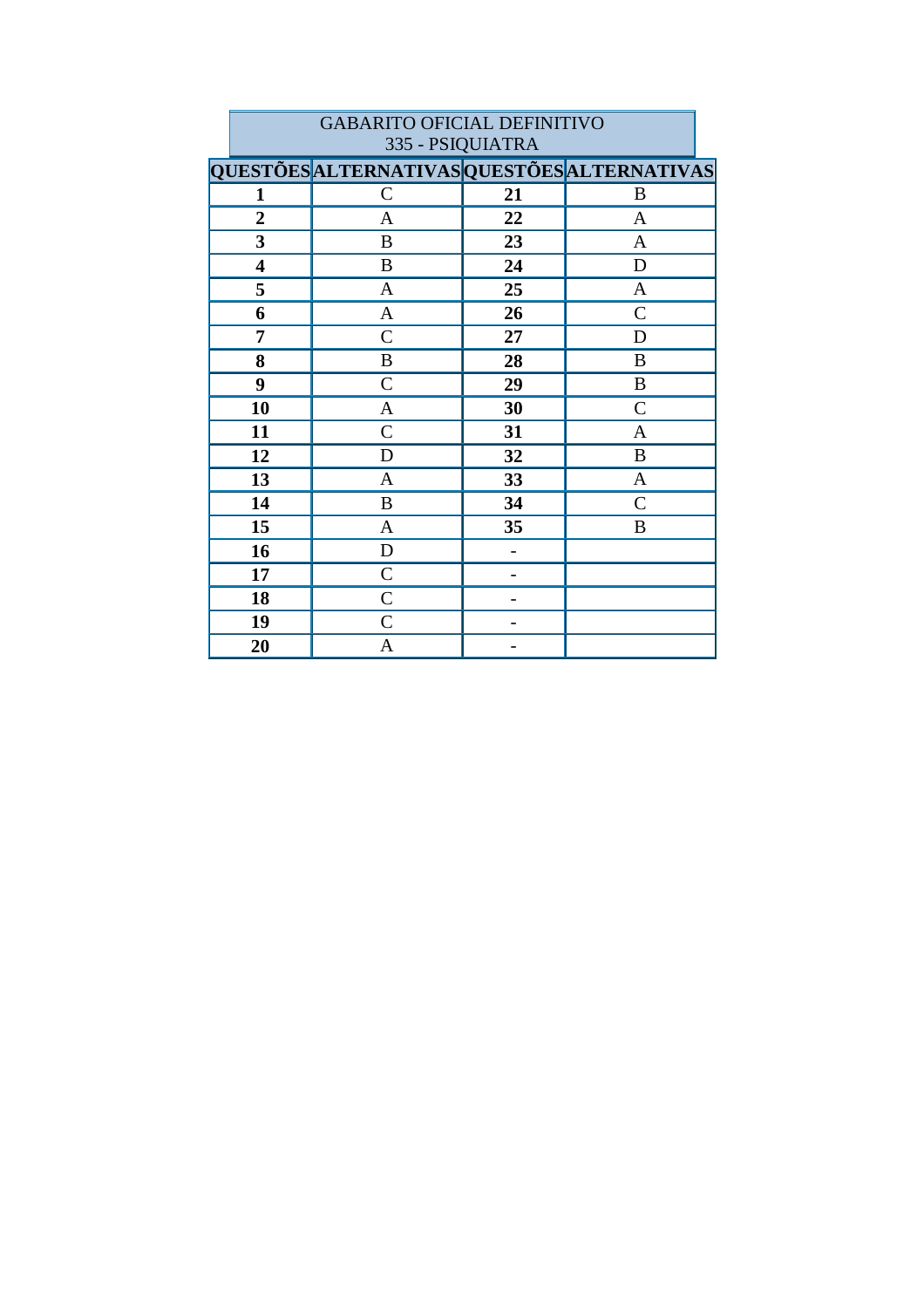| GABARITO OFICIAL DEFINITIVO<br>335 - PSIQUIATRA | | | |
|---|---|---|---|
| **QUESTÕES** | **ALTERNATIVAS** | **QUESTÕES** | **ALTERNATIVAS** |
| **1** | C | **21** | B |
| **2** | A | **22** | A |
| **3** | B | **23** | A |
| **4** | B | **24** | D |
| **5** | A | **25** | A |
| **6** | A | **26** | C |
| **7** | C | **27** | D |
| **8** | B | **28** | B |
| **9** | C | **29** | B |
| **10** | A | **30** | C |
| **11** | C | **31** | A |
| **12** | D | **32** | B |
| **13** | A | **33** | A |
| **14** | B | **34** | C |
| **15** | A | **35** | B |
| **16** | D | **-** | |
| **17** | C | **-** | |
| **18** | C | **-** | |
| **19** | C | **-** | |
| **20** | A | **-** | |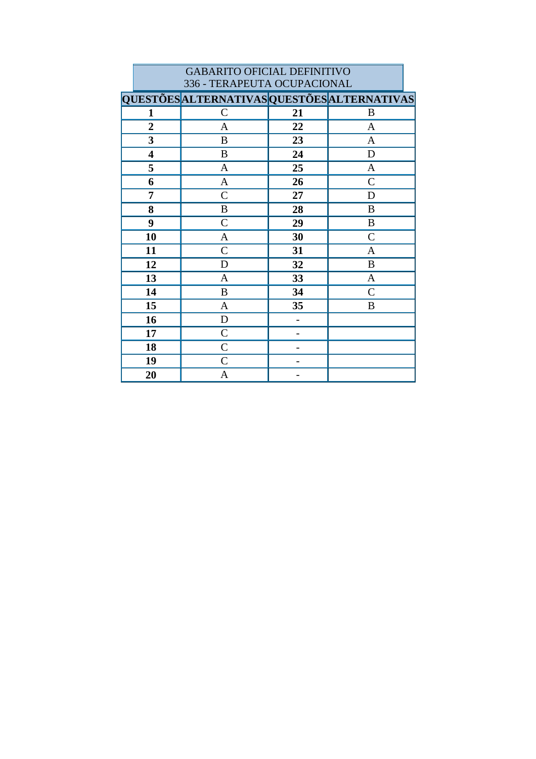| GABARITO OFICIAL DEFINITIVO<br>336 - TERAPEUTA OCUPACIONAL | | | |
|---|---|---|---|
| **QUESTÕES** | **ALTERNATIVAS** | **QUESTÕES** | **ALTERNATIVAS** |
| **1** | C | **21** | B |
| **2** | A | **22** | A |
| **3** | B | **23** | A |
| **4** | B | **24** | D |
| **5** | A | **25** | A |
| **6** | A | **26** | C |
| **7** | C | **27** | D |
| **8** | B | **28** | B |
| **9** | C | **29** | B |
| **10** | A | **30** | C |
| **11** | C | **31** | A |
| **12** | D | **32** | B |
| **13** | A | **33** | A |
| **14** | B | **34** | C |
| **15** | A | **35** | B |
| **16** | D | **-** | |
| **17** | C | **-** | |
| **18** | C | **-** | |
| **19** | C | **-** | |
| **20** | A | **-** | |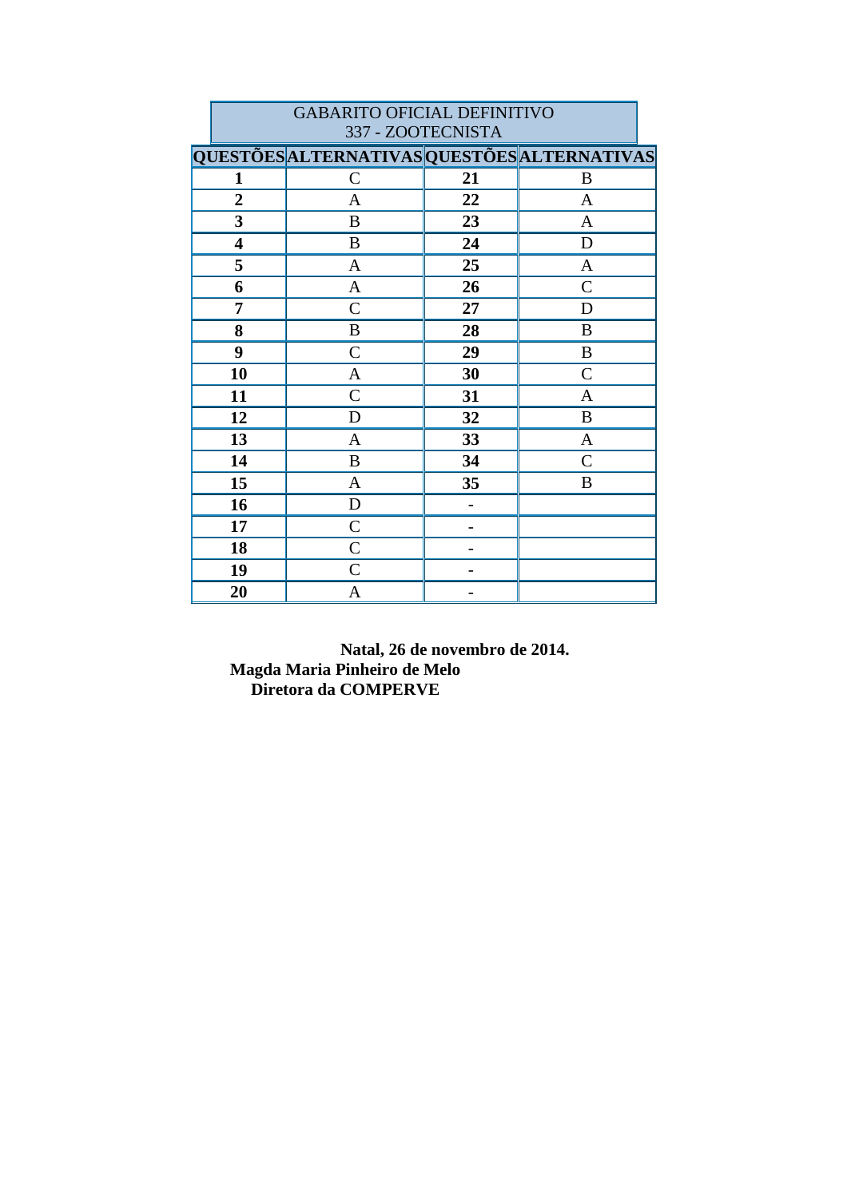| GABARITO OFICIAL DEFINITIVO<br>337 - ZOOTECNISTA | | | |
|---|---|---|---|
| **QUESTÕES** | **ALTERNATIVAS** | **QUESTÕES** | **ALTERNATIVAS** |
| **1** | C | **21** | B |
| **2** | A | **22** | A |
| **3** | B | **23** | A |
| **4** | B | **24** | D |
| **5** | A | **25** | A |
| **6** | A | **26** | C |
| **7** | C | **27** | D |
| **8** | B | **28** | B |
| **9** | C | **29** | B |
| **10** | A | **30** | C |
| **11** | C | **31** | A |
| **12** | D | **32** | B |
| **13** | A | **33** | A |
| **14** | B | **34** | C |
| **15** | A | **35** | B |
| **16** | D | **-** | |
| **17** | C | **-** | |
| **18** | C | **-** | |
| **19** | C | **-** | |
| **20** | A | **-** | |

**Natal, 26 de novembro de 2014.**
**Magda Maria Pinheiro de Melo**
**Diretora da COMPERVE**